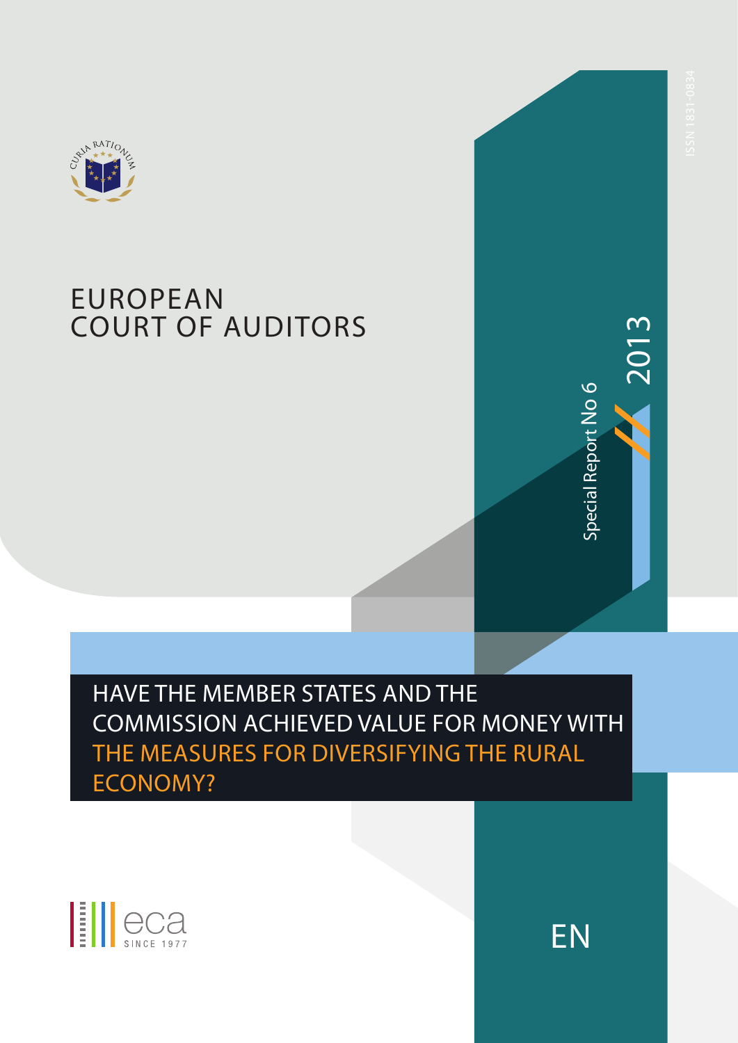EUROPEAN COURT OF AUDITORS

ISSN 1831-0834

Special Report No 6 // 2013

# HAVE THE MEMBER STATES AND THE COMMISSION ACHIEVED VALUE FOR MONEY WITH THE MEASURES FOR DIVERSIFYING THE RURAL ECONOMY?

EN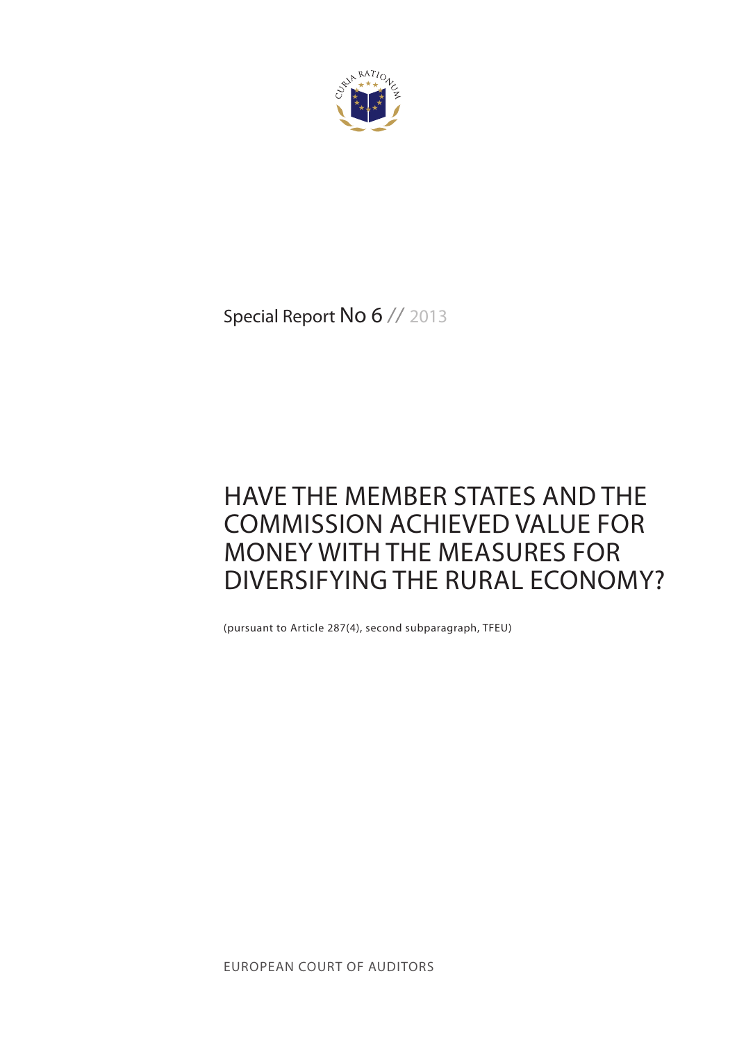Special Report No 6 // 2013

# HAVE THE MEMBER STATES AND THE COMMISSION ACHIEVED VALUE FOR MONEY WITH THE MEASURES FOR DIVERSIFYING THE RURAL ECONOMY?

(pursuant to Article 287(4), second subparagraph, TFEU)

EUROPEAN COURT OF AUDITORS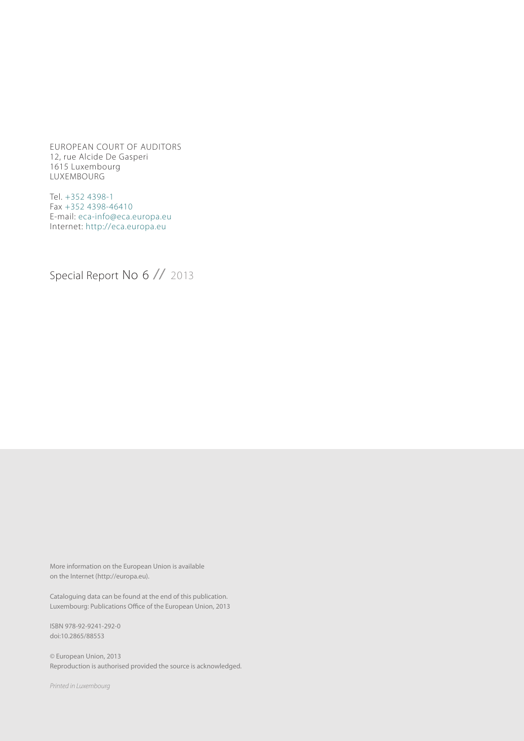EUROPEAN COURT OF AUDITORS
12, rue Alcide De Gasperi
1615 Luxembourg
LUXEMBOURG

Tel. +352 4398-1
Fax +352 4398-46410
E-mail: eca-info@eca.europa.eu
Internet: http://eca.europa.eu

Special Report No 6 // 2013

More information on the European Union is available on the Internet (http://europa.eu).

Cataloguing data can be found at the end of this publication.
Luxembourg: Publications Office of the European Union, 2013

ISBN 978-92-9241-292-0
doi:10.2865/88553

© European Union, 2013
Reproduction is authorised provided the source is acknowledged.

*Printed in Luxembourg*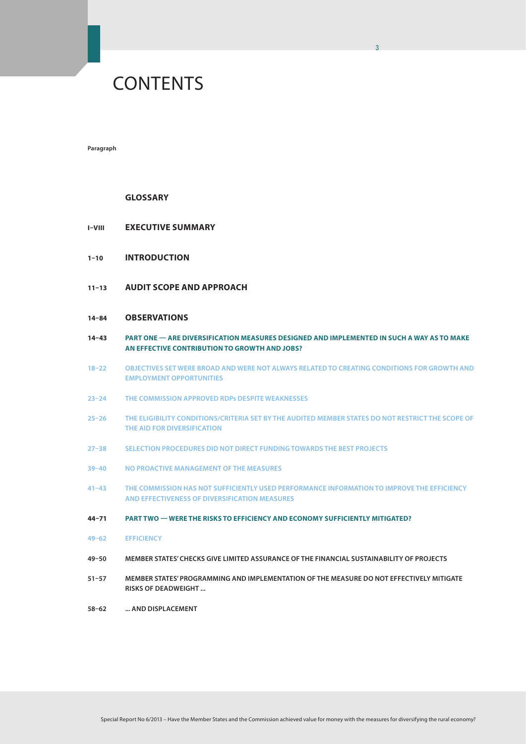# CONTENTS

**Paragraph**

| | |
|---|---|
| | **GLOSSARY** |
| **I–VIII** | **EXECUTIVE SUMMARY** |
| **1–10** | **INTRODUCTION** |
| **11–13** | **AUDIT SCOPE AND APPROACH** |
| **14–84** | **OBSERVATIONS** |
| **14–43** | **PART ONE — ARE DIVERSIFICATION MEASURES DESIGNED AND IMPLEMENTED IN SUCH A WAY AS TO MAKE AN EFFECTIVE CONTRIBUTION TO GROWTH AND JOBS?** |
| **18–22** | **OBJECTIVES SET WERE BROAD AND WERE NOT ALWAYS RELATED TO CREATING CONDITIONS FOR GROWTH AND EMPLOYMENT OPPORTUNITIES** |
| **23–24** | **THE COMMISSION APPROVED RDPs DESPITE WEAKNESSES** |
| **25–26** | **THE ELIGIBILITY CONDITIONS/CRITERIA SET BY THE AUDITED MEMBER STATES DO NOT RESTRICT THE SCOPE OF THE AID FOR DIVERSIFICATION** |
| **27–38** | **SELECTION PROCEDURES DID NOT DIRECT FUNDING TOWARDS THE BEST PROJECTS** |
| **39–40** | **NO PROACTIVE MANAGEMENT OF THE MEASURES** |
| **41–43** | **THE COMMISSION HAS NOT SUFFICIENTLY USED PERFORMANCE INFORMATION TO IMPROVE THE EFFICIENCY AND EFFECTIVENESS OF DIVERSIFICATION MEASURES** |
| **44–71** | **PART TWO — WERE THE RISKS TO EFFICIENCY AND ECONOMY SUFFICIENTLY MITIGATED?** |
| **49–62** | **EFFICIENCY** |
| **49–50** | **MEMBER STATES' CHECKS GIVE LIMITED ASSURANCE OF THE FINANCIAL SUSTAINABILITY OF PROJECTS** |
| **51–57** | **MEMBER STATES' PROGRAMMING AND IMPLEMENTATION OF THE MEASURE DO NOT EFFECTIVELY MITIGATE RISKS OF DEADWEIGHT ...** |
| **58–62** | **... AND DISPLACEMENT** |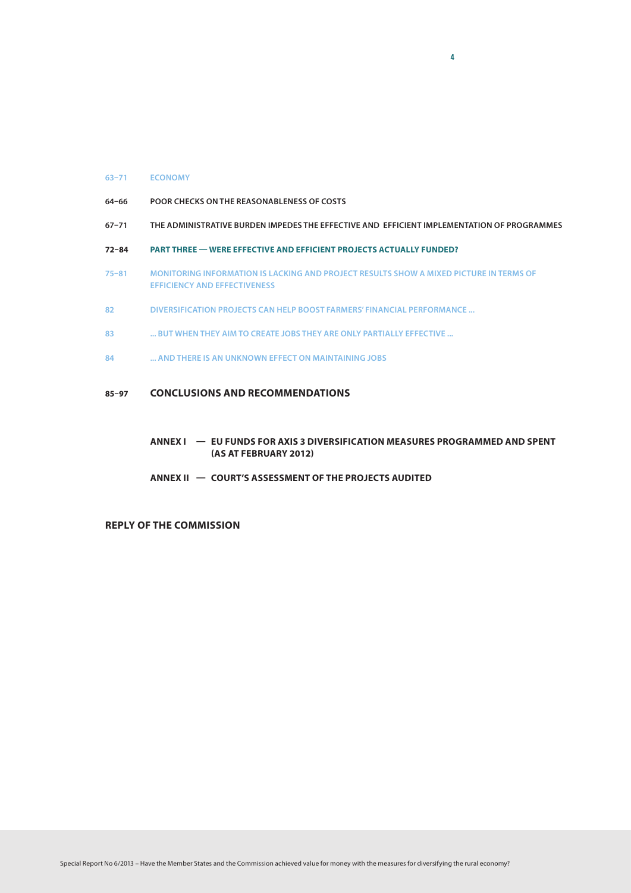63–71 ECONOMY

64–66 POOR CHECKS ON THE REASONABLENESS OF COSTS

67–71 THE ADMINISTRATIVE BURDEN IMPEDES THE EFFECTIVE AND EFFICIENT IMPLEMENTATION OF PROGRAMMES

72–84 PART THREE — WERE EFFECTIVE AND EFFICIENT PROJECTS ACTUALLY FUNDED?

75–81 MONITORING INFORMATION IS LACKING AND PROJECT RESULTS SHOW A MIXED PICTURE IN TERMS OF EFFICIENCY AND EFFECTIVENESS

82 DIVERSIFICATION PROJECTS CAN HELP BOOST FARMERS' FINANCIAL PERFORMANCE ...

83 ... BUT WHEN THEY AIM TO CREATE JOBS THEY ARE ONLY PARTIALLY EFFECTIVE ...

84 ... AND THERE IS AN UNKNOWN EFFECT ON MAINTAINING JOBS

85–97 **CONCLUSIONS AND RECOMMENDATIONS**

**ANNEX I — EU FUNDS FOR AXIS 3 DIVERSIFICATION MEASURES PROGRAMMED AND SPENT (AS AT FEBRUARY 2012)**

**ANNEX II — COURT'S ASSESSMENT OF THE PROJECTS AUDITED**

**REPLY OF THE COMMISSION**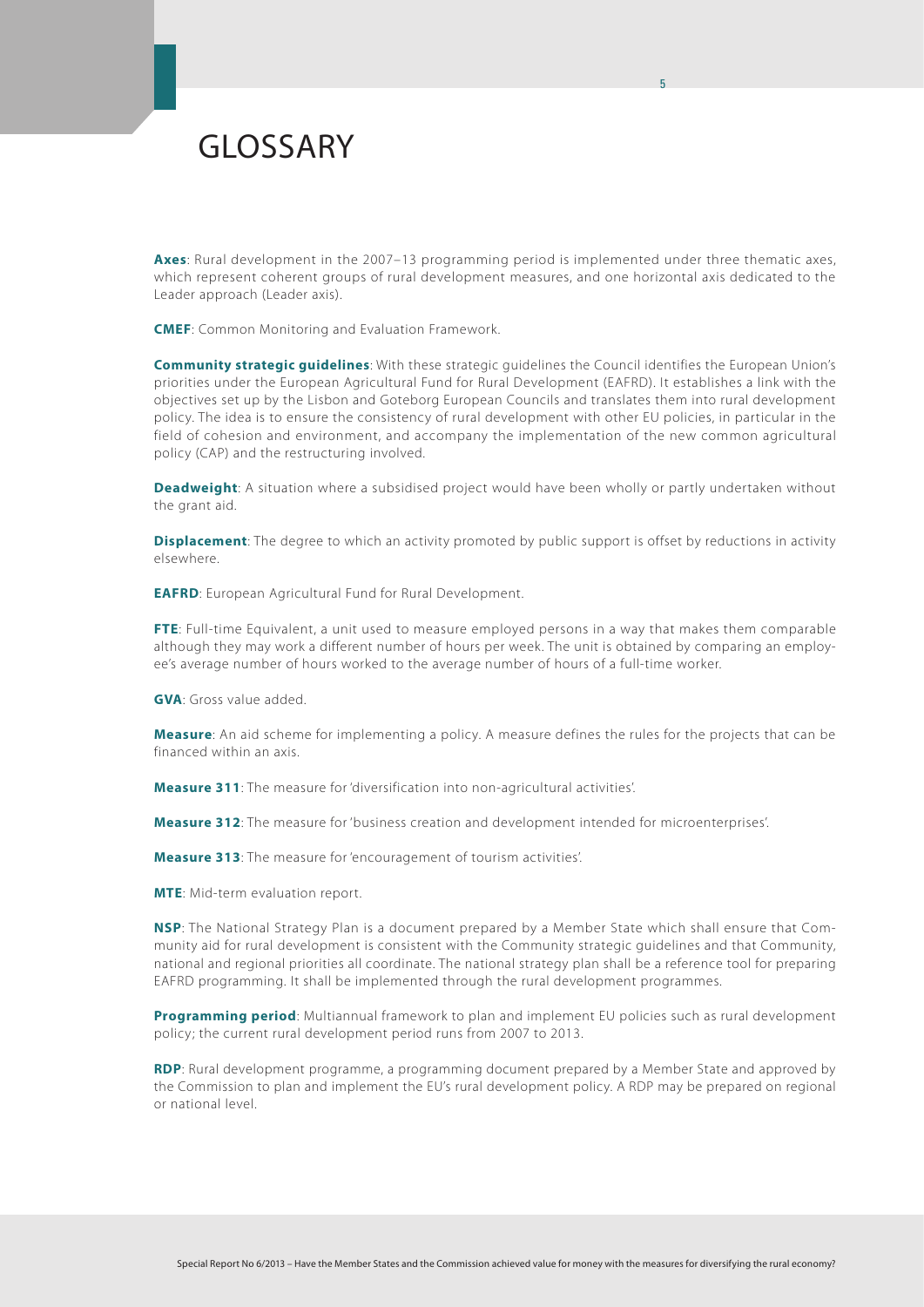# GLOSSARY

**Axes**: Rural development in the 2007–13 programming period is implemented under three thematic axes, which represent coherent groups of rural development measures, and one horizontal axis dedicated to the Leader approach (Leader axis).

**CMEF**: Common Monitoring and Evaluation Framework.

**Community strategic guidelines**: With these strategic guidelines the Council identifies the European Union's priorities under the European Agricultural Fund for Rural Development (EAFRD). It establishes a link with the objectives set up by the Lisbon and Goteborg European Councils and translates them into rural development policy. The idea is to ensure the consistency of rural development with other EU policies, in particular in the field of cohesion and environment, and accompany the implementation of the new common agricultural policy (CAP) and the restructuring involved.

**Deadweight**: A situation where a subsidised project would have been wholly or partly undertaken without the grant aid.

**Displacement**: The degree to which an activity promoted by public support is offset by reductions in activity elsewhere.

**EAFRD**: European Agricultural Fund for Rural Development.

**FTE**: Full-time Equivalent, a unit used to measure employed persons in a way that makes them comparable although they may work a different number of hours per week. The unit is obtained by comparing an employee's average number of hours worked to the average number of hours of a full-time worker.

**GVA**: Gross value added.

**Measure**: An aid scheme for implementing a policy. A measure defines the rules for the projects that can be financed within an axis.

**Measure 311**: The measure for 'diversification into non-agricultural activities'.

**Measure 312**: The measure for 'business creation and development intended for microenterprises'.

**Measure 313**: The measure for 'encouragement of tourism activities'.

**MTE**: Mid-term evaluation report.

**NSP**: The National Strategy Plan is a document prepared by a Member State which shall ensure that Community aid for rural development is consistent with the Community strategic guidelines and that Community, national and regional priorities all coordinate. The national strategy plan shall be a reference tool for preparing EAFRD programming. It shall be implemented through the rural development programmes.

**Programming period**: Multiannual framework to plan and implement EU policies such as rural development policy; the current rural development period runs from 2007 to 2013.

**RDP**: Rural development programme, a programming document prepared by a Member State and approved by the Commission to plan and implement the EU's rural development policy. A RDP may be prepared on regional or national level.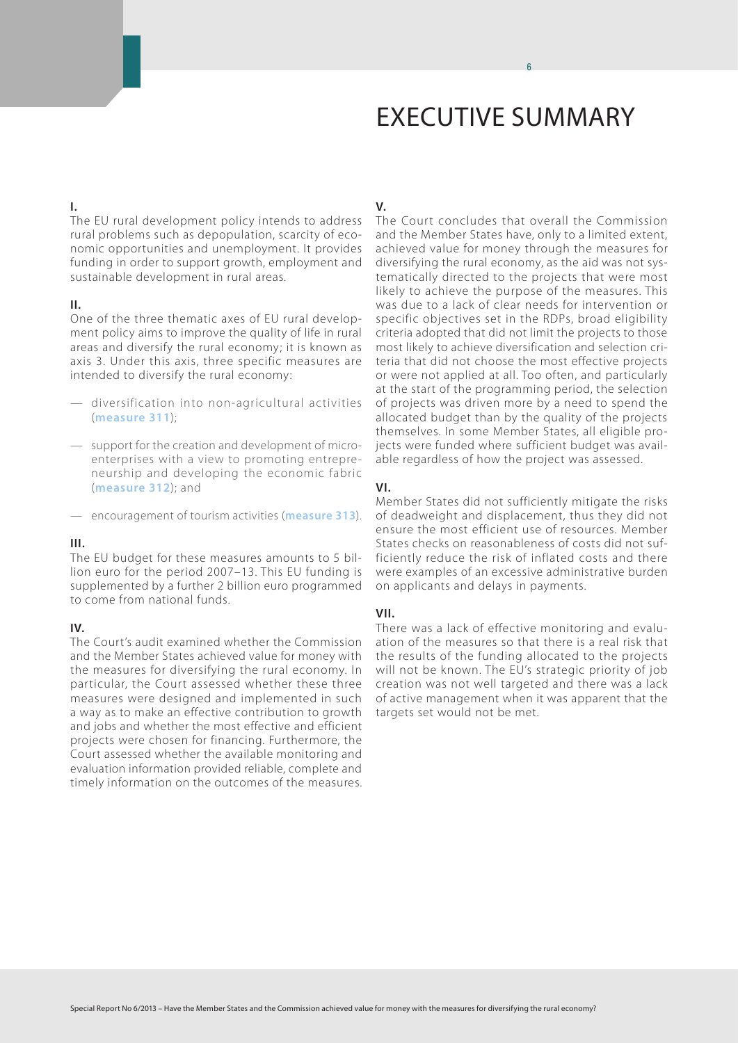# EXECUTIVE SUMMARY

**I.**

The EU rural development policy intends to address rural problems such as depopulation, scarcity of economic opportunities and unemployment. It provides funding in order to support growth, employment and sustainable development in rural areas.

**II.**

One of the three thematic axes of EU rural development policy aims to improve the quality of life in rural areas and diversify the rural economy; it is known as axis 3. Under this axis, three specific measures are intended to diversify the rural economy:

- diversification into non-agricultural activities (**measure 311**);
- support for the creation and development of micro-enterprises with a view to promoting entrepreneurship and developing the economic fabric (**measure 312**); and
- encouragement of tourism activities (**measure 313**).

**III.**

The EU budget for these measures amounts to 5 billion euro for the period 2007–13. This EU funding is supplemented by a further 2 billion euro programmed to come from national funds.

**IV.**

The Court's audit examined whether the Commission and the Member States achieved value for money with the measures for diversifying the rural economy. In particular, the Court assessed whether these three measures were designed and implemented in such a way as to make an effective contribution to growth and jobs and whether the most effective and efficient projects were chosen for financing. Furthermore, the Court assessed whether the available monitoring and evaluation information provided reliable, complete and timely information on the outcomes of the measures.

**V.**

The Court concludes that overall the Commission and the Member States have, only to a limited extent, achieved value for money through the measures for diversifying the rural economy, as the aid was not systematically directed to the projects that were most likely to achieve the purpose of the measures. This was due to a lack of clear needs for intervention or specific objectives set in the RDPs, broad eligibility criteria adopted that did not limit the projects to those most likely to achieve diversification and selection criteria that did not choose the most effective projects or were not applied at all. Too often, and particularly at the start of the programming period, the selection of projects was driven more by a need to spend the allocated budget than by the quality of the projects themselves. In some Member States, all eligible projects were funded where sufficient budget was available regardless of how the project was assessed.

**VI.**

Member States did not sufficiently mitigate the risks of deadweight and displacement, thus they did not ensure the most efficient use of resources. Member States checks on reasonableness of costs did not sufficiently reduce the risk of inflated costs and there were examples of an excessive administrative burden on applicants and delays in payments.

**VII.**

There was a lack of effective monitoring and evaluation of the measures so that there is a real risk that the results of the funding allocated to the projects will not be known. The EU's strategic priority of job creation was not well targeted and there was a lack of active management when it was apparent that the targets set would not be met.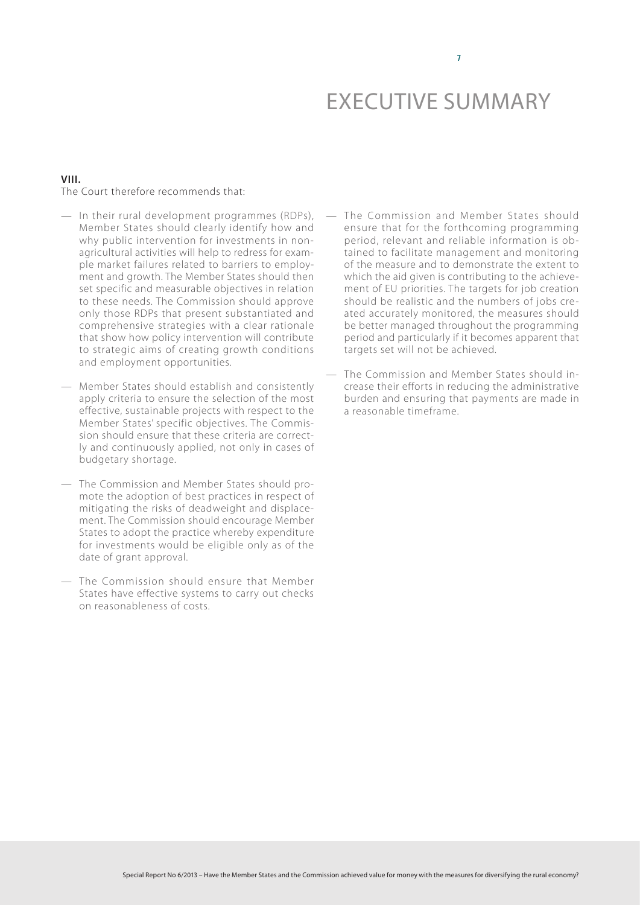# EXECUTIVE SUMMARY

**VIII.**

The Court therefore recommends that:

- In their rural development programmes (RDPs), Member States should clearly identify how and why public intervention for investments in non-agricultural activities will help to redress for example market failures related to barriers to employment and growth. The Member States should then set specific and measurable objectives in relation to these needs. The Commission should approve only those RDPs that present substantiated and comprehensive strategies with a clear rationale that show how policy intervention will contribute to strategic aims of creating growth conditions and employment opportunities.
- Member States should establish and consistently apply criteria to ensure the selection of the most effective, sustainable projects with respect to the Member States' specific objectives. The Commission should ensure that these criteria are correctly and continuously applied, not only in cases of budgetary shortage.
- The Commission and Member States should promote the adoption of best practices in respect of mitigating the risks of deadweight and displacement. The Commission should encourage Member States to adopt the practice whereby expenditure for investments would be eligible only as of the date of grant approval.
- The Commission should ensure that Member States have effective systems to carry out checks on reasonableness of costs.
- The Commission and Member States should ensure that for the forthcoming programming period, relevant and reliable information is obtained to facilitate management and monitoring of the measure and to demonstrate the extent to which the aid given is contributing to the achievement of EU priorities. The targets for job creation should be realistic and the numbers of jobs created accurately monitored, the measures should be better managed throughout the programming period and particularly if it becomes apparent that targets set will not be achieved.
- The Commission and Member States should increase their efforts in reducing the administrative burden and ensuring that payments are made in a reasonable timeframe.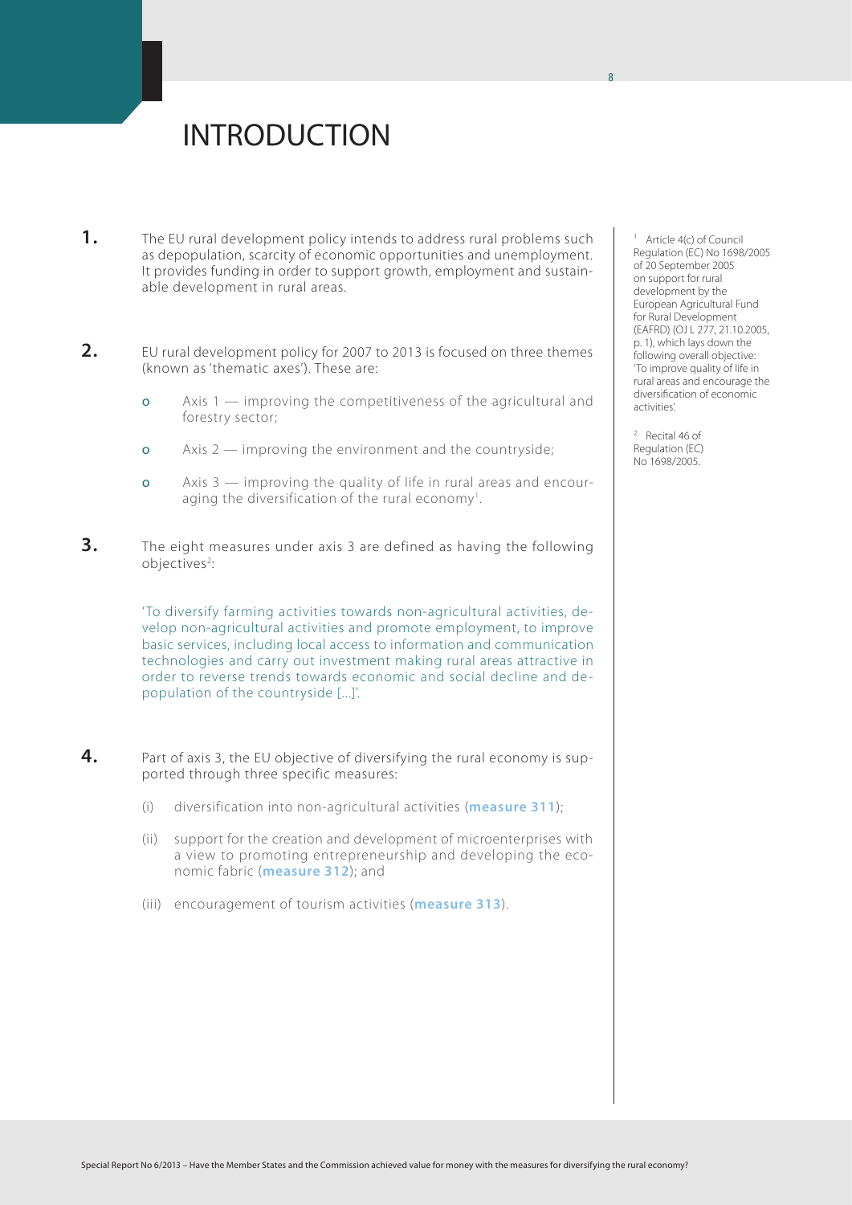# INTRODUCTION

**1.** The EU rural development policy intends to address rural problems such as depopulation, scarcity of economic opportunities and unemployment. It provides funding in order to support growth, employment and sustainable development in rural areas.

**2.** EU rural development policy for 2007 to 2013 is focused on three themes (known as 'thematic axes'). These are:

- Axis 1 — improving the competitiveness of the agricultural and forestry sector;
- Axis 2 — improving the environment and the countryside;
- Axis 3 — improving the quality of life in rural areas and encouraging the diversification of the rural economy[1].

**3.** The eight measures under axis 3 are defined as having the following objectives[2]:

> 'To diversify farming activities towards non-agricultural activities, develop non-agricultural activities and promote employment, to improve basic services, including local access to information and communication technologies and carry out investment making rural areas attractive in order to reverse trends towards economic and social decline and depopulation of the countryside [...]'.

**4.** Part of axis 3, the EU objective of diversifying the rural economy is supported through three specific measures:

(i) diversification into non-agricultural activities (**measure 311**);

(ii) support for the creation and development of microenterprises with a view to promoting entrepreneurship and developing the economic fabric (**measure 312**); and

(iii) encouragement of tourism activities (**measure 313**).

[1] Article 4(c) of Council Regulation (EC) No 1698/2005 of 20 September 2005 on support for rural development by the European Agricultural Fund for Rural Development (EAFRD) (OJ L 277, 21.10.2005, p. 1), which lays down the following overall objective: 'To improve quality of life in rural areas and encourage the diversification of economic activities'.

[2] Recital 46 of Regulation (EC) No 1698/2005.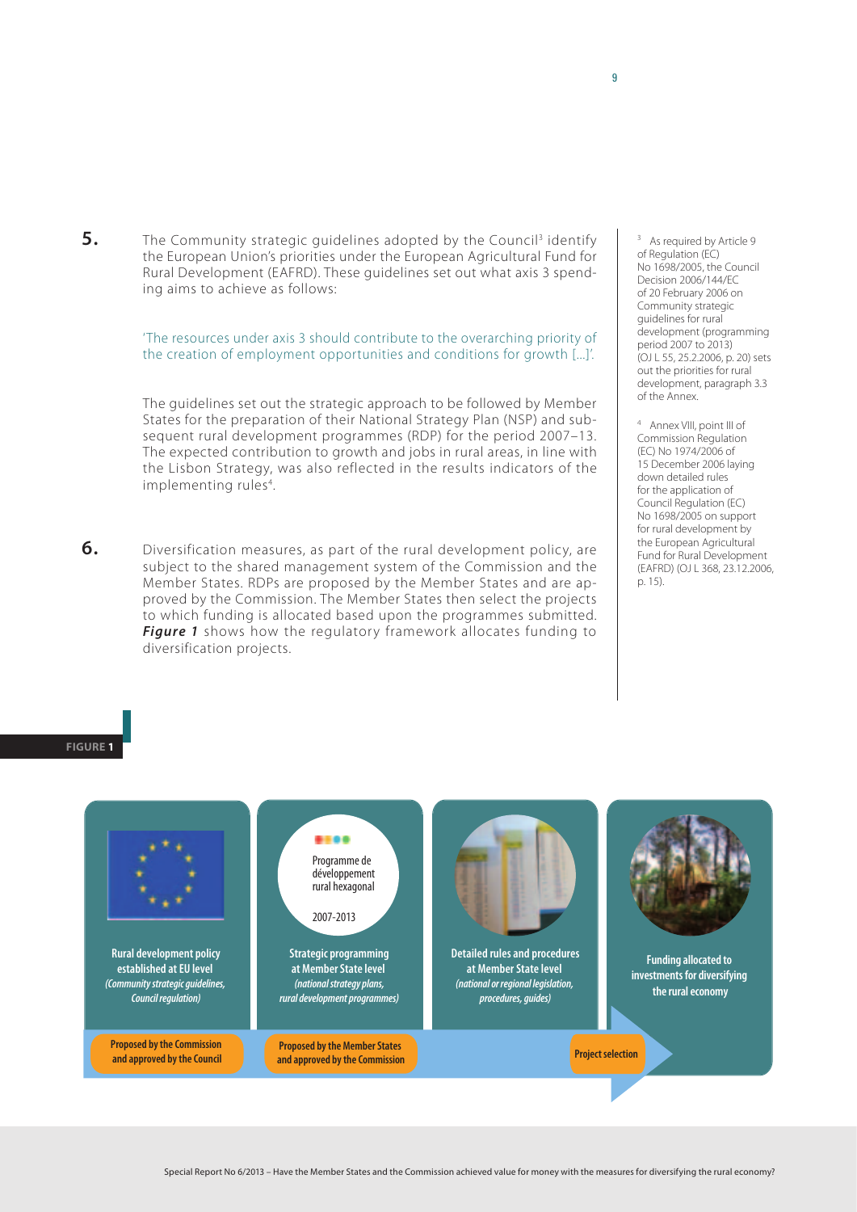**5.** The Community strategic guidelines adopted by the Council[3] identify the European Union's priorities under the European Agricultural Fund for Rural Development (EAFRD). These guidelines set out what axis 3 spending aims to achieve as follows:

> 'The resources under axis 3 should contribute to the overarching priority of the creation of employment opportunities and conditions for growth [...]'.

The guidelines set out the strategic approach to be followed by Member States for the preparation of their National Strategy Plan (NSP) and subsequent rural development programmes (RDP) for the period 2007–13. The expected contribution to growth and jobs in rural areas, in line with the Lisbon Strategy, was also reflected in the results indicators of the implementing rules[4].

**6.** Diversification measures, as part of the rural development policy, are subject to the shared management system of the Commission and the Member States. RDPs are proposed by the Member States and are approved by the Commission. The Member States then select the projects to which funding is allocated based upon the programmes submitted. ***Figure 1*** shows how the regulatory framework allocates funding to diversification projects.

[3] As required by Article 9 of Regulation (EC) No 1698/2005, the Council Decision 2006/144/EC of 20 February 2006 on Community strategic guidelines for rural development (programming period 2007 to 2013) (OJ L 55, 25.2.2006, p. 20) sets out the priorities for rural development, paragraph 3.3 of the Annex.

[4] Annex VIII, point III of Commission Regulation (EC) No 1974/2006 of 15 December 2006 laying down detailed rules for the application of Council Regulation (EC) No 1698/2005 on support for rural development by the European Agricultural Fund for Rural Development (EAFRD) (OJ L 368, 23.12.2006, p. 15).

**FIGURE 1**

**Rural development policy established at EU level** *(Community strategic guidelines, Council regulation)*

**Strategic programming at Member State level** *(national strategy plans, rural development programmes)*

**Detailed rules and procedures at Member State level** *(national or regional legislation, procedures, guides)*

**Funding allocated to investments for diversifying the rural economy**

**Proposed by the Commission and approved by the Council** → **Proposed by the Member States and approved by the Commission** → **Project selection**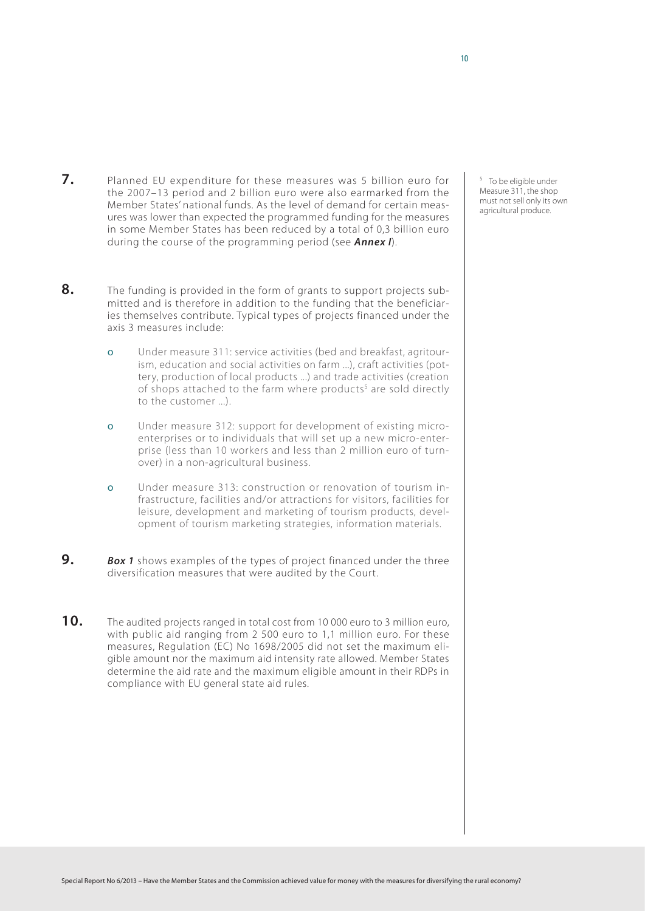**7.** Planned EU expenditure for these measures was 5 billion euro for the 2007–13 period and 2 billion euro were also earmarked from the Member States' national funds. As the level of demand for certain measures was lower than expected the programmed funding for the measures in some Member States has been reduced by a total of 0,3 billion euro during the course of the programming period (see ***Annex I***).

**8.** The funding is provided in the form of grants to support projects submitted and is therefore in addition to the funding that the beneficiaries themselves contribute. Typical types of projects financed under the axis 3 measures include:

- Under measure 311: service activities (bed and breakfast, agritourism, education and social activities on farm ...), craft activities (pottery, production of local products ...) and trade activities (creation of shops attached to the farm where products[5] are sold directly to the customer ...).
- Under measure 312: support for development of existing micro-enterprises or to individuals that will set up a new micro-enterprise (less than 10 workers and less than 2 million euro of turnover) in a non-agricultural business.
- Under measure 313: construction or renovation of tourism infrastructure, facilities and/or attractions for visitors, facilities for leisure, development and marketing of tourism products, development of tourism marketing strategies, information materials.

**9.** ***Box 1*** shows examples of the types of project financed under the three diversification measures that were audited by the Court.

**10.** The audited projects ranged in total cost from 10 000 euro to 3 million euro, with public aid ranging from 2 500 euro to 1,1 million euro. For these measures, Regulation (EC) No 1698/2005 did not set the maximum eligible amount nor the maximum aid intensity rate allowed. Member States determine the aid rate and the maximum eligible amount in their RDPs in compliance with EU general state aid rules.

[5] To be eligible under Measure 311, the shop must not sell only its own agricultural produce.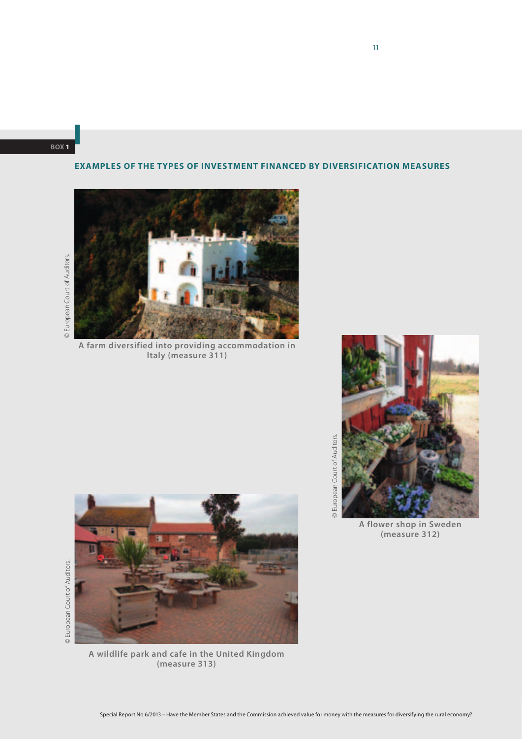BOX 1

## EXAMPLES OF THE TYPES OF INVESTMENT FINANCED BY DIVERSIFICATION MEASURES

© European Court of Auditors.

A farm diversified into providing accommodation in Italy (measure 311)

© European Court of Auditors.

A flower shop in Sweden (measure 312)

© European Court of Auditors.

A wildlife park and cafe in the United Kingdom (measure 313)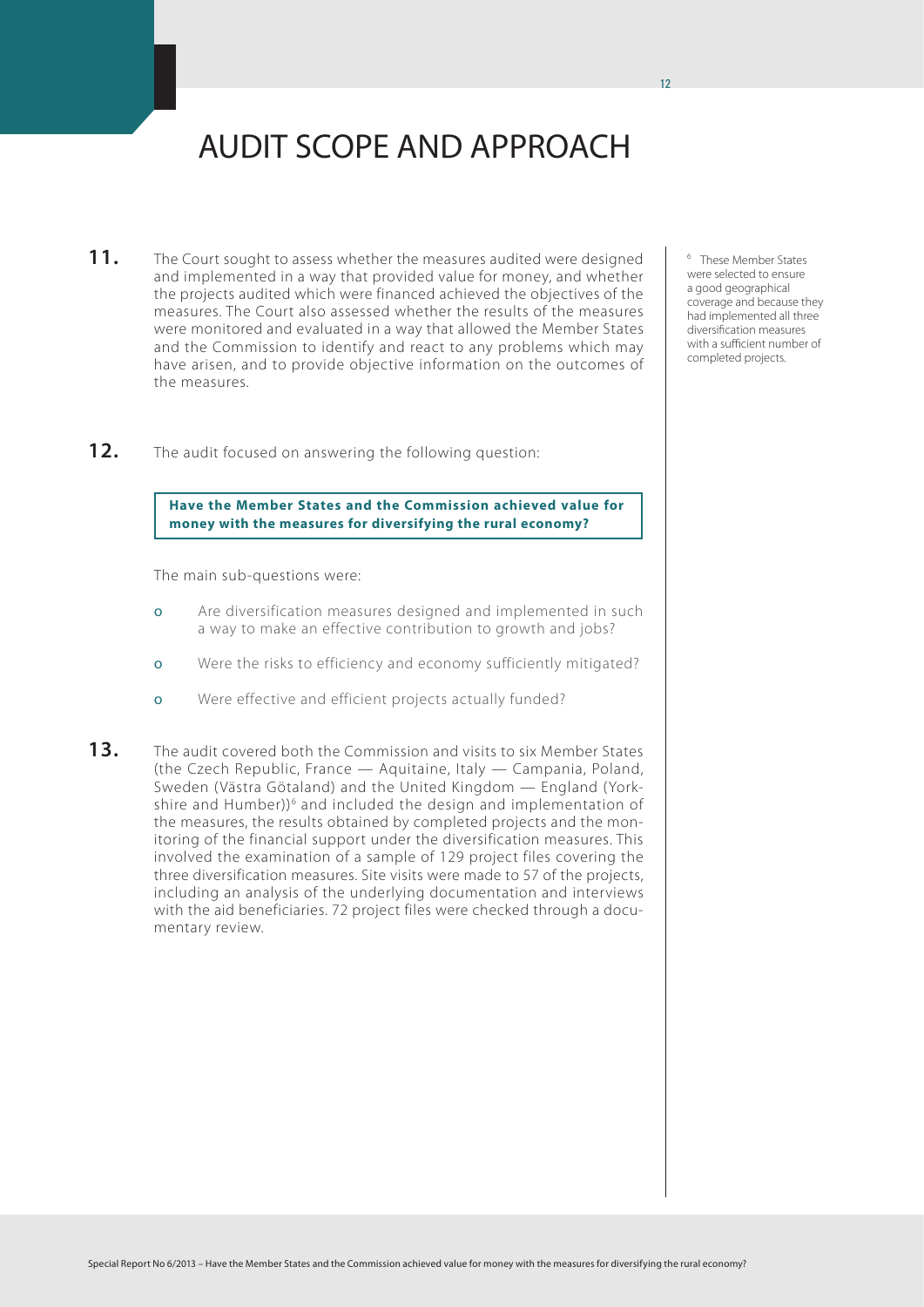# AUDIT SCOPE AND APPROACH

**11.** The Court sought to assess whether the measures audited were designed and implemented in a way that provided value for money, and whether the projects audited which were financed achieved the objectives of the measures. The Court also assessed whether the results of the measures were monitored and evaluated in a way that allowed the Member States and the Commission to identify and react to any problems which may have arisen, and to provide objective information on the outcomes of the measures.

**12.** The audit focused on answering the following question:

> **Have the Member States and the Commission achieved value for money with the measures for diversifying the rural economy?**

The main sub-questions were:

- Are diversification measures designed and implemented in such a way to make an effective contribution to growth and jobs?
- Were the risks to efficiency and economy sufficiently mitigated?
- Were effective and efficient projects actually funded?

**13.** The audit covered both the Commission and visits to six Member States (the Czech Republic, France — Aquitaine, Italy — Campania, Poland, Sweden (Västra Götaland) and the United Kingdom — England (Yorkshire and Humber))[6] and included the design and implementation of the measures, the results obtained by completed projects and the monitoring of the financial support under the diversification measures. This involved the examination of a sample of 129 project files covering the three diversification measures. Site visits were made to 57 of the projects, including an analysis of the underlying documentation and interviews with the aid beneficiaries. 72 project files were checked through a documentary review.

[6] These Member States were selected to ensure a good geographical coverage and because they had implemented all three diversification measures with a sufficient number of completed projects.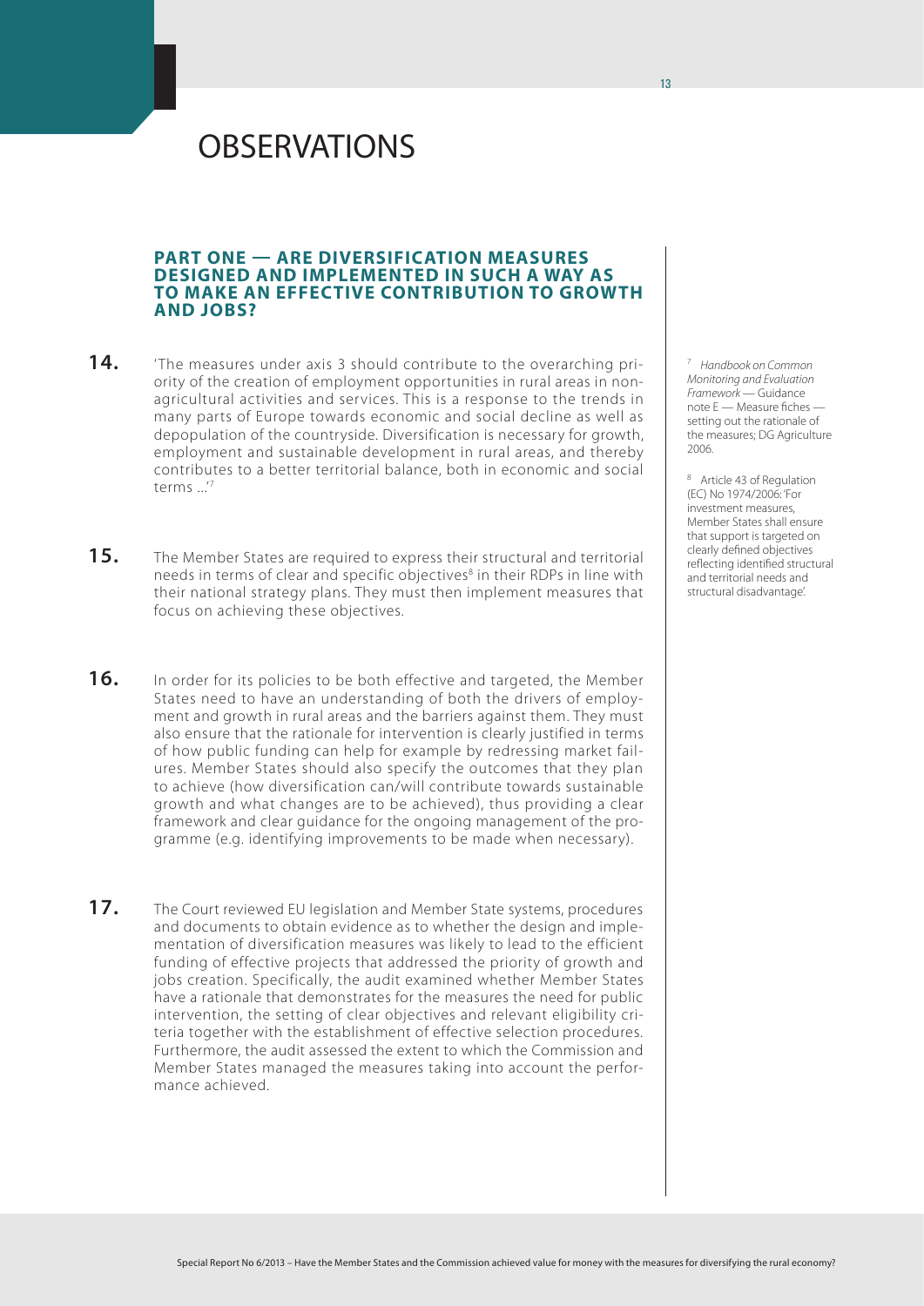# OBSERVATIONS

## PART ONE — ARE DIVERSIFICATION MEASURES DESIGNED AND IMPLEMENTED IN SUCH A WAY AS TO MAKE AN EFFECTIVE CONTRIBUTION TO GROWTH AND JOBS?

**14.** 'The measures under axis 3 should contribute to the overarching priority of the creation of employment opportunities in rural areas in non-agricultural activities and services. This is a response to the trends in many parts of Europe towards economic and social decline as well as depopulation of the countryside. Diversification is necessary for growth, employment and sustainable development in rural areas, and thereby contributes to a better territorial balance, both in economic and social terms ...'[7]

**15.** The Member States are required to express their structural and territorial needs in terms of clear and specific objectives[8] in their RDPs in line with their national strategy plans. They must then implement measures that focus on achieving these objectives.

**16.** In order for its policies to be both effective and targeted, the Member States need to have an understanding of both the drivers of employment and growth in rural areas and the barriers against them. They must also ensure that the rationale for intervention is clearly justified in terms of how public funding can help for example by redressing market failures. Member States should also specify the outcomes that they plan to achieve (how diversification can/will contribute towards sustainable growth and what changes are to be achieved), thus providing a clear framework and clear guidance for the ongoing management of the programme (e.g. identifying improvements to be made when necessary).

**17.** The Court reviewed EU legislation and Member State systems, procedures and documents to obtain evidence as to whether the design and implementation of diversification measures was likely to lead to the efficient funding of effective projects that addressed the priority of growth and jobs creation. Specifically, the audit examined whether Member States have a rationale that demonstrates for the measures the need for public intervention, the setting of clear objectives and relevant eligibility criteria together with the establishment of effective selection procedures. Furthermore, the audit assessed the extent to which the Commission and Member States managed the measures taking into account the performance achieved.

---

[7] *Handbook on Common Monitoring and Evaluation Framework* — Guidance note E — Measure fiches — setting out the rationale of the measures; DG Agriculture 2006.

[8] Article 43 of Regulation (EC) No 1974/2006: 'For investment measures, Member States shall ensure that support is targeted on clearly defined objectives reflecting identified structural and territorial needs and structural disadvantage'.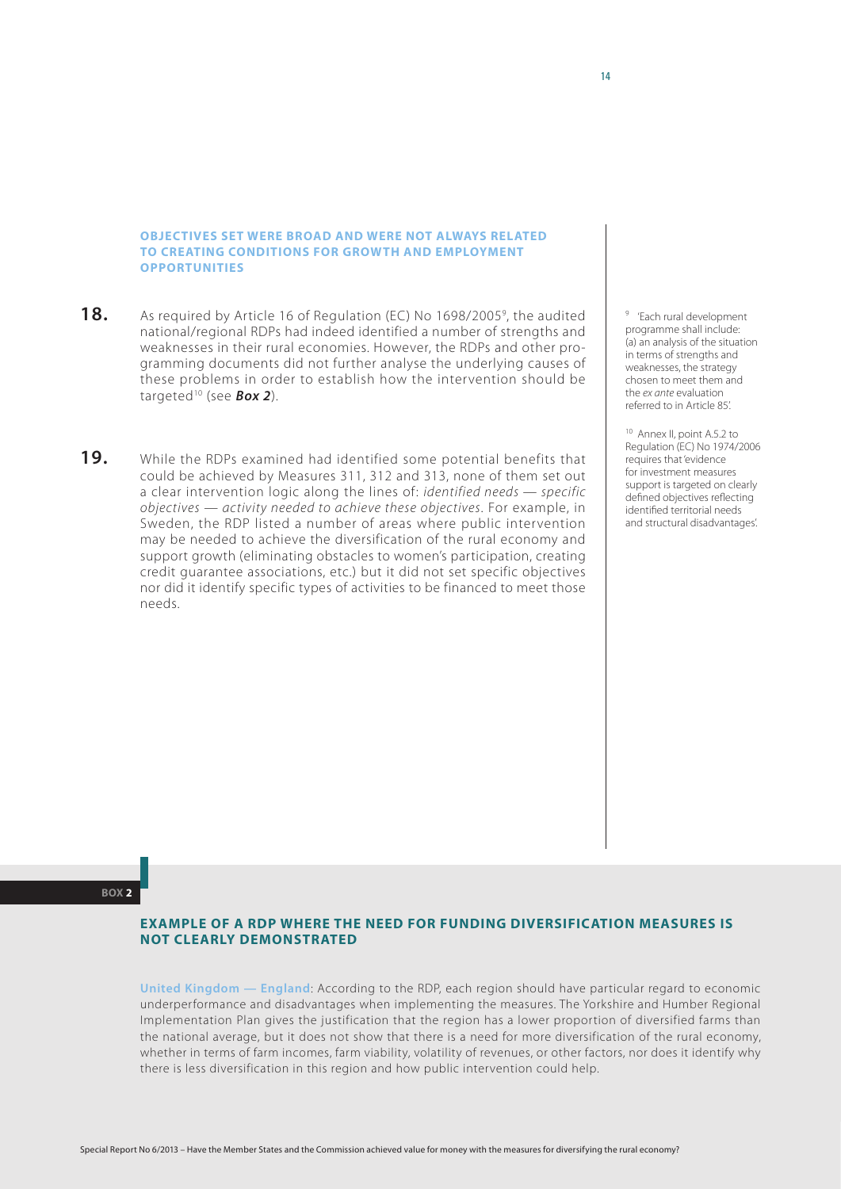### OBJECTIVES SET WERE BROAD AND WERE NOT ALWAYS RELATED TO CREATING CONDITIONS FOR GROWTH AND EMPLOYMENT OPPORTUNITIES

**18.** As required by Article 16 of Regulation (EC) No 1698/2005[9], the audited national/regional RDPs had indeed identified a number of strengths and weaknesses in their rural economies. However, the RDPs and other programming documents did not further analyse the underlying causes of these problems in order to establish how the intervention should be targeted[10] (see ***Box 2***).

**19.** While the RDPs examined had identified some potential benefits that could be achieved by Measures 311, 312 and 313, none of them set out a clear intervention logic along the lines of: *identified needs — specific objectives — activity needed to achieve these objectives*. For example, in Sweden, the RDP listed a number of areas where public intervention may be needed to achieve the diversification of the rural economy and support growth (eliminating obstacles to women's participation, creating credit guarantee associations, etc.) but it did not set specific objectives nor did it identify specific types of activities to be financed to meet those needs.

[9] 'Each rural development programme shall include: (a) an analysis of the situation in terms of strengths and weaknesses, the strategy chosen to meet them and the *ex ante* evaluation referred to in Article 85'.

[10] Annex II, point A.5.2 to Regulation (EC) No 1974/2006 requires that 'evidence for investment measures support is targeted on clearly defined objectives reflecting identified territorial needs and structural disadvantages'.

**BOX 2**

#### EXAMPLE OF A RDP WHERE THE NEED FOR FUNDING DIVERSIFICATION MEASURES IS NOT CLEARLY DEMONSTRATED

**United Kingdom — England**: According to the RDP, each region should have particular regard to economic underperformance and disadvantages when implementing the measures. The Yorkshire and Humber Regional Implementation Plan gives the justification that the region has a lower proportion of diversified farms than the national average, but it does not show that there is a need for more diversification of the rural economy, whether in terms of farm incomes, farm viability, volatility of revenues, or other factors, nor does it identify why there is less diversification in this region and how public intervention could help.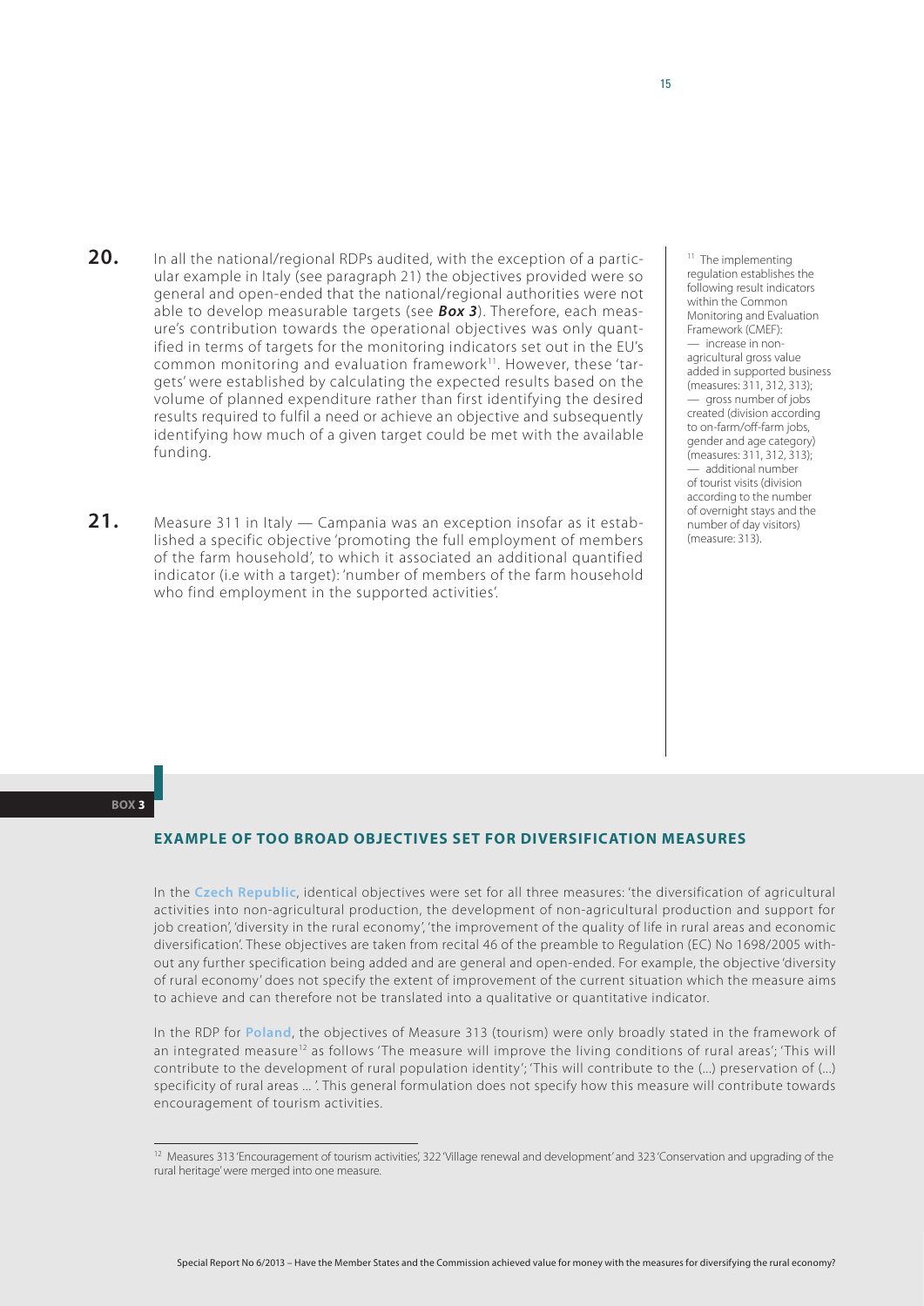**20.** In all the national/regional RDPs audited, with the exception of a particular example in Italy (see paragraph 21) the objectives provided were so general and open-ended that the national/regional authorities were not able to develop measurable targets (see ***Box 3***). Therefore, each measure's contribution towards the operational objectives was only quantified in terms of targets for the monitoring indicators set out in the EU's common monitoring and evaluation framework[11]. However, these 'targets' were established by calculating the expected results based on the volume of planned expenditure rather than first identifying the desired results required to fulfil a need or achieve an objective and subsequently identifying how much of a given target could be met with the available funding.

**21.** Measure 311 in Italy — Campania was an exception insofar as it established a specific objective 'promoting the full employment of members of the farm household', to which it associated an additional quantified indicator (i.e with a target): 'number of members of the farm household who find employment in the supported activities'.

[11] The implementing regulation establishes the following result indicators within the Common Monitoring and Evaluation Framework (CMEF):
— increase in non-agricultural gross value added in supported business (measures: 311, 312, 313);
— gross number of jobs created (division according to on-farm/off-farm jobs, gender and age category) (measures: 311, 312, 313);
— additional number of tourist visits (division according to the number of overnight stays and the number of day visitors) (measure: 313).

**BOX 3**

### EXAMPLE OF TOO BROAD OBJECTIVES SET FOR DIVERSIFICATION MEASURES

In the **Czech Republic**, identical objectives were set for all three measures: 'the diversification of agricultural activities into non-agricultural production, the development of non-agricultural production and support for job creation', 'diversity in the rural economy', 'the improvement of the quality of life in rural areas and economic diversification'. These objectives are taken from recital 46 of the preamble to Regulation (EC) No 1698/2005 without any further specification being added and are general and open-ended. For example, the objective 'diversity of rural economy' does not specify the extent of improvement of the current situation which the measure aims to achieve and can therefore not be translated into a qualitative or quantitative indicator.

In the RDP for **Poland**, the objectives of Measure 313 (tourism) were only broadly stated in the framework of an integrated measure[12] as follows 'The measure will improve the living conditions of rural areas'; 'This will contribute to the development of rural population identity'; 'This will contribute to the (...) preservation of (...) specificity of rural areas ... '. This general formulation does not specify how this measure will contribute towards encouragement of tourism activities.

[12] Measures 313 'Encouragement of tourism activities', 322 'Village renewal and development' and 323 'Conservation and upgrading of the rural heritage' were merged into one measure.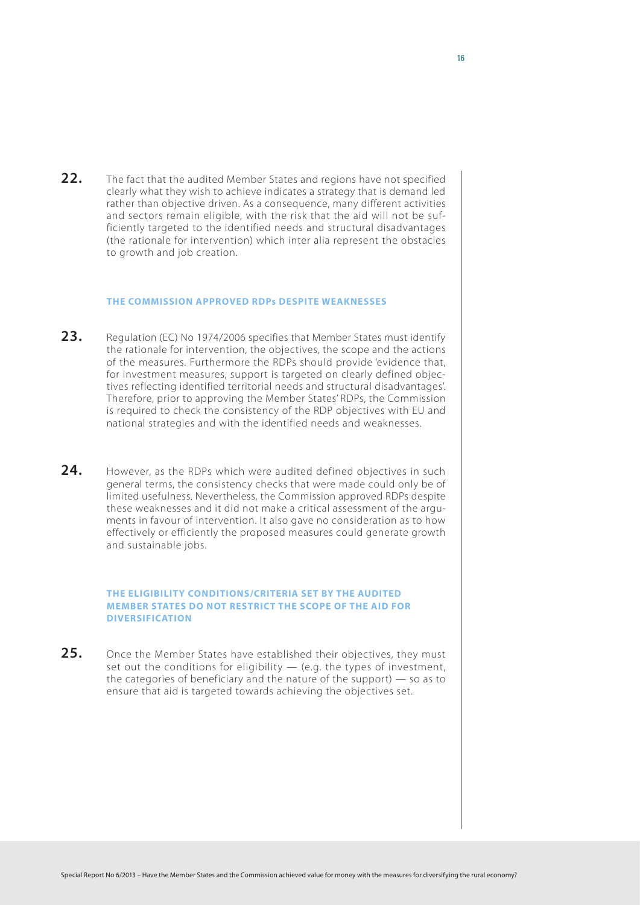**22.** The fact that the audited Member States and regions have not specified clearly what they wish to achieve indicates a strategy that is demand led rather than objective driven. As a consequence, many different activities and sectors remain eligible, with the risk that the aid will not be sufficiently targeted to the identified needs and structural disadvantages (the rationale for intervention) which inter alia represent the obstacles to growth and job creation.

### THE COMMISSION APPROVED RDPs DESPITE WEAKNESSES

**23.** Regulation (EC) No 1974/2006 specifies that Member States must identify the rationale for intervention, the objectives, the scope and the actions of the measures. Furthermore the RDPs should provide 'evidence that, for investment measures, support is targeted on clearly defined objectives reflecting identified territorial needs and structural disadvantages'. Therefore, prior to approving the Member States' RDPs, the Commission is required to check the consistency of the RDP objectives with EU and national strategies and with the identified needs and weaknesses.

**24.** However, as the RDPs which were audited defined objectives in such general terms, the consistency checks that were made could only be of limited usefulness. Nevertheless, the Commission approved RDPs despite these weaknesses and it did not make a critical assessment of the arguments in favour of intervention. It also gave no consideration as to how effectively or efficiently the proposed measures could generate growth and sustainable jobs.

### THE ELIGIBILITY CONDITIONS/CRITERIA SET BY THE AUDITED MEMBER STATES DO NOT RESTRICT THE SCOPE OF THE AID FOR DIVERSIFICATION

**25.** Once the Member States have established their objectives, they must set out the conditions for eligibility — (e.g. the types of investment, the categories of beneficiary and the nature of the support) — so as to ensure that aid is targeted towards achieving the objectives set.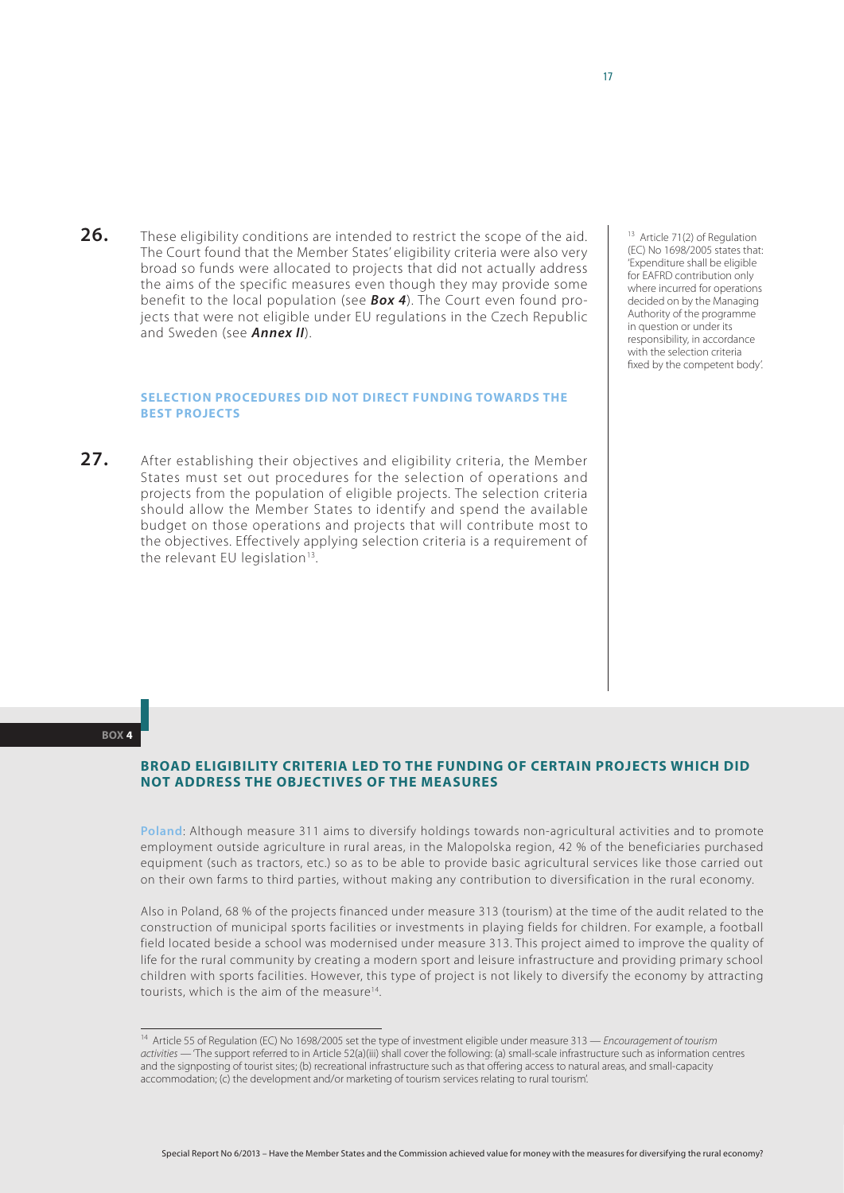**26.** These eligibility conditions are intended to restrict the scope of the aid. The Court found that the Member States' eligibility criteria were also very broad so funds were allocated to projects that did not actually address the aims of the specific measures even though they may provide some benefit to the local population (see ***Box 4***). The Court even found projects that were not eligible under EU regulations in the Czech Republic and Sweden (see ***Annex II***).

### SELECTION PROCEDURES DID NOT DIRECT FUNDING TOWARDS THE BEST PROJECTS

**27.** After establishing their objectives and eligibility criteria, the Member States must set out procedures for the selection of operations and projects from the population of eligible projects. The selection criteria should allow the Member States to identify and spend the available budget on those operations and projects that will contribute most to the objectives. Effectively applying selection criteria is a requirement of the relevant EU legislation[13].

[13] Article 71(2) of Regulation (EC) No 1698/2005 states that: 'Expenditure shall be eligible for EAFRD contribution only where incurred for operations decided on by the Managing Authority of the programme in question or under its responsibility, in accordance with the selection criteria fixed by the competent body'.

**BOX 4**

### BROAD ELIGIBILITY CRITERIA LED TO THE FUNDING OF CERTAIN PROJECTS WHICH DID NOT ADDRESS THE OBJECTIVES OF THE MEASURES

**Poland**: Although measure 311 aims to diversify holdings towards non-agricultural activities and to promote employment outside agriculture in rural areas, in the Malopolska region, 42 % of the beneficiaries purchased equipment (such as tractors, etc.) so as to be able to provide basic agricultural services like those carried out on their own farms to third parties, without making any contribution to diversification in the rural economy.

Also in Poland, 68 % of the projects financed under measure 313 (tourism) at the time of the audit related to the construction of municipal sports facilities or investments in playing fields for children. For example, a football field located beside a school was modernised under measure 313. This project aimed to improve the quality of life for the rural community by creating a modern sport and leisure infrastructure and providing primary school children with sports facilities. However, this type of project is not likely to diversify the economy by attracting tourists, which is the aim of the measure[14].

[14] Article 55 of Regulation (EC) No 1698/2005 set the type of investment eligible under measure 313 — *Encouragement of tourism activities* — 'The support referred to in Article 52(a)(iii) shall cover the following: (a) small-scale infrastructure such as information centres and the signposting of tourist sites; (b) recreational infrastructure such as that offering access to natural areas, and small-capacity accommodation; (c) the development and/or marketing of tourism services relating to rural tourism'.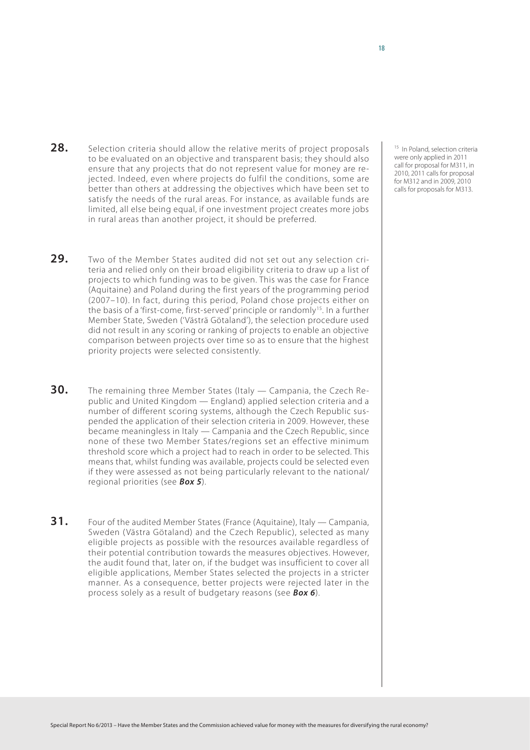**28.** Selection criteria should allow the relative merits of project proposals to be evaluated on an objective and transparent basis; they should also ensure that any projects that do not represent value for money are rejected. Indeed, even where projects do fulfil the conditions, some are better than others at addressing the objectives which have been set to satisfy the needs of the rural areas. For instance, as available funds are limited, all else being equal, if one investment project creates more jobs in rural areas than another project, it should be preferred.

**29.** Two of the Member States audited did not set out any selection criteria and relied only on their broad eligibility criteria to draw up a list of projects to which funding was to be given. This was the case for France (Aquitaine) and Poland during the first years of the programming period (2007–10). In fact, during this period, Poland chose projects either on the basis of a 'first-come, first-served' principle or randomly[15]. In a further Member State, Sweden ('Västrä Götaland'), the selection procedure used did not result in any scoring or ranking of projects to enable an objective comparison between projects over time so as to ensure that the highest priority projects were selected consistently.

**30.** The remaining three Member States (Italy — Campania, the Czech Republic and United Kingdom — England) applied selection criteria and a number of different scoring systems, although the Czech Republic suspended the application of their selection criteria in 2009. However, these became meaningless in Italy — Campania and the Czech Republic, since none of these two Member States/regions set an effective minimum threshold score which a project had to reach in order to be selected. This means that, whilst funding was available, projects could be selected even if they were assessed as not being particularly relevant to the national/regional priorities (see ***Box 5***).

**31.** Four of the audited Member States (France (Aquitaine), Italy — Campania, Sweden (Västra Götaland) and the Czech Republic), selected as many eligible projects as possible with the resources available regardless of their potential contribution towards the measures objectives. However, the audit found that, later on, if the budget was insufficient to cover all eligible applications, Member States selected the projects in a stricter manner. As a consequence, better projects were rejected later in the process solely as a result of budgetary reasons (see ***Box 6***).

[15] In Poland, selection criteria were only applied in 2011 call for proposal for M311, in 2010, 2011 calls for proposal for M312 and in 2009, 2010 calls for proposals for M313.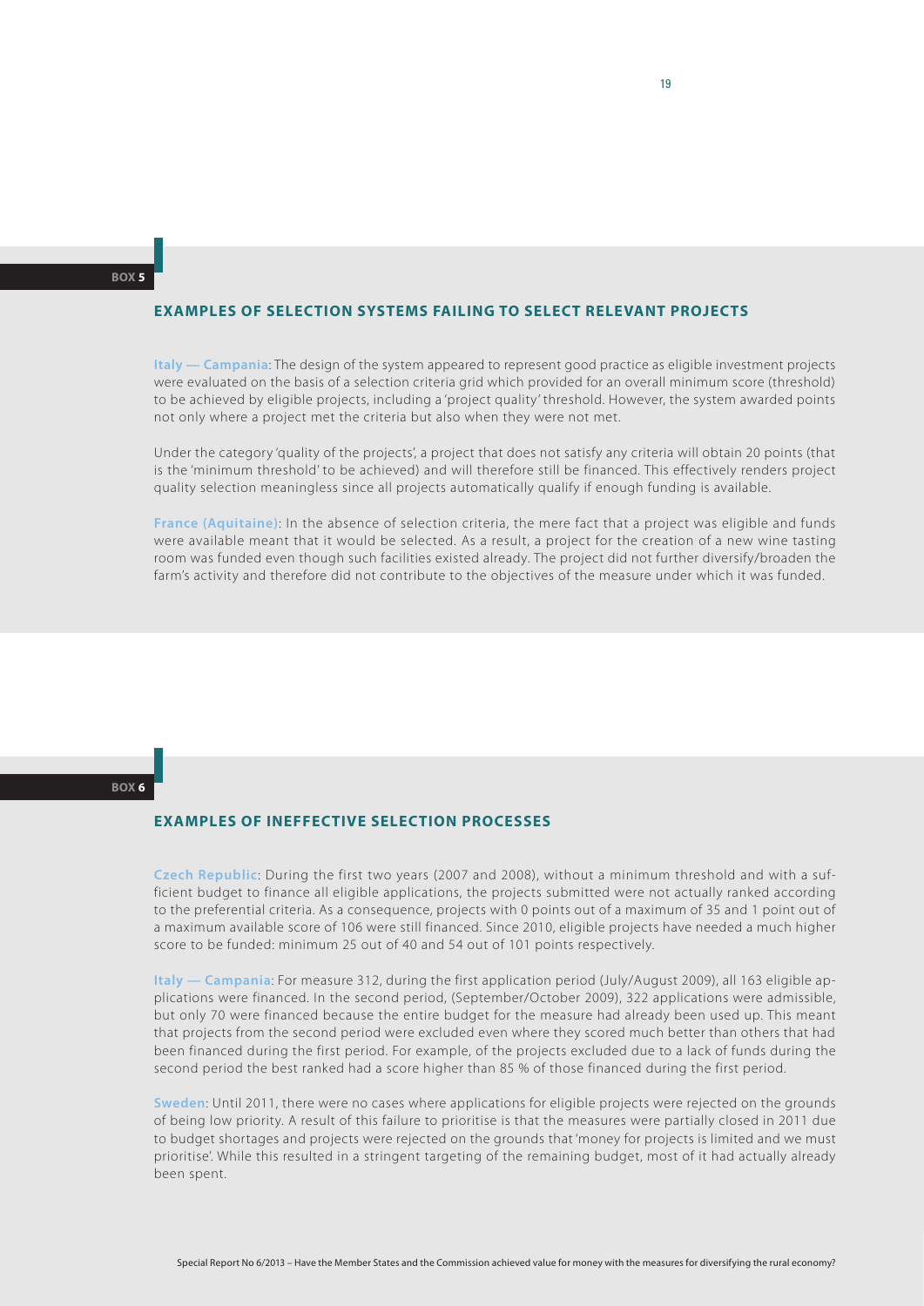BOX 5

## EXAMPLES OF SELECTION SYSTEMS FAILING TO SELECT RELEVANT PROJECTS

**Italy — Campania**: The design of the system appeared to represent good practice as eligible investment projects were evaluated on the basis of a selection criteria grid which provided for an overall minimum score (threshold) to be achieved by eligible projects, including a 'project quality' threshold. However, the system awarded points not only where a project met the criteria but also when they were not met.

Under the category 'quality of the projects', a project that does not satisfy any criteria will obtain 20 points (that is the 'minimum threshold' to be achieved) and will therefore still be financed. This effectively renders project quality selection meaningless since all projects automatically qualify if enough funding is available.

**France (Aquitaine)**: In the absence of selection criteria, the mere fact that a project was eligible and funds were available meant that it would be selected. As a result, a project for the creation of a new wine tasting room was funded even though such facilities existed already. The project did not further diversify/broaden the farm's activity and therefore did not contribute to the objectives of the measure under which it was funded.

BOX 6

## EXAMPLES OF INEFFECTIVE SELECTION PROCESSES

**Czech Republic**: During the first two years (2007 and 2008), without a minimum threshold and with a sufficient budget to finance all eligible applications, the projects submitted were not actually ranked according to the preferential criteria. As a consequence, projects with 0 points out of a maximum of 35 and 1 point out of a maximum available score of 106 were still financed. Since 2010, eligible projects have needed a much higher score to be funded: minimum 25 out of 40 and 54 out of 101 points respectively.

**Italy — Campania**: For measure 312, during the first application period (July/August 2009), all 163 eligible applications were financed. In the second period, (September/October 2009), 322 applications were admissible, but only 70 were financed because the entire budget for the measure had already been used up. This meant that projects from the second period were excluded even where they scored much better than others that had been financed during the first period. For example, of the projects excluded due to a lack of funds during the second period the best ranked had a score higher than 85 % of those financed during the first period.

**Sweden**: Until 2011, there were no cases where applications for eligible projects were rejected on the grounds of being low priority. A result of this failure to prioritise is that the measures were partially closed in 2011 due to budget shortages and projects were rejected on the grounds that 'money for projects is limited and we must prioritise'. While this resulted in a stringent targeting of the remaining budget, most of it had actually already been spent.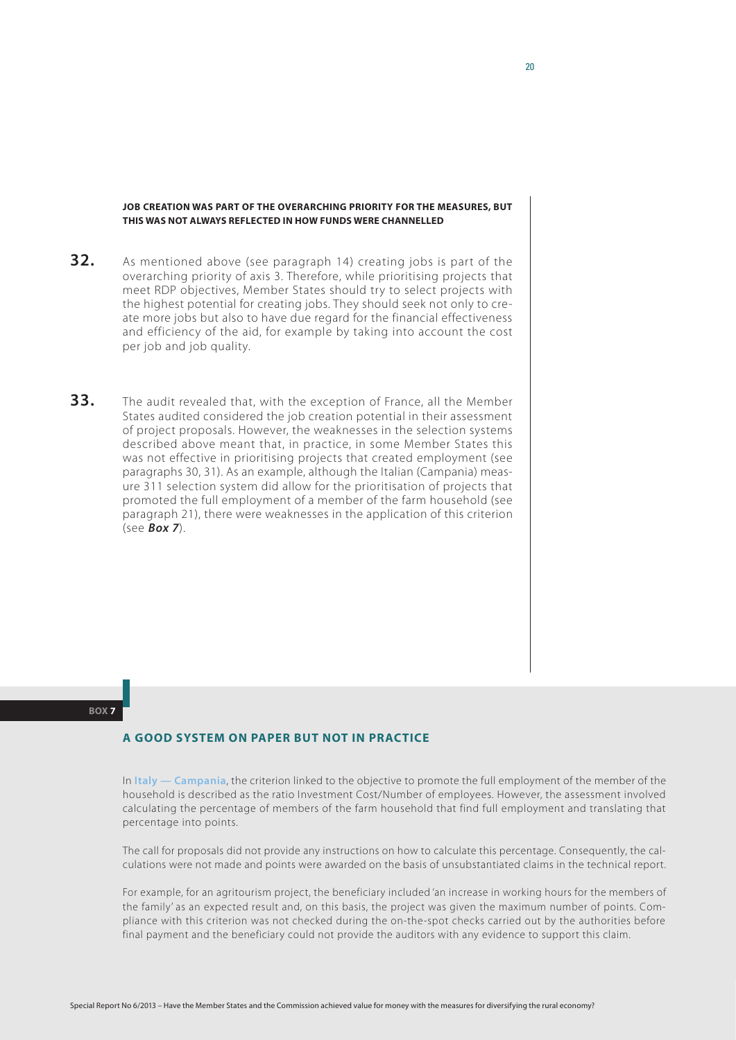**JOB CREATION WAS PART OF THE OVERARCHING PRIORITY FOR THE MEASURES, BUT THIS WAS NOT ALWAYS REFLECTED IN HOW FUNDS WERE CHANNELLED**

**32.** As mentioned above (see paragraph 14) creating jobs is part of the overarching priority of axis 3. Therefore, while prioritising projects that meet RDP objectives, Member States should try to select projects with the highest potential for creating jobs. They should seek not only to create more jobs but also to have due regard for the financial effectiveness and efficiency of the aid, for example by taking into account the cost per job and job quality.

**33.** The audit revealed that, with the exception of France, all the Member States audited considered the job creation potential in their assessment of project proposals. However, the weaknesses in the selection systems described above meant that, in practice, in some Member States this was not effective in prioritising projects that created employment (see paragraphs 30, 31). As an example, although the Italian (Campania) measure 311 selection system did allow for the prioritisation of projects that promoted the full employment of a member of the farm household (see paragraph 21), there were weaknesses in the application of this criterion (see ***Box 7***).

**BOX 7**

### A GOOD SYSTEM ON PAPER BUT NOT IN PRACTICE

In **Italy — Campania**, the criterion linked to the objective to promote the full employment of the member of the household is described as the ratio Investment Cost/Number of employees. However, the assessment involved calculating the percentage of members of the farm household that find full employment and translating that percentage into points.

The call for proposals did not provide any instructions on how to calculate this percentage. Consequently, the calculations were not made and points were awarded on the basis of unsubstantiated claims in the technical report.

For example, for an agritourism project, the beneficiary included 'an increase in working hours for the members of the family' as an expected result and, on this basis, the project was given the maximum number of points. Compliance with this criterion was not checked during the on-the-spot checks carried out by the authorities before final payment and the beneficiary could not provide the auditors with any evidence to support this claim.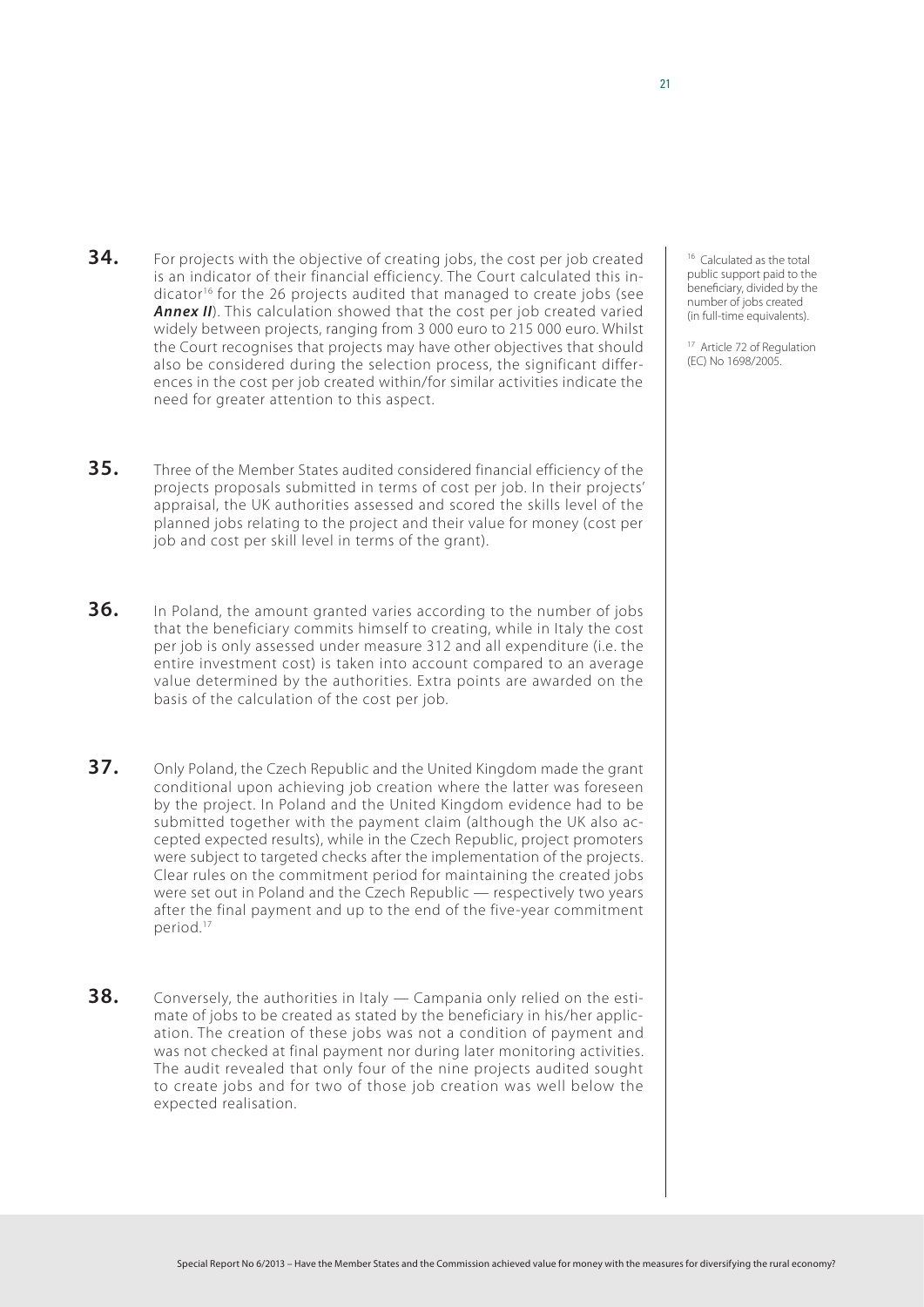**34.** For projects with the objective of creating jobs, the cost per job created is an indicator of their financial efficiency. The Court calculated this indicator[16] for the 26 projects audited that managed to create jobs (see ***Annex II***). This calculation showed that the cost per job created varied widely between projects, ranging from 3 000 euro to 215 000 euro. Whilst the Court recognises that projects may have other objectives that should also be considered during the selection process, the significant differences in the cost per job created within/for similar activities indicate the need for greater attention to this aspect.

**35.** Three of the Member States audited considered financial efficiency of the projects proposals submitted in terms of cost per job. In their projects' appraisal, the UK authorities assessed and scored the skills level of the planned jobs relating to the project and their value for money (cost per job and cost per skill level in terms of the grant).

**36.** In Poland, the amount granted varies according to the number of jobs that the beneficiary commits himself to creating, while in Italy the cost per job is only assessed under measure 312 and all expenditure (i.e. the entire investment cost) is taken into account compared to an average value determined by the authorities. Extra points are awarded on the basis of the calculation of the cost per job.

**37.** Only Poland, the Czech Republic and the United Kingdom made the grant conditional upon achieving job creation where the latter was foreseen by the project. In Poland and the United Kingdom evidence had to be submitted together with the payment claim (although the UK also accepted expected results), while in the Czech Republic, project promoters were subject to targeted checks after the implementation of the projects. Clear rules on the commitment period for maintaining the created jobs were set out in Poland and the Czech Republic — respectively two years after the final payment and up to the end of the five-year commitment period.[17]

**38.** Conversely, the authorities in Italy — Campania only relied on the estimate of jobs to be created as stated by the beneficiary in his/her application. The creation of these jobs was not a condition of payment and was not checked at final payment nor during later monitoring activities. The audit revealed that only four of the nine projects audited sought to create jobs and for two of those job creation was well below the expected realisation.

[16] Calculated as the total public support paid to the beneficiary, divided by the number of jobs created (in full-time equivalents).

[17] Article 72 of Regulation (EC) No 1698/2005.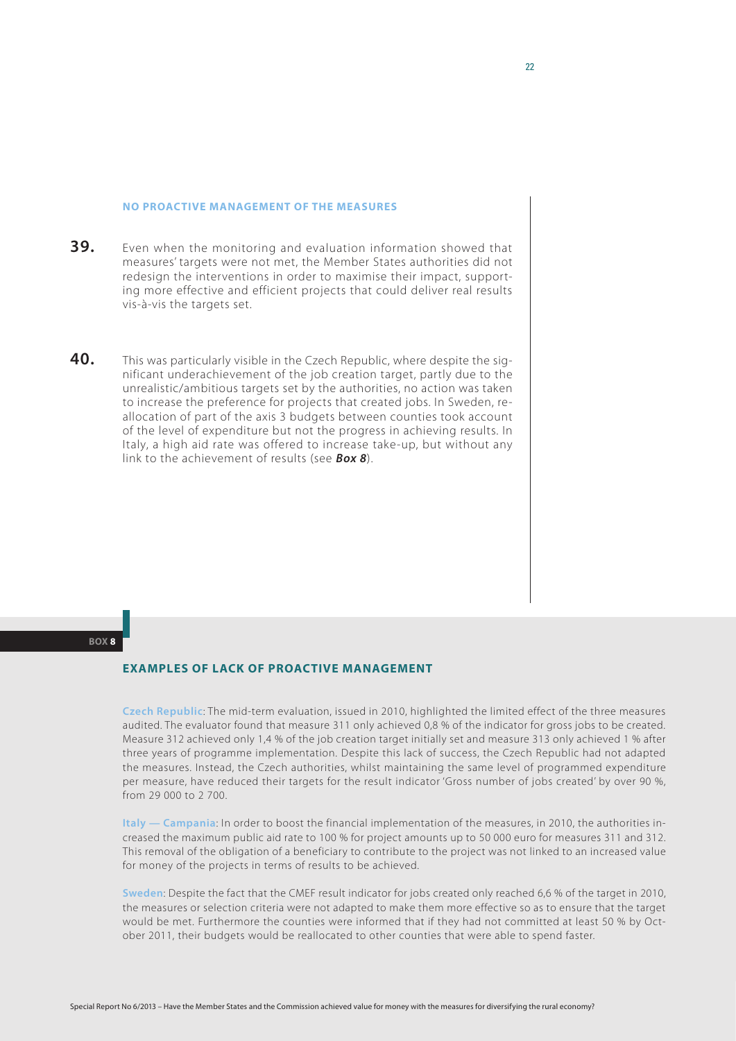### NO PROACTIVE MANAGEMENT OF THE MEASURES

**39.** Even when the monitoring and evaluation information showed that measures' targets were not met, the Member States authorities did not redesign the interventions in order to maximise their impact, supporting more effective and efficient projects that could deliver real results vis-à-vis the targets set.

**40.** This was particularly visible in the Czech Republic, where despite the significant underachievement of the job creation target, partly due to the unrealistic/ambitious targets set by the authorities, no action was taken to increase the preference for projects that created jobs. In Sweden, reallocation of part of the axis 3 budgets between counties took account of the level of expenditure but not the progress in achieving results. In Italy, a high aid rate was offered to increase take-up, but without any link to the achievement of results (see ***Box 8***).

**BOX 8**

### EXAMPLES OF LACK OF PROACTIVE MANAGEMENT

**Czech Republic**: The mid-term evaluation, issued in 2010, highlighted the limited effect of the three measures audited. The evaluator found that measure 311 only achieved 0,8 % of the indicator for gross jobs to be created. Measure 312 achieved only 1,4 % of the job creation target initially set and measure 313 only achieved 1 % after three years of programme implementation. Despite this lack of success, the Czech Republic had not adapted the measures. Instead, the Czech authorities, whilst maintaining the same level of programmed expenditure per measure, have reduced their targets for the result indicator 'Gross number of jobs created' by over 90 %, from 29 000 to 2 700.

**Italy — Campania**: In order to boost the financial implementation of the measures, in 2010, the authorities increased the maximum public aid rate to 100 % for project amounts up to 50 000 euro for measures 311 and 312. This removal of the obligation of a beneficiary to contribute to the project was not linked to an increased value for money of the projects in terms of results to be achieved.

**Sweden**: Despite the fact that the CMEF result indicator for jobs created only reached 6,6 % of the target in 2010, the measures or selection criteria were not adapted to make them more effective so as to ensure that the target would be met. Furthermore the counties were informed that if they had not committed at least 50 % by October 2011, their budgets would be reallocated to other counties that were able to spend faster.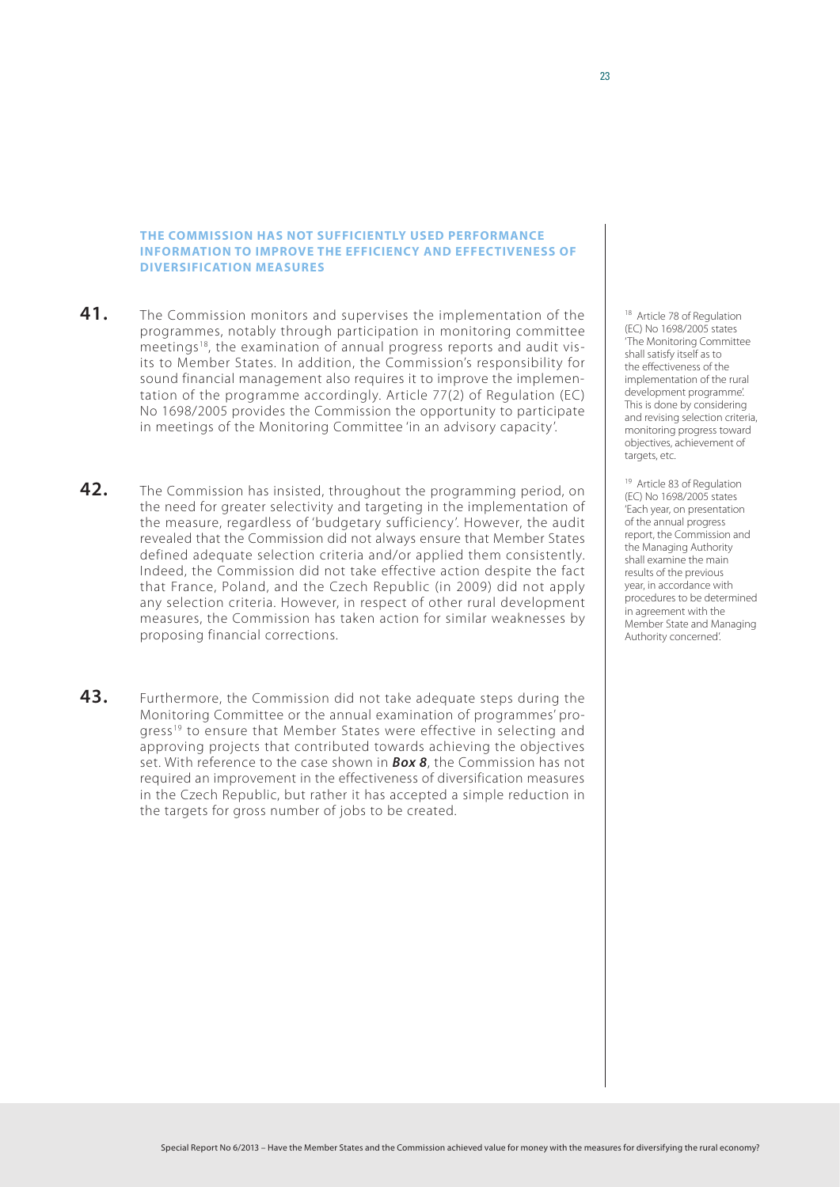### THE COMMISSION HAS NOT SUFFICIENTLY USED PERFORMANCE INFORMATION TO IMPROVE THE EFFICIENCY AND EFFECTIVENESS OF DIVERSIFICATION MEASURES

**41.** The Commission monitors and supervises the implementation of the programmes, notably through participation in monitoring committee meetings[18], the examination of annual progress reports and audit visits to Member States. In addition, the Commission's responsibility for sound financial management also requires it to improve the implementation of the programme accordingly. Article 77(2) of Regulation (EC) No 1698/2005 provides the Commission the opportunity to participate in meetings of the Monitoring Committee 'in an advisory capacity'.

**42.** The Commission has insisted, throughout the programming period, on the need for greater selectivity and targeting in the implementation of the measure, regardless of 'budgetary sufficiency'. However, the audit revealed that the Commission did not always ensure that Member States defined adequate selection criteria and/or applied them consistently. Indeed, the Commission did not take effective action despite the fact that France, Poland, and the Czech Republic (in 2009) did not apply any selection criteria. However, in respect of other rural development measures, the Commission has taken action for similar weaknesses by proposing financial corrections.

**43.** Furthermore, the Commission did not take adequate steps during the Monitoring Committee or the annual examination of programmes' progress[19] to ensure that Member States were effective in selecting and approving projects that contributed towards achieving the objectives set. With reference to the case shown in ***Box 8***, the Commission has not required an improvement in the effectiveness of diversification measures in the Czech Republic, but rather it has accepted a simple reduction in the targets for gross number of jobs to be created.

---

[18] Article 78 of Regulation (EC) No 1698/2005 states 'The Monitoring Committee shall satisfy itself as to the effectiveness of the implementation of the rural development programme'. This is done by considering and revising selection criteria, monitoring progress toward objectives, achievement of targets, etc.

[19] Article 83 of Regulation (EC) No 1698/2005 states 'Each year, on presentation of the annual progress report, the Commission and the Managing Authority shall examine the main results of the previous year, in accordance with procedures to be determined in agreement with the Member State and Managing Authority concerned'.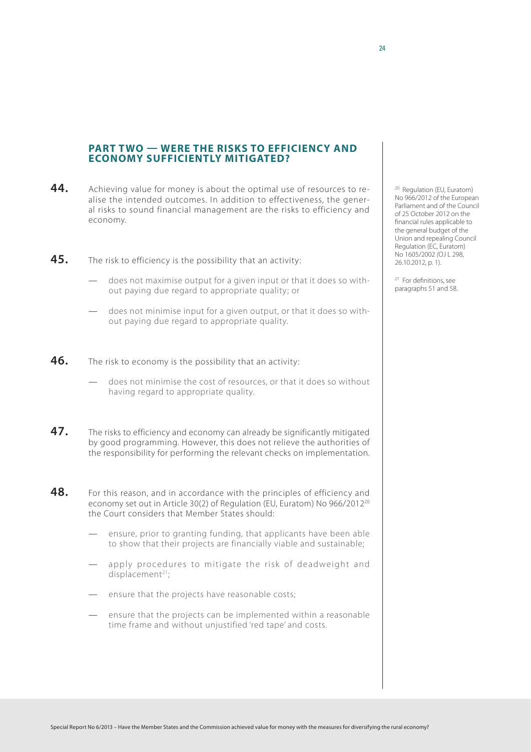## PART TWO — WERE THE RISKS TO EFFICIENCY AND ECONOMY SUFFICIENTLY MITIGATED?

**44.** Achieving value for money is about the optimal use of resources to realise the intended outcomes. In addition to effectiveness, the general risks to sound financial management are the risks to efficiency and economy.

**45.** The risk to efficiency is the possibility that an activity:

- does not maximise output for a given input or that it does so without paying due regard to appropriate quality; or
- does not minimise input for a given output, or that it does so without paying due regard to appropriate quality.

**46.** The risk to economy is the possibility that an activity:

- does not minimise the cost of resources, or that it does so without having regard to appropriate quality.

**47.** The risks to efficiency and economy can already be significantly mitigated by good programming. However, this does not relieve the authorities of the responsibility for performing the relevant checks on implementation.

**48.** For this reason, and in accordance with the principles of efficiency and economy set out in Article 30(2) of Regulation (EU, Euratom) No 966/2012[20] the Court considers that Member States should:

- ensure, prior to granting funding, that applicants have been able to show that their projects are financially viable and sustainable;
- apply procedures to mitigate the risk of deadweight and displacement[21];
- ensure that the projects have reasonable costs;
- ensure that the projects can be implemented within a reasonable time frame and without unjustified 'red tape' and costs.

[20] Regulation (EU, Euratom) No 966/2012 of the European Parliament and of the Council of 25 October 2012 on the financial rules applicable to the general budget of the Union and repealing Council Regulation (EC, Euratom) No 1605/2002 (OJ L 298, 26.10.2012, p. 1).

[21] For definitions, see paragraphs 51 and 58.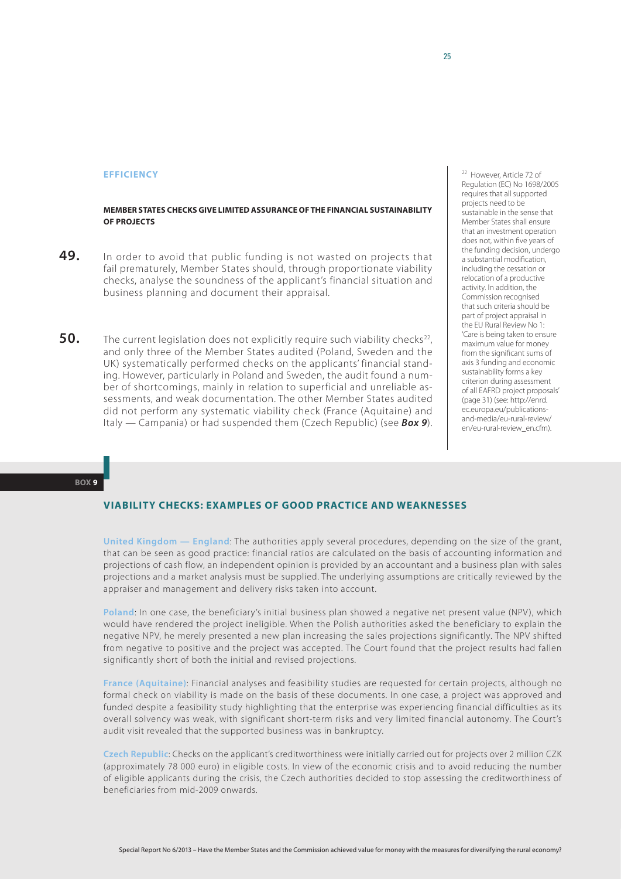### EFFICIENCY

#### MEMBER STATES CHECKS GIVE LIMITED ASSURANCE OF THE FINANCIAL SUSTAINABILITY OF PROJECTS

**49.** In order to avoid that public funding is not wasted on projects that fail prematurely, Member States should, through proportionate viability checks, analyse the soundness of the applicant's financial situation and business planning and document their appraisal.

**50.** The current legislation does not explicitly require such viability checks[22], and only three of the Member States audited (Poland, Sweden and the UK) systematically performed checks on the applicants' financial standing. However, particularly in Poland and Sweden, the audit found a number of shortcomings, mainly in relation to superficial and unreliable assessments, and weak documentation. The other Member States audited did not perform any systematic viability check (France (Aquitaine) and Italy — Campania) or had suspended them (Czech Republic) (see ***Box 9***).

[22] However, Article 72 of Regulation (EC) No 1698/2005 requires that all supported projects need to be sustainable in the sense that Member States shall ensure that an investment operation does not, within five years of the funding decision, undergo a substantial modification, including the cessation or relocation of a productive activity. In addition, the Commission recognised that such criteria should be part of project appraisal in the EU Rural Review No 1: 'Care is being taken to ensure maximum value for money from the significant sums of axis 3 funding and economic sustainability forms a key criterion during assessment of all EAFRD project proposals' (page 31) (see: http://enrd.ec.europa.eu/publications-and-media/eu-rural-review/en/eu-rural-review_en.cfm).

**BOX 9**

#### VIABILITY CHECKS: EXAMPLES OF GOOD PRACTICE AND WEAKNESSES

**United Kingdom — England**: The authorities apply several procedures, depending on the size of the grant, that can be seen as good practice: financial ratios are calculated on the basis of accounting information and projections of cash flow, an independent opinion is provided by an accountant and a business plan with sales projections and a market analysis must be supplied. The underlying assumptions are critically reviewed by the appraiser and management and delivery risks taken into account.

**Poland**: In one case, the beneficiary's initial business plan showed a negative net present value (NPV), which would have rendered the project ineligible. When the Polish authorities asked the beneficiary to explain the negative NPV, he merely presented a new plan increasing the sales projections significantly. The NPV shifted from negative to positive and the project was accepted. The Court found that the project results had fallen significantly short of both the initial and revised projections.

**France (Aquitaine)**: Financial analyses and feasibility studies are requested for certain projects, although no formal check on viability is made on the basis of these documents. In one case, a project was approved and funded despite a feasibility study highlighting that the enterprise was experiencing financial difficulties as its overall solvency was weak, with significant short-term risks and very limited financial autonomy. The Court's audit visit revealed that the supported business was in bankruptcy.

**Czech Republic**: Checks on the applicant's creditworthiness were initially carried out for projects over 2 million CZK (approximately 78 000 euro) in eligible costs. In view of the economic crisis and to avoid reducing the number of eligible applicants during the crisis, the Czech authorities decided to stop assessing the creditworthiness of beneficiaries from mid-2009 onwards.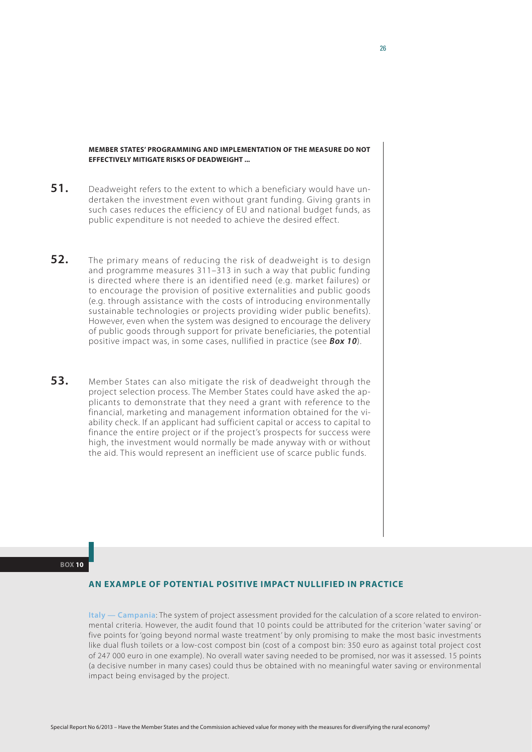**MEMBER STATES' PROGRAMMING AND IMPLEMENTATION OF THE MEASURE DO NOT EFFECTIVELY MITIGATE RISKS OF DEADWEIGHT ...**

**51.** Deadweight refers to the extent to which a beneficiary would have undertaken the investment even without grant funding. Giving grants in such cases reduces the efficiency of EU and national budget funds, as public expenditure is not needed to achieve the desired effect.

**52.** The primary means of reducing the risk of deadweight is to design and programme measures 311–313 in such a way that public funding is directed where there is an identified need (e.g. market failures) or to encourage the provision of positive externalities and public goods (e.g. through assistance with the costs of introducing environmentally sustainable technologies or projects providing wider public benefits). However, even when the system was designed to encourage the delivery of public goods through support for private beneficiaries, the potential positive impact was, in some cases, nullified in practice (see ***Box 10***).

**53.** Member States can also mitigate the risk of deadweight through the project selection process. The Member States could have asked the applicants to demonstrate that they need a grant with reference to the financial, marketing and management information obtained for the viability check. If an applicant had sufficient capital or access to capital to finance the entire project or if the project's prospects for success were high, the investment would normally be made anyway with or without the aid. This would represent an inefficient use of scarce public funds.

**BOX 10**

### AN EXAMPLE OF POTENTIAL POSITIVE IMPACT NULLIFIED IN PRACTICE

**Italy — Campania**: The system of project assessment provided for the calculation of a score related to environmental criteria. However, the audit found that 10 points could be attributed for the criterion 'water saving' or five points for 'going beyond normal waste treatment' by only promising to make the most basic investments like dual flush toilets or a low-cost compost bin (cost of a compost bin: 350 euro as against total project cost of 247 000 euro in one example). No overall water saving needed to be promised, nor was it assessed. 15 points (a decisive number in many cases) could thus be obtained with no meaningful water saving or environmental impact being envisaged by the project.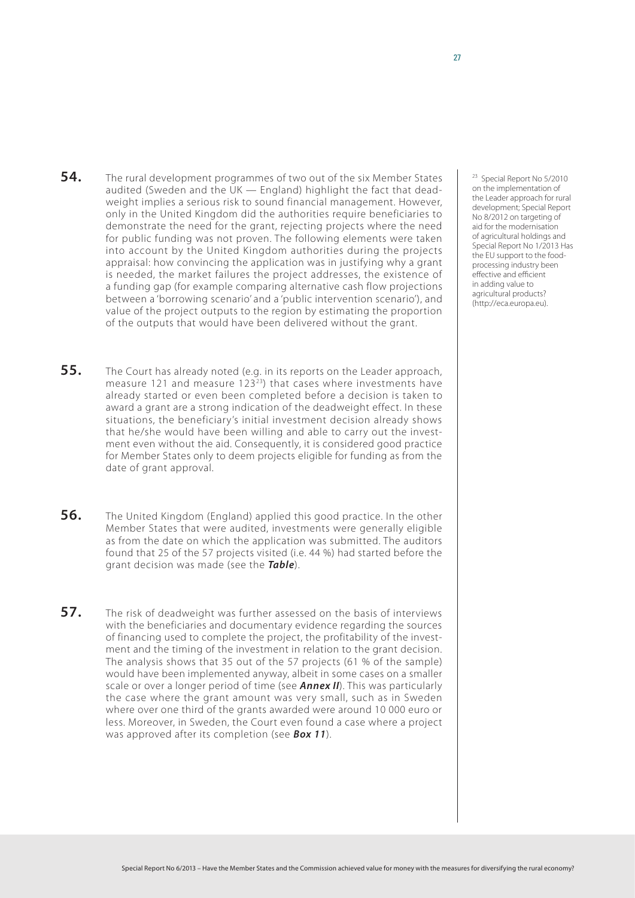**54.** The rural development programmes of two out of the six Member States audited (Sweden and the UK — England) highlight the fact that deadweight implies a serious risk to sound financial management. However, only in the United Kingdom did the authorities require beneficiaries to demonstrate the need for the grant, rejecting projects where the need for public funding was not proven. The following elements were taken into account by the United Kingdom authorities during the projects appraisal: how convincing the application was in justifying why a grant is needed, the market failures the project addresses, the existence of a funding gap (for example comparing alternative cash flow projections between a 'borrowing scenario' and a 'public intervention scenario'), and value of the project outputs to the region by estimating the proportion of the outputs that would have been delivered without the grant.

**55.** The Court has already noted (e.g. in its reports on the Leader approach, measure 121 and measure 123[23]) that cases where investments have already started or even been completed before a decision is taken to award a grant are a strong indication of the deadweight effect. In these situations, the beneficiary's initial investment decision already shows that he/she would have been willing and able to carry out the investment even without the aid. Consequently, it is considered good practice for Member States only to deem projects eligible for funding as from the date of grant approval.

**56.** The United Kingdom (England) applied this good practice. In the other Member States that were audited, investments were generally eligible as from the date on which the application was submitted. The auditors found that 25 of the 57 projects visited (i.e. 44 %) had started before the grant decision was made (see the ***Table***).

**57.** The risk of deadweight was further assessed on the basis of interviews with the beneficiaries and documentary evidence regarding the sources of financing used to complete the project, the profitability of the investment and the timing of the investment in relation to the grant decision. The analysis shows that 35 out of the 57 projects (61 % of the sample) would have been implemented anyway, albeit in some cases on a smaller scale or over a longer period of time (see ***Annex II***). This was particularly the case where the grant amount was very small, such as in Sweden where over one third of the grants awarded were around 10 000 euro or less. Moreover, in Sweden, the Court even found a case where a project was approved after its completion (see ***Box 11***).

[23] Special Report No 5/2010 on the implementation of the Leader approach for rural development; Special Report No 8/2012 on targeting of aid for the modernisation of agricultural holdings and Special Report No 1/2013 Has the EU support to the food-processing industry been effective and efficient in adding value to agricultural products? (http://eca.europa.eu).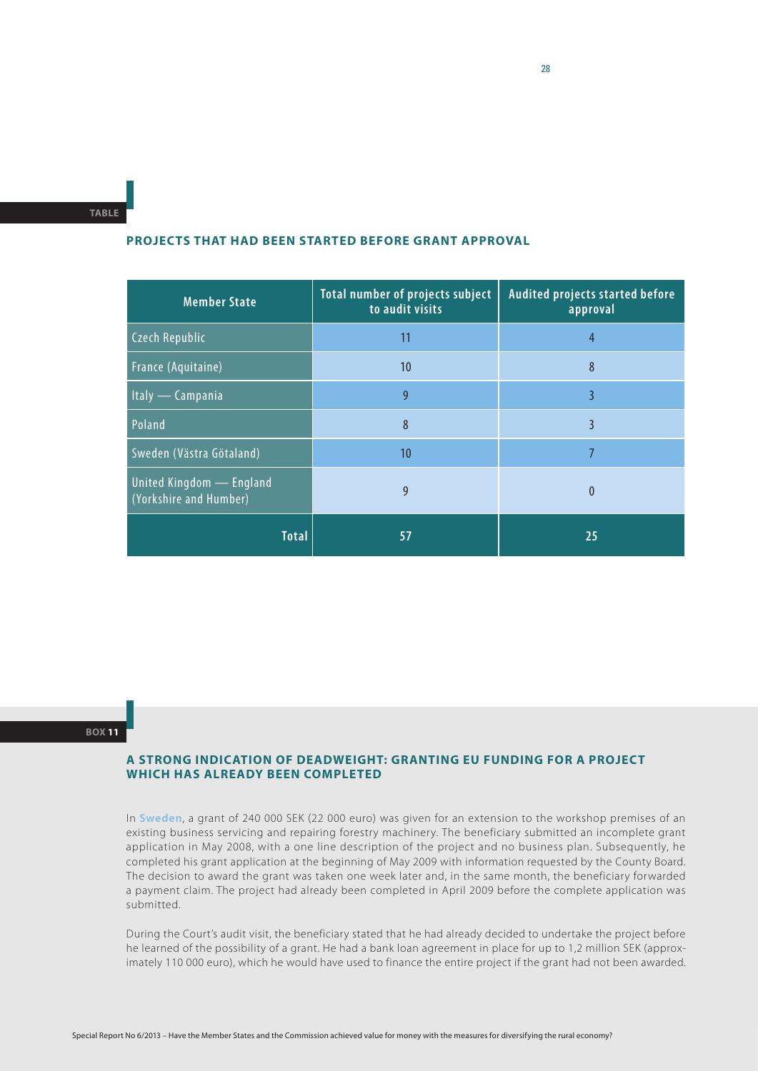TABLE

## PROJECTS THAT HAD BEEN STARTED BEFORE GRANT APPROVAL

| Member State | Total number of projects subject to audit visits | Audited projects started before approval |
|---|---|---|
| Czech Republic | 11 | 4 |
| France (Aquitaine) | 10 | 8 |
| Italy — Campania | 9 | 3 |
| Poland | 8 | 3 |
| Sweden (Västra Götaland) | 10 | 7 |
| United Kingdom — England (Yorkshire and Humber) | 9 | 0 |
| **Total** | **57** | **25** |

BOX 11

## A STRONG INDICATION OF DEADWEIGHT: GRANTING EU FUNDING FOR A PROJECT WHICH HAS ALREADY BEEN COMPLETED

In **Sweden**, a grant of 240 000 SEK (22 000 euro) was given for an extension to the workshop premises of an existing business servicing and repairing forestry machinery. The beneficiary submitted an incomplete grant application in May 2008, with a one line description of the project and no business plan. Subsequently, he completed his grant application at the beginning of May 2009 with information requested by the County Board. The decision to award the grant was taken one week later and, in the same month, the beneficiary forwarded a payment claim. The project had already been completed in April 2009 before the complete application was submitted.

During the Court's audit visit, the beneficiary stated that he had already decided to undertake the project before he learned of the possibility of a grant. He had a bank loan agreement in place for up to 1,2 million SEK (approximately 110 000 euro), which he would have used to finance the entire project if the grant had not been awarded.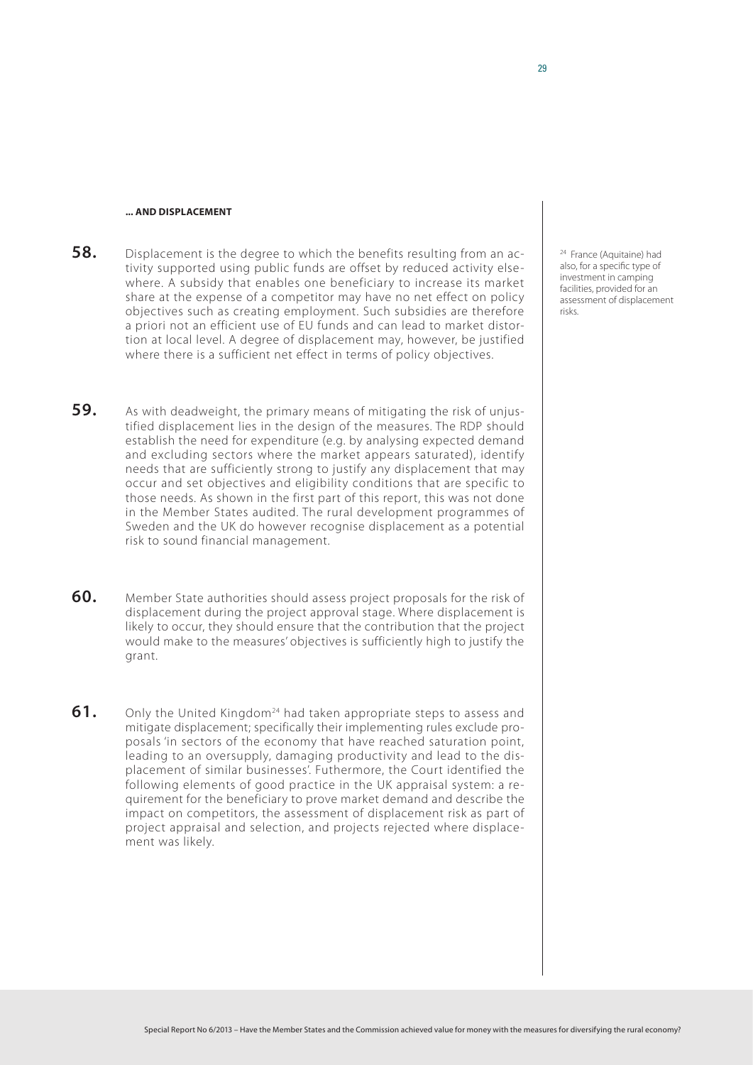#### ... AND DISPLACEMENT

**58.** Displacement is the degree to which the benefits resulting from an activity supported using public funds are offset by reduced activity elsewhere. A subsidy that enables one beneficiary to increase its market share at the expense of a competitor may have no net effect on policy objectives such as creating employment. Such subsidies are therefore a priori not an efficient use of EU funds and can lead to market distortion at local level. A degree of displacement may, however, be justified where there is a sufficient net effect in terms of policy objectives.

**59.** As with deadweight, the primary means of mitigating the risk of unjustified displacement lies in the design of the measures. The RDP should establish the need for expenditure (e.g. by analysing expected demand and excluding sectors where the market appears saturated), identify needs that are sufficiently strong to justify any displacement that may occur and set objectives and eligibility conditions that are specific to those needs. As shown in the first part of this report, this was not done in the Member States audited. The rural development programmes of Sweden and the UK do however recognise displacement as a potential risk to sound financial management.

**60.** Member State authorities should assess project proposals for the risk of displacement during the project approval stage. Where displacement is likely to occur, they should ensure that the contribution that the project would make to the measures' objectives is sufficiently high to justify the grant.

**61.** Only the United Kingdom[24] had taken appropriate steps to assess and mitigate displacement; specifically their implementing rules exclude proposals 'in sectors of the economy that have reached saturation point, leading to an oversupply, damaging productivity and lead to the displacement of similar businesses'. Futhermore, the Court identified the following elements of good practice in the UK appraisal system: a requirement for the beneficiary to prove market demand and describe the impact on competitors, the assessment of displacement risk as part of project appraisal and selection, and projects rejected where displacement was likely.

[24] France (Aquitaine) had also, for a specific type of investment in camping facilities, provided for an assessment of displacement risks.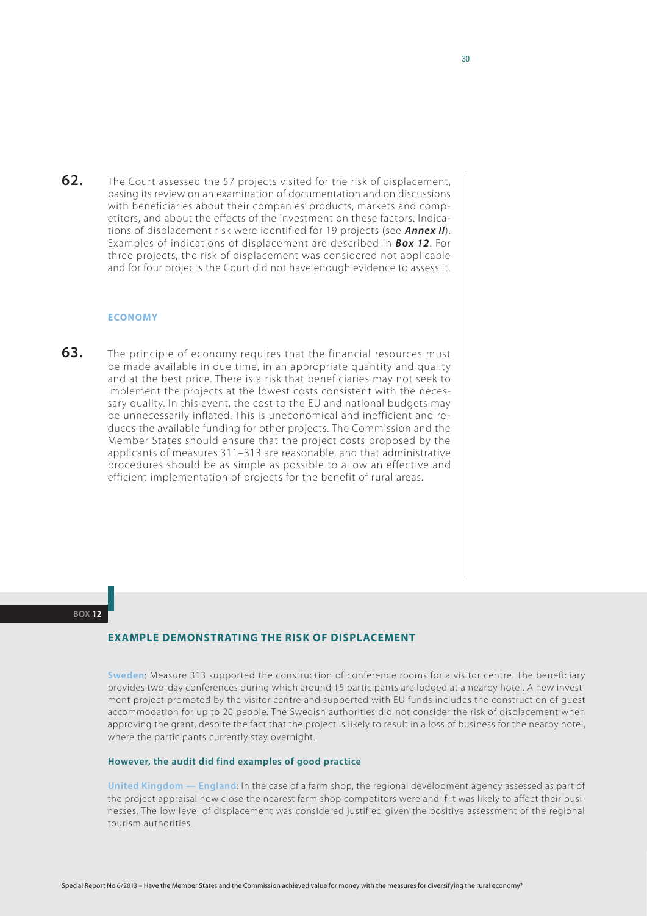**62.** The Court assessed the 57 projects visited for the risk of displacement, basing its review on an examination of documentation and on discussions with beneficiaries about their companies' products, markets and competitors, and about the effects of the investment on these factors. Indications of displacement risk were identified for 19 projects (see ***Annex II***). Examples of indications of displacement are described in ***Box 12***. For three projects, the risk of displacement was considered not applicable and for four projects the Court did not have enough evidence to assess it.

### ECONOMY

**63.** The principle of economy requires that the financial resources must be made available in due time, in an appropriate quantity and quality and at the best price. There is a risk that beneficiaries may not seek to implement the projects at the lowest costs consistent with the necessary quality. In this event, the cost to the EU and national budgets may be unnecessarily inflated. This is uneconomical and inefficient and reduces the available funding for other projects. The Commission and the Member States should ensure that the project costs proposed by the applicants of measures 311–313 are reasonable, and that administrative procedures should be as simple as possible to allow an effective and efficient implementation of projects for the benefit of rural areas.

**BOX 12**

#### EXAMPLE DEMONSTRATING THE RISK OF DISPLACEMENT

**Sweden**: Measure 313 supported the construction of conference rooms for a visitor centre. The beneficiary provides two-day conferences during which around 15 participants are lodged at a nearby hotel. A new investment project promoted by the visitor centre and supported with EU funds includes the construction of guest accommodation for up to 20 people. The Swedish authorities did not consider the risk of displacement when approving the grant, despite the fact that the project is likely to result in a loss of business for the nearby hotel, where the participants currently stay overnight.

**However, the audit did find examples of good practice**

**United Kingdom — England**: In the case of a farm shop, the regional development agency assessed as part of the project appraisal how close the nearest farm shop competitors were and if it was likely to affect their businesses. The low level of displacement was considered justified given the positive assessment of the regional tourism authorities.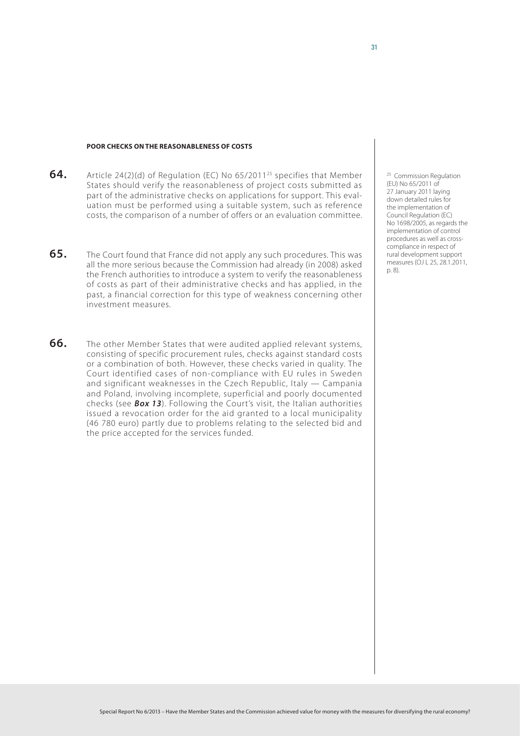#### POOR CHECKS ON THE REASONABLENESS OF COSTS

**64.** Article 24(2)(d) of Regulation (EC) No 65/2011[25] specifies that Member States should verify the reasonableness of project costs submitted as part of the administrative checks on applications for support. This evaluation must be performed using a suitable system, such as reference costs, the comparison of a number of offers or an evaluation committee.

**65.** The Court found that France did not apply any such procedures. This was all the more serious because the Commission had already (in 2008) asked the French authorities to introduce a system to verify the reasonableness of costs as part of their administrative checks and has applied, in the past, a financial correction for this type of weakness concerning other investment measures.

**66.** The other Member States that were audited applied relevant systems, consisting of specific procurement rules, checks against standard costs or a combination of both. However, these checks varied in quality. The Court identified cases of non-compliance with EU rules in Sweden and significant weaknesses in the Czech Republic, Italy — Campania and Poland, involving incomplete, superficial and poorly documented checks (see ***Box 13***). Following the Court's visit, the Italian authorities issued a revocation order for the aid granted to a local municipality (46 780 euro) partly due to problems relating to the selected bid and the price accepted for the services funded.

[25] Commission Regulation (EU) No 65/2011 of 27 January 2011 laying down detailed rules for the implementation of Council Regulation (EC) No 1698/2005, as regards the implementation of control procedures as well as cross-compliance in respect of rural development support measures (OJ L 25, 28.1.2011, p. 8).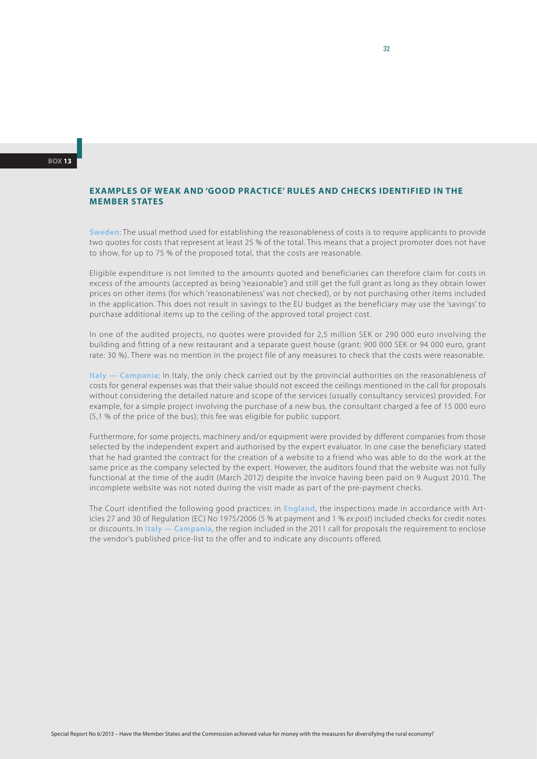BOX 13

## EXAMPLES OF WEAK AND 'GOOD PRACTICE' RULES AND CHECKS IDENTIFIED IN THE MEMBER STATES

**Sweden**: The usual method used for establishing the reasonableness of costs is to require applicants to provide two quotes for costs that represent at least 25 % of the total. This means that a project promoter does not have to show, for up to 75 % of the proposed total, that the costs are reasonable.

Eligible expenditure is not limited to the amounts quoted and beneficiaries can therefore claim for costs in excess of the amounts (accepted as being 'reasonable') and still get the full grant as long as they obtain lower prices on other items (for which 'reasonableness' was not checked), or by not purchasing other items included in the application. This does not result in savings to the EU budget as the beneficiary may use the 'savings' to purchase additional items up to the ceiling of the approved total project cost.

In one of the audited projects, no quotes were provided for 2,5 million SEK or 290 000 euro involving the building and fitting of a new restaurant and a separate guest house (grant: 900 000 SEK or 94 000 euro, grant rate: 30 %). There was no mention in the project file of any measures to check that the costs were reasonable.

**Italy — Campania**: In Italy, the only check carried out by the provincial authorities on the reasonableness of costs for general expenses was that their value should not exceed the ceilings mentioned in the call for proposals without considering the detailed nature and scope of the services (usually consultancy services) provided. For example, for a simple project involving the purchase of a new bus, the consultant charged a fee of 15 000 euro (5,1 % of the price of the bus); this fee was eligible for public support.

Furthermore, for some projects, machinery and/or equipment were provided by different companies from those selected by the independent expert and authorised by the expert evaluator. In one case the beneficiary stated that he had granted the contract for the creation of a website to a friend who was able to do the work at the same price as the company selected by the expert. However, the auditors found that the website was not fully functional at the time of the audit (March 2012) despite the invoice having been paid on 9 August 2010. The incomplete website was not noted during the visit made as part of the pre-payment checks.

The Court identified the following good practices: in **England**, the inspections made in accordance with Articles 27 and 30 of Regulation (EC) No 1975/2006 (5 % at payment and 1 % *ex post*) included checks for credit notes or discounts. In **Italy — Campania**, the region included in the 2011 call for proposals the requirement to enclose the vendor's published price-list to the offer and to indicate any discounts offered.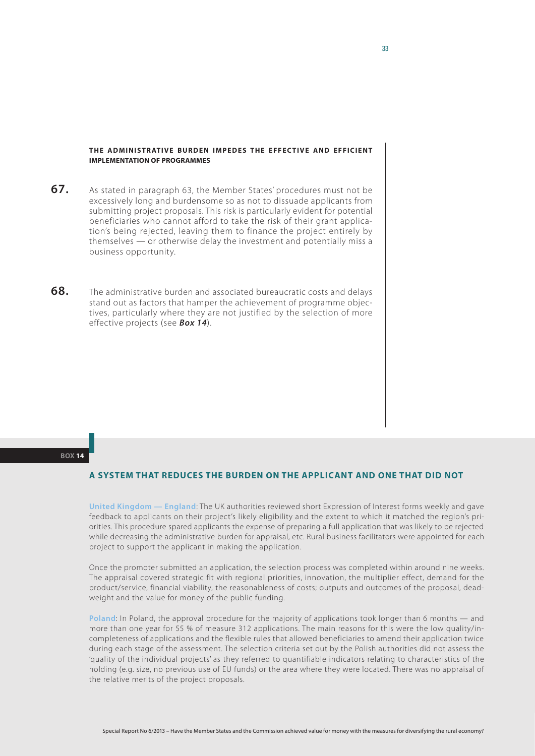### THE ADMINISTRATIVE BURDEN IMPEDES THE EFFECTIVE AND EFFICIENT IMPLEMENTATION OF PROGRAMMES

**67.** As stated in paragraph 63, the Member States' procedures must not be excessively long and burdensome so as not to dissuade applicants from submitting project proposals. This risk is particularly evident for potential beneficiaries who cannot afford to take the risk of their grant application's being rejected, leaving them to finance the project entirely by themselves — or otherwise delay the investment and potentially miss a business opportunity.

**68.** The administrative burden and associated bureaucratic costs and delays stand out as factors that hamper the achievement of programme objectives, particularly where they are not justified by the selection of more effective projects (see ***Box 14***).

**BOX 14**

### A SYSTEM THAT REDUCES THE BURDEN ON THE APPLICANT AND ONE THAT DID NOT

**United Kingdom — England**: The UK authorities reviewed short Expression of Interest forms weekly and gave feedback to applicants on their project's likely eligibility and the extent to which it matched the region's priorities. This procedure spared applicants the expense of preparing a full application that was likely to be rejected while decreasing the administrative burden for appraisal, etc. Rural business facilitators were appointed for each project to support the applicant in making the application.

Once the promoter submitted an application, the selection process was completed within around nine weeks. The appraisal covered strategic fit with regional priorities, innovation, the multiplier effect, demand for the product/service, financial viability, the reasonableness of costs; outputs and outcomes of the proposal, deadweight and the value for money of the public funding.

**Poland**: In Poland, the approval procedure for the majority of applications took longer than 6 months — and more than one year for 55 % of measure 312 applications. The main reasons for this were the low quality/incompleteness of applications and the flexible rules that allowed beneficiaries to amend their application twice during each stage of the assessment. The selection criteria set out by the Polish authorities did not assess the 'quality of the individual projects' as they referred to quantifiable indicators relating to characteristics of the holding (e.g. size, no previous use of EU funds) or the area where they were located. There was no appraisal of the relative merits of the project proposals.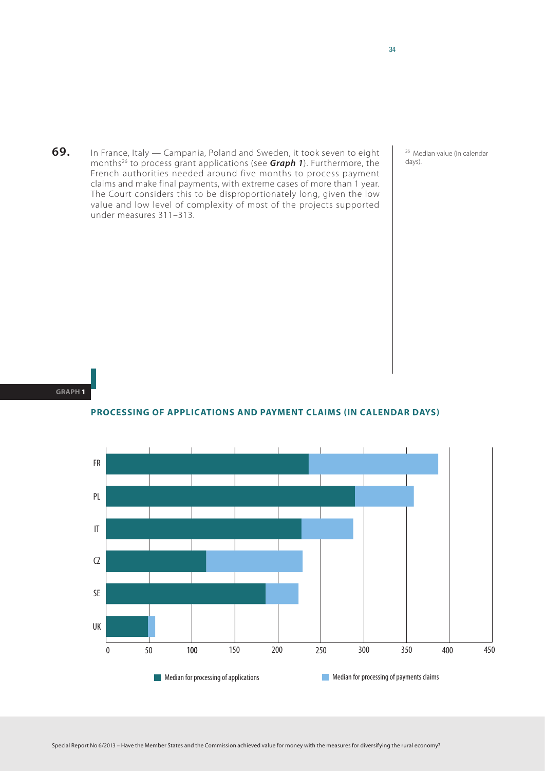**69.** In France, Italy — Campania, Poland and Sweden, it took seven to eight months[26] to process grant applications (see ***Graph 1***). Furthermore, the French authorities needed around five months to process payment claims and make final payments, with extreme cases of more than 1 year. The Court considers this to be disproportionately long, given the low value and low level of complexity of most of the projects supported under measures 311–313.

[26] Median value (in calendar days).

**GRAPH 1**

**PROCESSING OF APPLICATIONS AND PAYMENT CLAIMS (IN CALENDAR DAYS)**

| | Median for processing of applications | Median for processing of payments claims |
| --- | --- | --- |
| FR | | |
| PL | | |
| IT | | |
| CZ | | |
| SE | | |
| UK | | |

0 50 100 150 200 250 300 350 400 450

Median for processing of applications — Median for processing of payments claims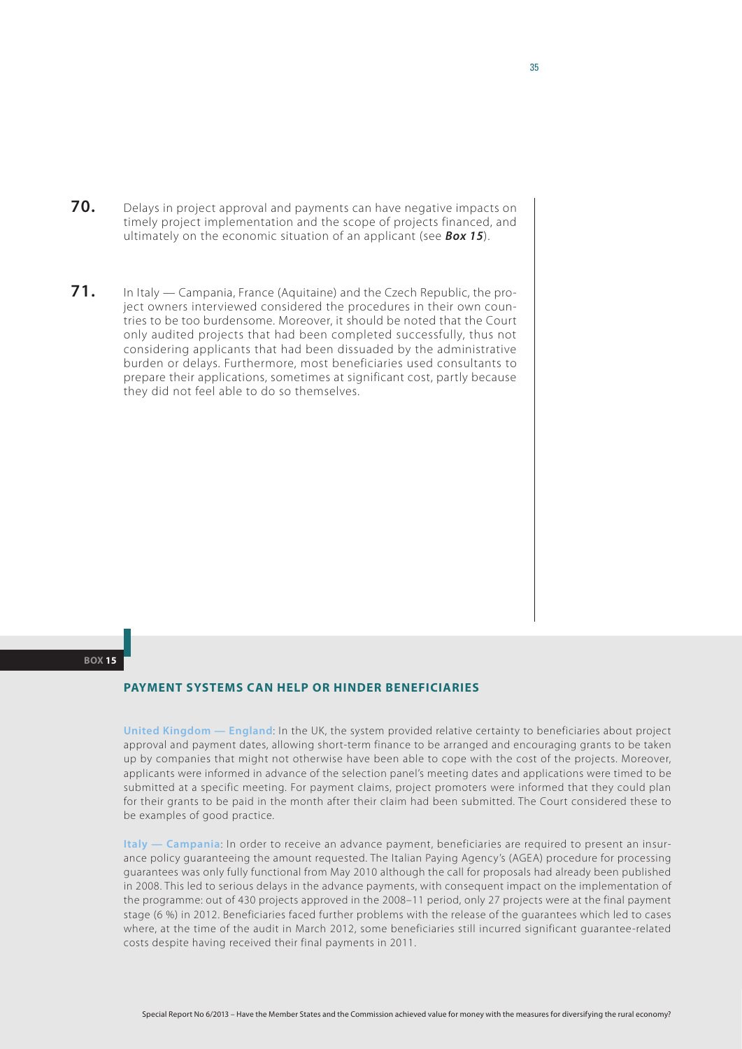**70.** Delays in project approval and payments can have negative impacts on timely project implementation and the scope of projects financed, and ultimately on the economic situation of an applicant (see ***Box 15***).

**71.** In Italy — Campania, France (Aquitaine) and the Czech Republic, the project owners interviewed considered the procedures in their own countries to be too burdensome. Moreover, it should be noted that the Court only audited projects that had been completed successfully, thus not considering applicants that had been dissuaded by the administrative burden or delays. Furthermore, most beneficiaries used consultants to prepare their applications, sometimes at significant cost, partly because they did not feel able to do so themselves.

**BOX 15**

### PAYMENT SYSTEMS CAN HELP OR HINDER BENEFICIARIES

**United Kingdom — England**: In the UK, the system provided relative certainty to beneficiaries about project approval and payment dates, allowing short-term finance to be arranged and encouraging grants to be taken up by companies that might not otherwise have been able to cope with the cost of the projects. Moreover, applicants were informed in advance of the selection panel's meeting dates and applications were timed to be submitted at a specific meeting. For payment claims, project promoters were informed that they could plan for their grants to be paid in the month after their claim had been submitted. The Court considered these to be examples of good practice.

**Italy — Campania**: In order to receive an advance payment, beneficiaries are required to present an insurance policy guaranteeing the amount requested. The Italian Paying Agency's (AGEA) procedure for processing guarantees was only fully functional from May 2010 although the call for proposals had already been published in 2008. This led to serious delays in the advance payments, with consequent impact on the implementation of the programme: out of 430 projects approved in the 2008–11 period, only 27 projects were at the final payment stage (6 %) in 2012. Beneficiaries faced further problems with the release of the guarantees which led to cases where, at the time of the audit in March 2012, some beneficiaries still incurred significant guarantee-related costs despite having received their final payments in 2011.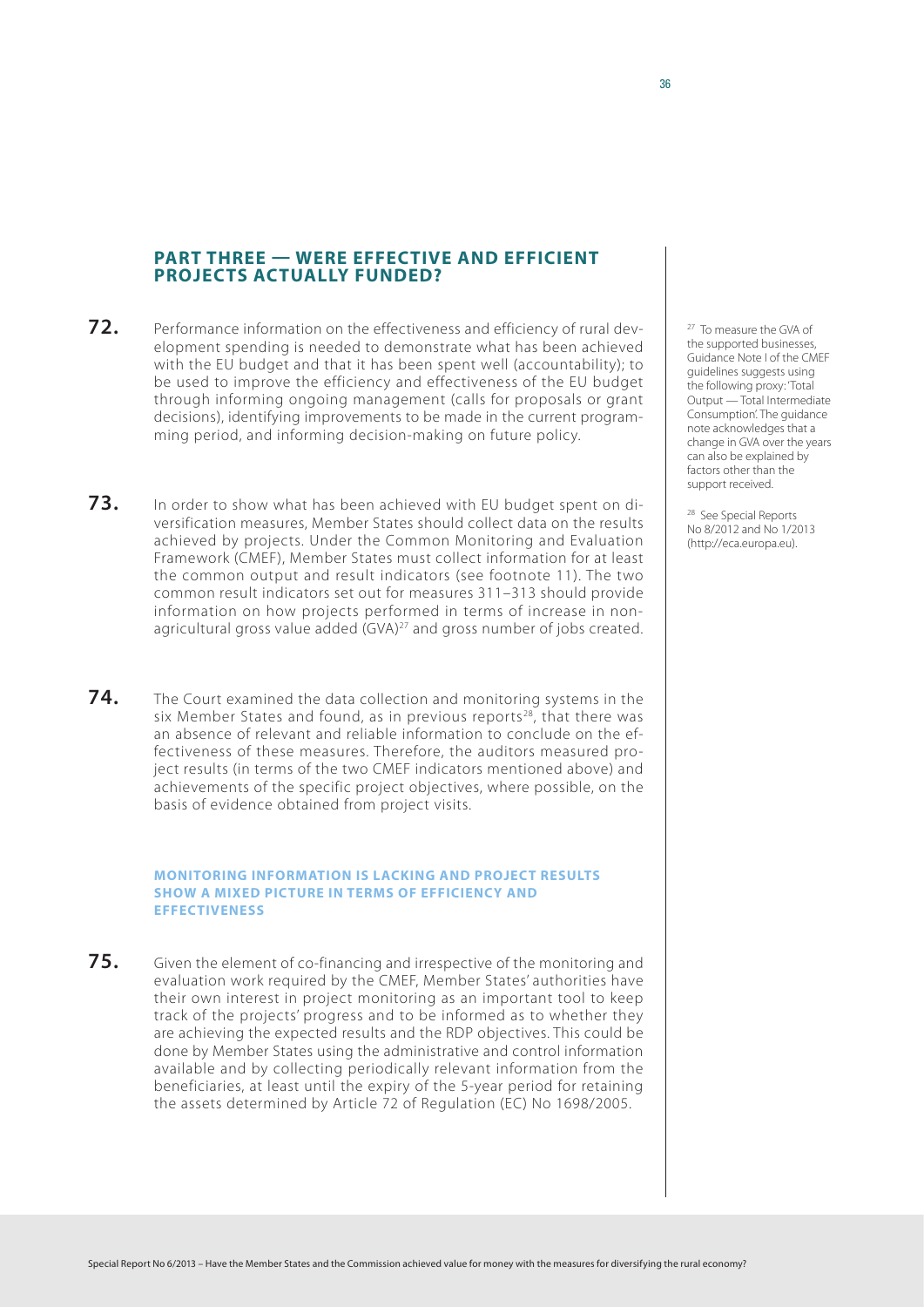## PART THREE — WERE EFFECTIVE AND EFFICIENT PROJECTS ACTUALLY FUNDED?

**72.** Performance information on the effectiveness and efficiency of rural development spending is needed to demonstrate what has been achieved with the EU budget and that it has been spent well (accountability); to be used to improve the efficiency and effectiveness of the EU budget through informing ongoing management (calls for proposals or grant decisions), identifying improvements to be made in the current programming period, and informing decision-making on future policy.

**73.** In order to show what has been achieved with EU budget spent on diversification measures, Member States should collect data on the results achieved by projects. Under the Common Monitoring and Evaluation Framework (CMEF), Member States must collect information for at least the common output and result indicators (see footnote 11). The two common result indicators set out for measures 311–313 should provide information on how projects performed in terms of increase in non-agricultural gross value added (GVA)[27] and gross number of jobs created.

**74.** The Court examined the data collection and monitoring systems in the six Member States and found, as in previous reports[28], that there was an absence of relevant and reliable information to conclude on the effectiveness of these measures. Therefore, the auditors measured project results (in terms of the two CMEF indicators mentioned above) and achievements of the specific project objectives, where possible, on the basis of evidence obtained from project visits.

### MONITORING INFORMATION IS LACKING AND PROJECT RESULTS SHOW A MIXED PICTURE IN TERMS OF EFFICIENCY AND EFFECTIVENESS

**75.** Given the element of co-financing and irrespective of the monitoring and evaluation work required by the CMEF, Member States' authorities have their own interest in project monitoring as an important tool to keep track of the projects' progress and to be informed as to whether they are achieving the expected results and the RDP objectives. This could be done by Member States using the administrative and control information available and by collecting periodically relevant information from the beneficiaries, at least until the expiry of the 5-year period for retaining the assets determined by Article 72 of Regulation (EC) No 1698/2005.

---

[27] To measure the GVA of the supported businesses, Guidance Note I of the CMEF guidelines suggests using the following proxy: 'Total Output — Total Intermediate Consumption'. The guidance note acknowledges that a change in GVA over the years can also be explained by factors other than the support received.

[28] See Special Reports No 8/2012 and No 1/2013 (http://eca.europa.eu).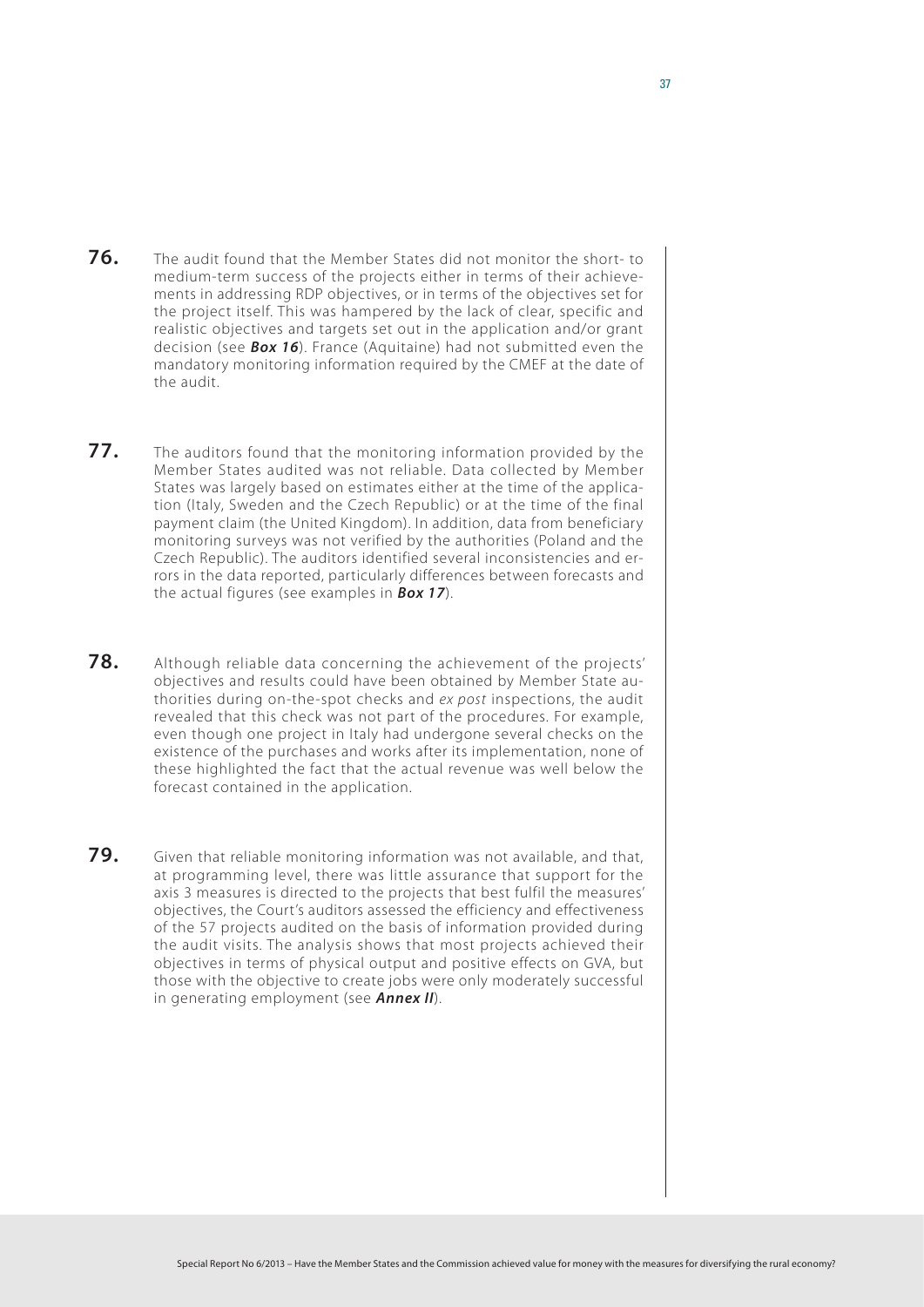**76.** The audit found that the Member States did not monitor the short- to medium-term success of the projects either in terms of their achievements in addressing RDP objectives, or in terms of the objectives set for the project itself. This was hampered by the lack of clear, specific and realistic objectives and targets set out in the application and/or grant decision (see ***Box 16***). France (Aquitaine) had not submitted even the mandatory monitoring information required by the CMEF at the date of the audit.

**77.** The auditors found that the monitoring information provided by the Member States audited was not reliable. Data collected by Member States was largely based on estimates either at the time of the application (Italy, Sweden and the Czech Republic) or at the time of the final payment claim (the United Kingdom). In addition, data from beneficiary monitoring surveys was not verified by the authorities (Poland and the Czech Republic). The auditors identified several inconsistencies and errors in the data reported, particularly differences between forecasts and the actual figures (see examples in ***Box 17***).

**78.** Although reliable data concerning the achievement of the projects' objectives and results could have been obtained by Member State authorities during on-the-spot checks and *ex post* inspections, the audit revealed that this check was not part of the procedures. For example, even though one project in Italy had undergone several checks on the existence of the purchases and works after its implementation, none of these highlighted the fact that the actual revenue was well below the forecast contained in the application.

**79.** Given that reliable monitoring information was not available, and that, at programming level, there was little assurance that support for the axis 3 measures is directed to the projects that best fulfil the measures' objectives, the Court's auditors assessed the efficiency and effectiveness of the 57 projects audited on the basis of information provided during the audit visits. The analysis shows that most projects achieved their objectives in terms of physical output and positive effects on GVA, but those with the objective to create jobs were only moderately successful in generating employment (see ***Annex II***).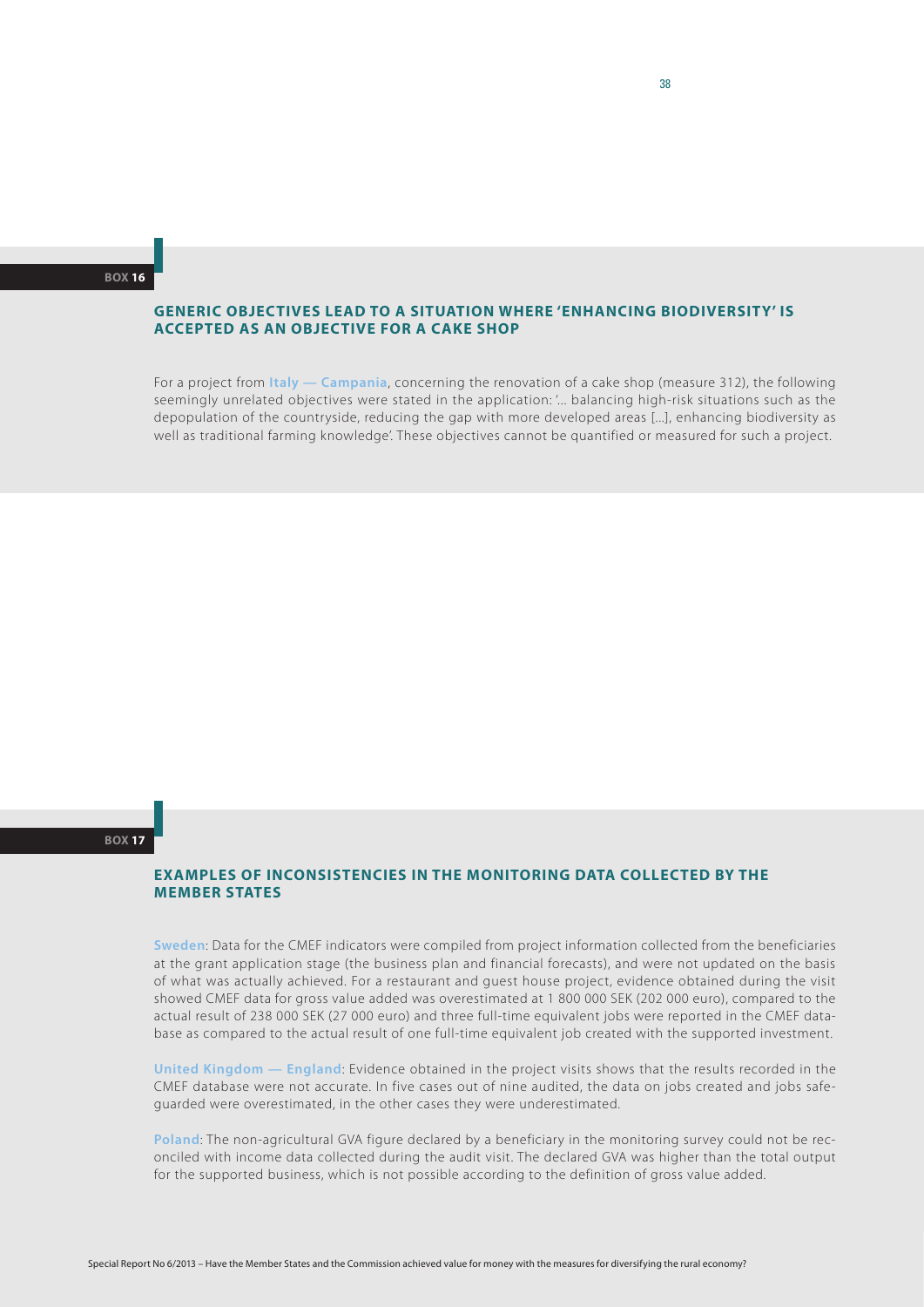**BOX 16**

### GENERIC OBJECTIVES LEAD TO A SITUATION WHERE 'ENHANCING BIODIVERSITY' IS ACCEPTED AS AN OBJECTIVE FOR A CAKE SHOP

For a project from **Italy — Campania**, concerning the renovation of a cake shop (measure 312), the following seemingly unrelated objectives were stated in the application: '... balancing high-risk situations such as the depopulation of the countryside, reducing the gap with more developed areas [...], enhancing biodiversity as well as traditional farming knowledge'. These objectives cannot be quantified or measured for such a project.

**BOX 17**

### EXAMPLES OF INCONSISTENCIES IN THE MONITORING DATA COLLECTED BY THE MEMBER STATES

**Sweden**: Data for the CMEF indicators were compiled from project information collected from the beneficiaries at the grant application stage (the business plan and financial forecasts), and were not updated on the basis of what was actually achieved. For a restaurant and guest house project, evidence obtained during the visit showed CMEF data for gross value added was overestimated at 1 800 000 SEK (202 000 euro), compared to the actual result of 238 000 SEK (27 000 euro) and three full-time equivalent jobs were reported in the CMEF database as compared to the actual result of one full-time equivalent job created with the supported investment.

**United Kingdom — England**: Evidence obtained in the project visits shows that the results recorded in the CMEF database were not accurate. In five cases out of nine audited, the data on jobs created and jobs safeguarded were overestimated, in the other cases they were underestimated.

**Poland**: The non-agricultural GVA figure declared by a beneficiary in the monitoring survey could not be reconciled with income data collected during the audit visit. The declared GVA was higher than the total output for the supported business, which is not possible according to the definition of gross value added.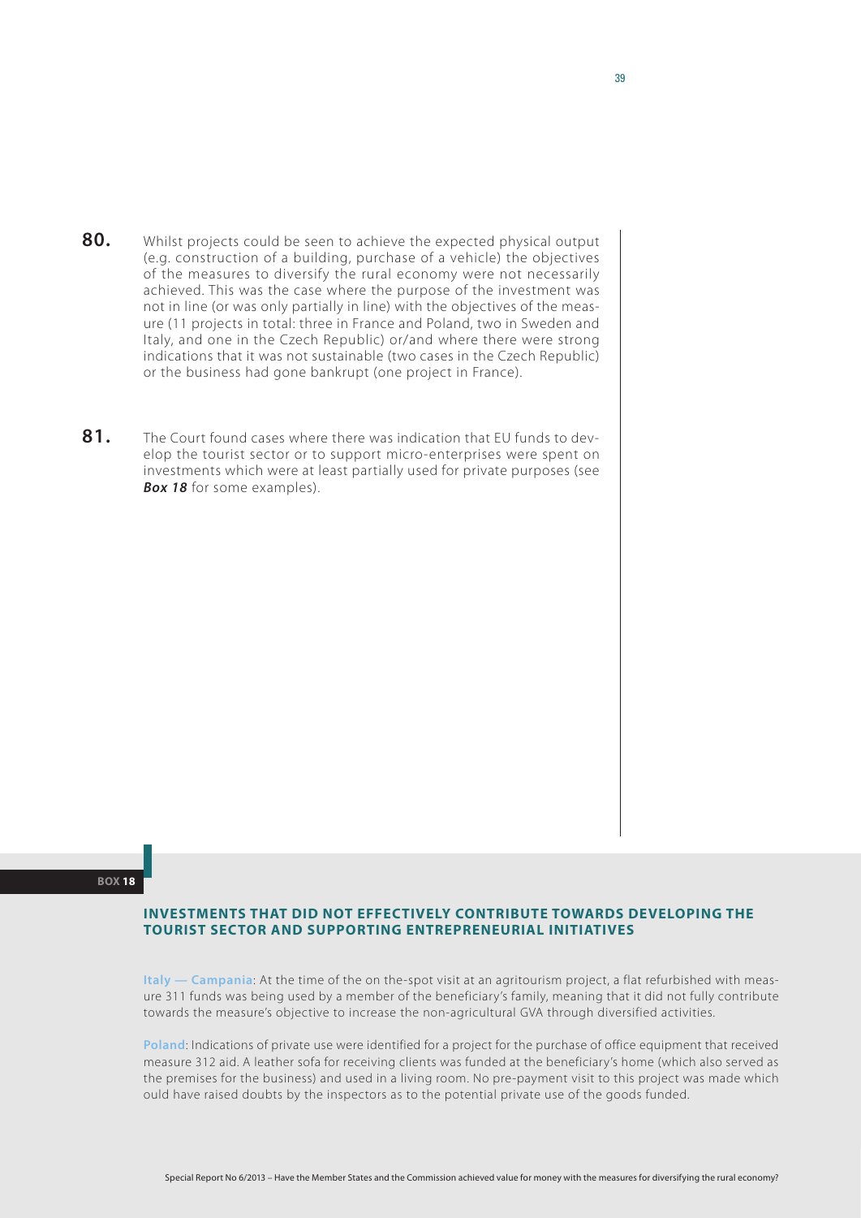**80.** Whilst projects could be seen to achieve the expected physical output (e.g. construction of a building, purchase of a vehicle) the objectives of the measures to diversify the rural economy were not necessarily achieved. This was the case where the purpose of the investment was not in line (or was only partially in line) with the objectives of the measure (11 projects in total: three in France and Poland, two in Sweden and Italy, and one in the Czech Republic) or/and where there were strong indications that it was not sustainable (two cases in the Czech Republic) or the business had gone bankrupt (one project in France).

**81.** The Court found cases where there was indication that EU funds to develop the tourist sector or to support micro-enterprises were spent on investments which were at least partially used for private purposes (see ***Box 18*** for some examples).

**BOX 18**

### INVESTMENTS THAT DID NOT EFFECTIVELY CONTRIBUTE TOWARDS DEVELOPING THE TOURIST SECTOR AND SUPPORTING ENTREPRENEURIAL INITIATIVES

**Italy — Campania**: At the time of the on the-spot visit at an agritourism project, a flat refurbished with measure 311 funds was being used by a member of the beneficiary's family, meaning that it did not fully contribute towards the measure's objective to increase the non-agricultural GVA through diversified activities.

**Poland**: Indications of private use were identified for a project for the purchase of office equipment that received measure 312 aid. A leather sofa for receiving clients was funded at the beneficiary's home (which also served as the premises for the business) and used in a living room. No pre-payment visit to this project was made which ould have raised doubts by the inspectors as to the potential private use of the goods funded.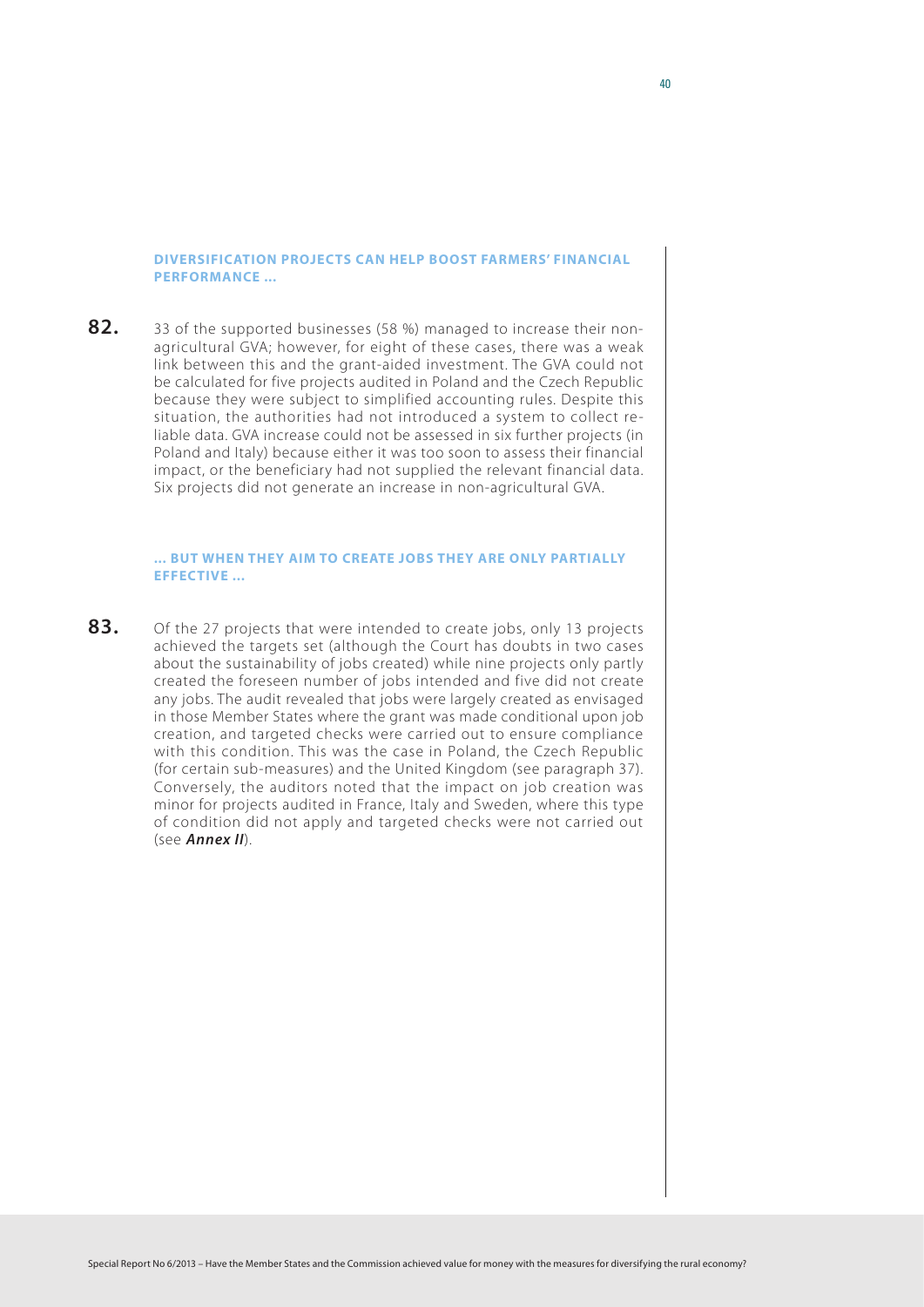### DIVERSIFICATION PROJECTS CAN HELP BOOST FARMERS' FINANCIAL PERFORMANCE ...

**82.** 33 of the supported businesses (58 %) managed to increase their non-agricultural GVA; however, for eight of these cases, there was a weak link between this and the grant-aided investment. The GVA could not be calculated for five projects audited in Poland and the Czech Republic because they were subject to simplified accounting rules. Despite this situation, the authorities had not introduced a system to collect reliable data. GVA increase could not be assessed in six further projects (in Poland and Italy) because either it was too soon to assess their financial impact, or the beneficiary had not supplied the relevant financial data. Six projects did not generate an increase in non-agricultural GVA.

### ... BUT WHEN THEY AIM TO CREATE JOBS THEY ARE ONLY PARTIALLY EFFECTIVE ...

**83.** Of the 27 projects that were intended to create jobs, only 13 projects achieved the targets set (although the Court has doubts in two cases about the sustainability of jobs created) while nine projects only partly created the foreseen number of jobs intended and five did not create any jobs. The audit revealed that jobs were largely created as envisaged in those Member States where the grant was made conditional upon job creation, and targeted checks were carried out to ensure compliance with this condition. This was the case in Poland, the Czech Republic (for certain sub-measures) and the United Kingdom (see paragraph 37). Conversely, the auditors noted that the impact on job creation was minor for projects audited in France, Italy and Sweden, where this type of condition did not apply and targeted checks were not carried out (see ***Annex II***).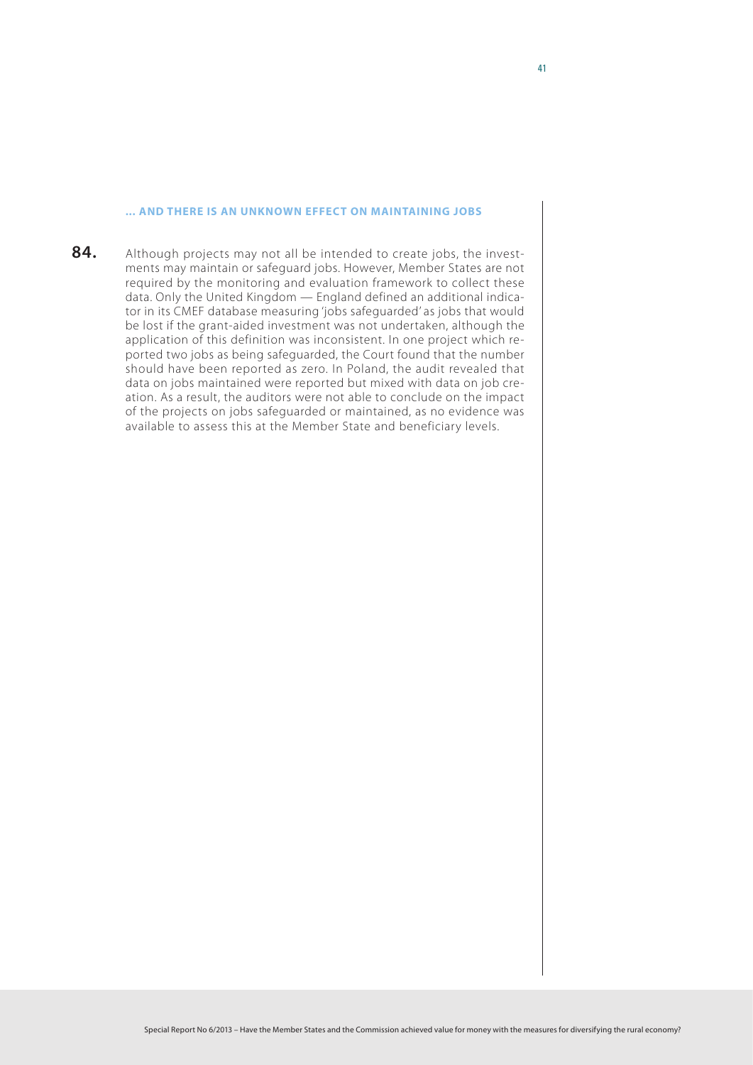### ... AND THERE IS AN UNKNOWN EFFECT ON MAINTAINING JOBS

**84.** Although projects may not all be intended to create jobs, the investments may maintain or safeguard jobs. However, Member States are not required by the monitoring and evaluation framework to collect these data. Only the United Kingdom — England defined an additional indicator in its CMEF database measuring 'jobs safeguarded' as jobs that would be lost if the grant-aided investment was not undertaken, although the application of this definition was inconsistent. In one project which reported two jobs as being safeguarded, the Court found that the number should have been reported as zero. In Poland, the audit revealed that data on jobs maintained were reported but mixed with data on job creation. As a result, the auditors were not able to conclude on the impact of the projects on jobs safeguarded or maintained, as no evidence was available to assess this at the Member State and beneficiary levels.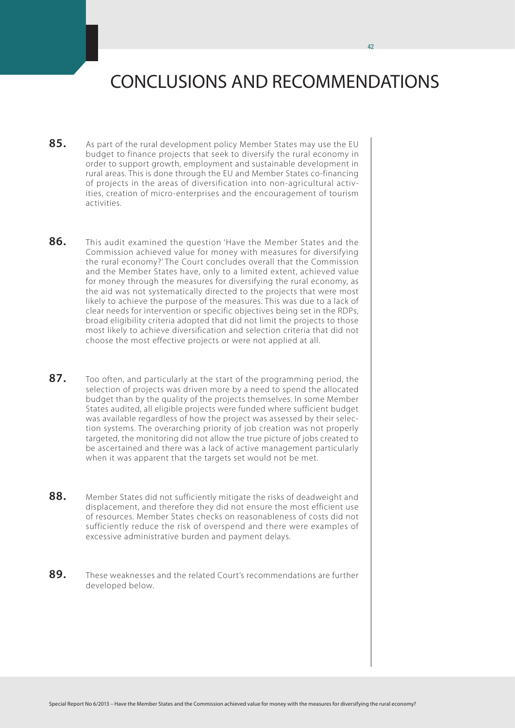# CONCLUSIONS AND RECOMMENDATIONS

**85.** As part of the rural development policy Member States may use the EU budget to finance projects that seek to diversify the rural economy in order to support growth, employment and sustainable development in rural areas. This is done through the EU and Member States co-financing of projects in the areas of diversification into non-agricultural activities, creation of micro-enterprises and the encouragement of tourism activities.

**86.** This audit examined the question 'Have the Member States and the Commission achieved value for money with measures for diversifying the rural economy?' The Court concludes overall that the Commission and the Member States have, only to a limited extent, achieved value for money through the measures for diversifying the rural economy, as the aid was not systematically directed to the projects that were most likely to achieve the purpose of the measures. This was due to a lack of clear needs for intervention or specific objectives being set in the RDPs, broad eligibility criteria adopted that did not limit the projects to those most likely to achieve diversification and selection criteria that did not choose the most effective projects or were not applied at all.

**87.** Too often, and particularly at the start of the programming period, the selection of projects was driven more by a need to spend the allocated budget than by the quality of the projects themselves. In some Member States audited, all eligible projects were funded where sufficient budget was available regardless of how the project was assessed by their selection systems. The overarching priority of job creation was not properly targeted, the monitoring did not allow the true picture of jobs created to be ascertained and there was a lack of active management particularly when it was apparent that the targets set would not be met.

**88.** Member States did not sufficiently mitigate the risks of deadweight and displacement, and therefore they did not ensure the most efficient use of resources. Member States checks on reasonableness of costs did not sufficiently reduce the risk of overspend and there were examples of excessive administrative burden and payment delays.

**89.** These weaknesses and the related Court's recommendations are further developed below.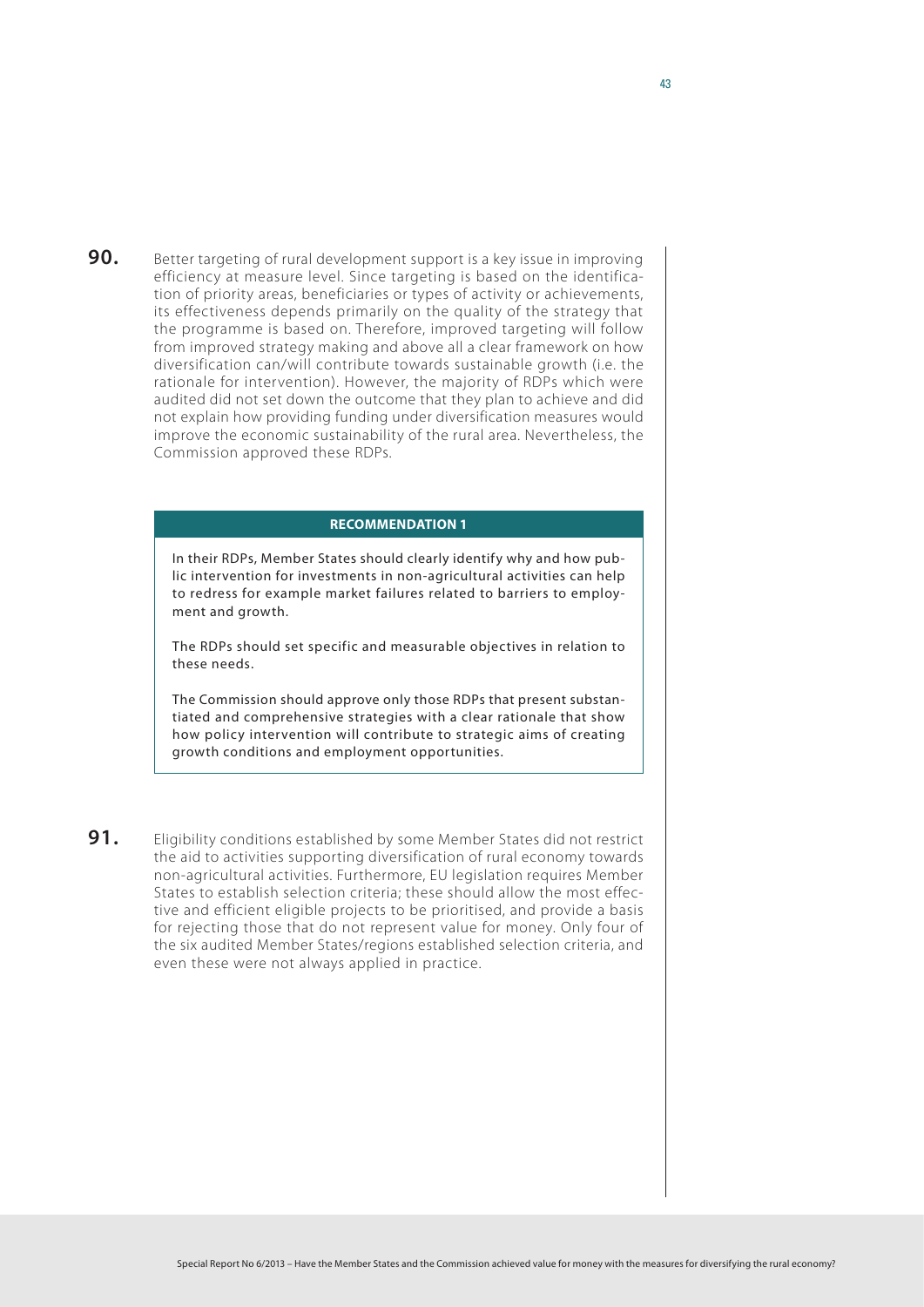**90.** Better targeting of rural development support is a key issue in improving efficiency at measure level. Since targeting is based on the identification of priority areas, beneficiaries or types of activity or achievements, its effectiveness depends primarily on the quality of the strategy that the programme is based on. Therefore, improved targeting will follow from improved strategy making and above all a clear framework on how diversification can/will contribute towards sustainable growth (i.e. the rationale for intervention). However, the majority of RDPs which were audited did not set down the outcome that they plan to achieve and did not explain how providing funding under diversification measures would improve the economic sustainability of the rural area. Nevertheless, the Commission approved these RDPs.

**RECOMMENDATION 1**

In their RDPs, Member States should clearly identify why and how public intervention for investments in non-agricultural activities can help to redress for example market failures related to barriers to employment and growth.

The RDPs should set specific and measurable objectives in relation to these needs.

The Commission should approve only those RDPs that present substantiated and comprehensive strategies with a clear rationale that show how policy intervention will contribute to strategic aims of creating growth conditions and employment opportunities.

**91.** Eligibility conditions established by some Member States did not restrict the aid to activities supporting diversification of rural economy towards non-agricultural activities. Furthermore, EU legislation requires Member States to establish selection criteria; these should allow the most effective and efficient eligible projects to be prioritised, and provide a basis for rejecting those that do not represent value for money. Only four of the six audited Member States/regions established selection criteria, and even these were not always applied in practice.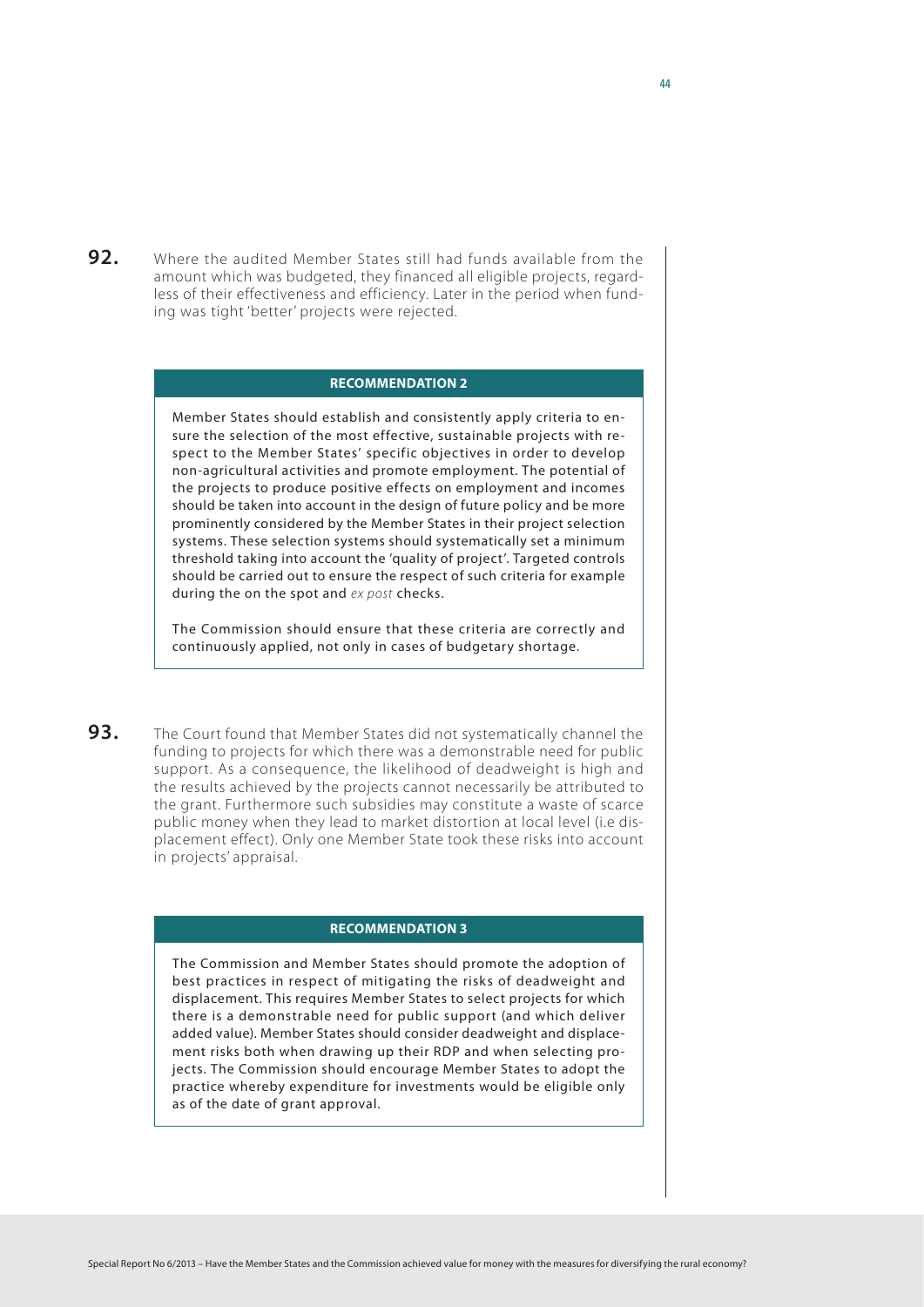**92.** Where the audited Member States still had funds available from the amount which was budgeted, they financed all eligible projects, regardless of their effectiveness and efficiency. Later in the period when funding was tight 'better' projects were rejected.

**RECOMMENDATION 2**

Member States should establish and consistently apply criteria to ensure the selection of the most effective, sustainable projects with respect to the Member States' specific objectives in order to develop non-agricultural activities and promote employment. The potential of the projects to produce positive effects on employment and incomes should be taken into account in the design of future policy and be more prominently considered by the Member States in their project selection systems. These selection systems should systematically set a minimum threshold taking into account the 'quality of project'. Targeted controls should be carried out to ensure the respect of such criteria for example during the on the spot and *ex post* checks.

The Commission should ensure that these criteria are correctly and continuously applied, not only in cases of budgetary shortage.

**93.** The Court found that Member States did not systematically channel the funding to projects for which there was a demonstrable need for public support. As a consequence, the likelihood of deadweight is high and the results achieved by the projects cannot necessarily be attributed to the grant. Furthermore such subsidies may constitute a waste of scarce public money when they lead to market distortion at local level (i.e displacement effect). Only one Member State took these risks into account in projects' appraisal.

**RECOMMENDATION 3**

The Commission and Member States should promote the adoption of best practices in respect of mitigating the risks of deadweight and displacement. This requires Member States to select projects for which there is a demonstrable need for public support (and which deliver added value). Member States should consider deadweight and displacement risks both when drawing up their RDP and when selecting projects. The Commission should encourage Member States to adopt the practice whereby expenditure for investments would be eligible only as of the date of grant approval.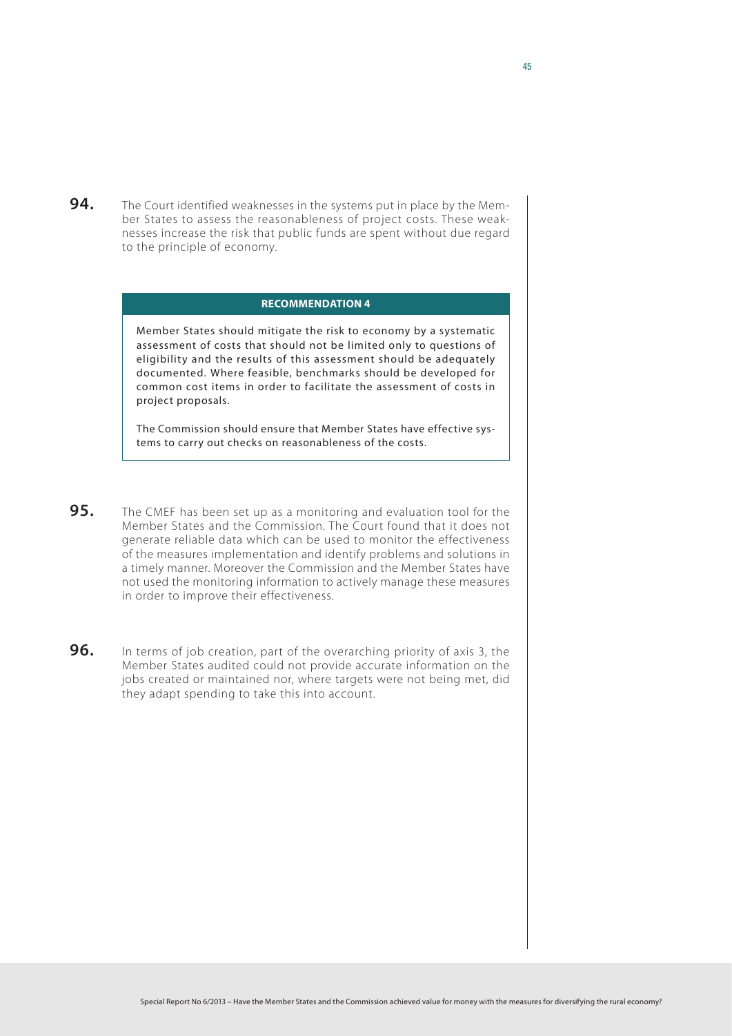**94.** The Court identified weaknesses in the systems put in place by the Member States to assess the reasonableness of project costs. These weaknesses increase the risk that public funds are spent without due regard to the principle of economy.

**RECOMMENDATION 4**

Member States should mitigate the risk to economy by a systematic assessment of costs that should not be limited only to questions of eligibility and the results of this assessment should be adequately documented. Where feasible, benchmarks should be developed for common cost items in order to facilitate the assessment of costs in project proposals.

The Commission should ensure that Member States have effective systems to carry out checks on reasonableness of the costs.

**95.** The CMEF has been set up as a monitoring and evaluation tool for the Member States and the Commission. The Court found that it does not generate reliable data which can be used to monitor the effectiveness of the measures implementation and identify problems and solutions in a timely manner. Moreover the Commission and the Member States have not used the monitoring information to actively manage these measures in order to improve their effectiveness.

**96.** In terms of job creation, part of the overarching priority of axis 3, the Member States audited could not provide accurate information on the jobs created or maintained nor, where targets were not being met, did they adapt spending to take this into account.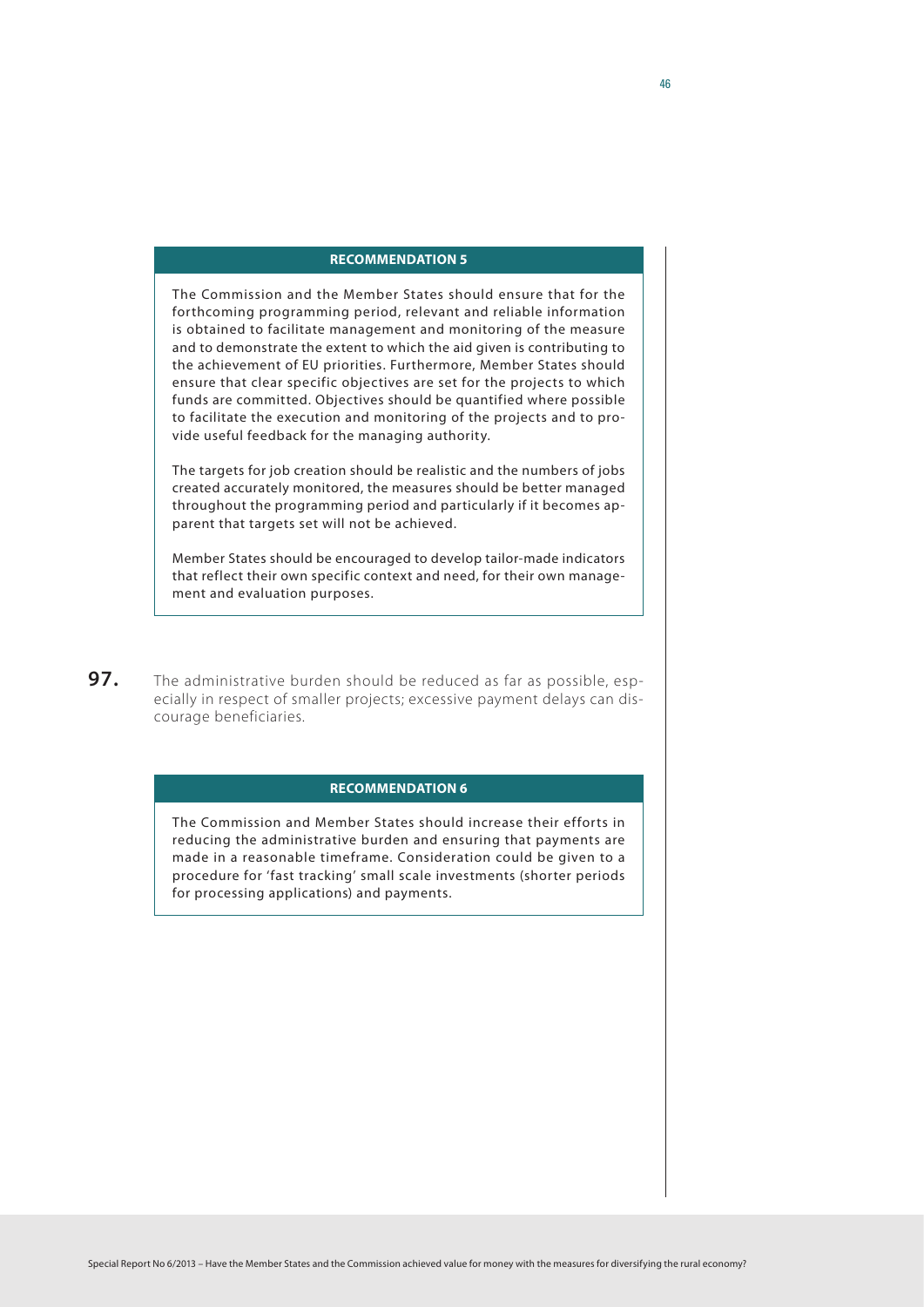**RECOMMENDATION 5**

The Commission and the Member States should ensure that for the forthcoming programming period, relevant and reliable information is obtained to facilitate management and monitoring of the measure and to demonstrate the extent to which the aid given is contributing to the achievement of EU priorities. Furthermore, Member States should ensure that clear specific objectives are set for the projects to which funds are committed. Objectives should be quantified where possible to facilitate the execution and monitoring of the projects and to provide useful feedback for the managing authority.

The targets for job creation should be realistic and the numbers of jobs created accurately monitored, the measures should be better managed throughout the programming period and particularly if it becomes apparent that targets set will not be achieved.

Member States should be encouraged to develop tailor-made indicators that reflect their own specific context and need, for their own management and evaluation purposes.

**97.** The administrative burden should be reduced as far as possible, especially in respect of smaller projects; excessive payment delays can discourage beneficiaries.

**RECOMMENDATION 6**

The Commission and Member States should increase their efforts in reducing the administrative burden and ensuring that payments are made in a reasonable timeframe. Consideration could be given to a procedure for 'fast tracking' small scale investments (shorter periods for processing applications) and payments.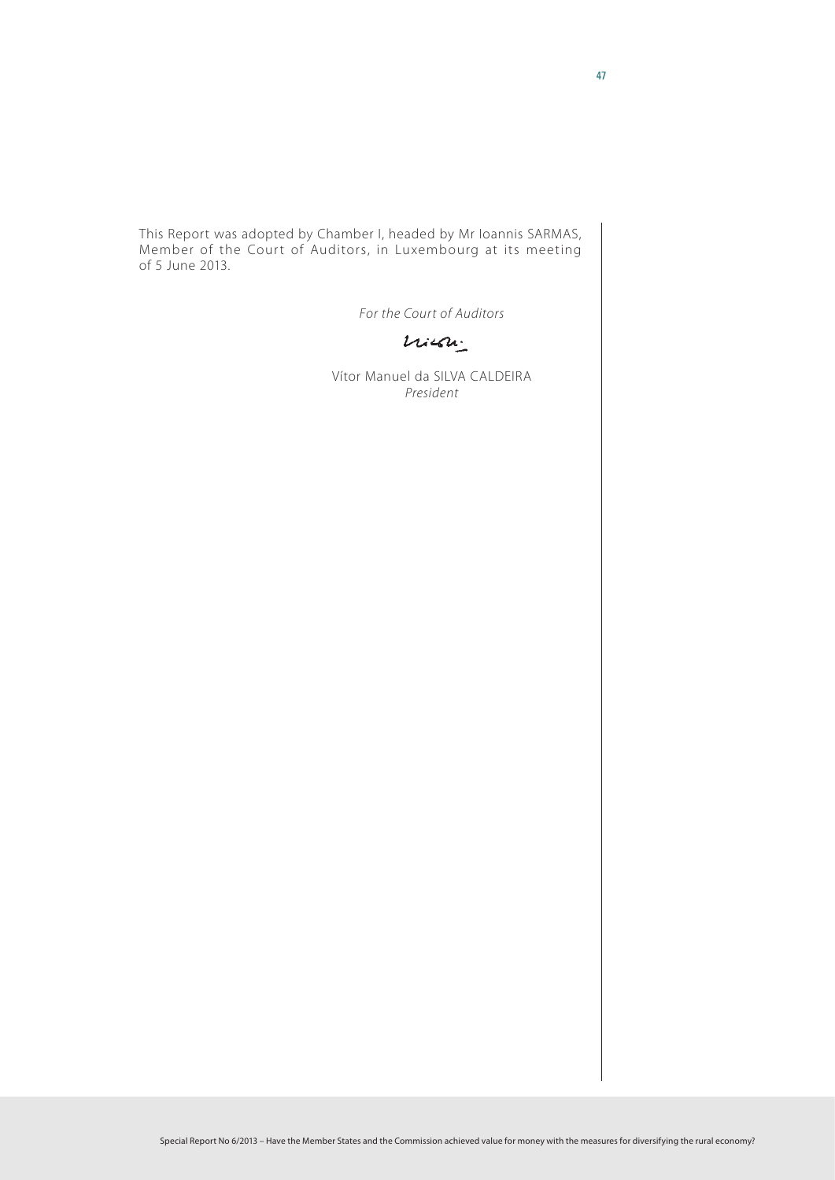This Report was adopted by Chamber I, headed by Mr Ioannis SARMAS, Member of the Court of Auditors, in Luxembourg at its meeting of 5 June 2013.

*For the Court of Auditors*

Vítor Manuel da SILVA CALDEIRA
*President*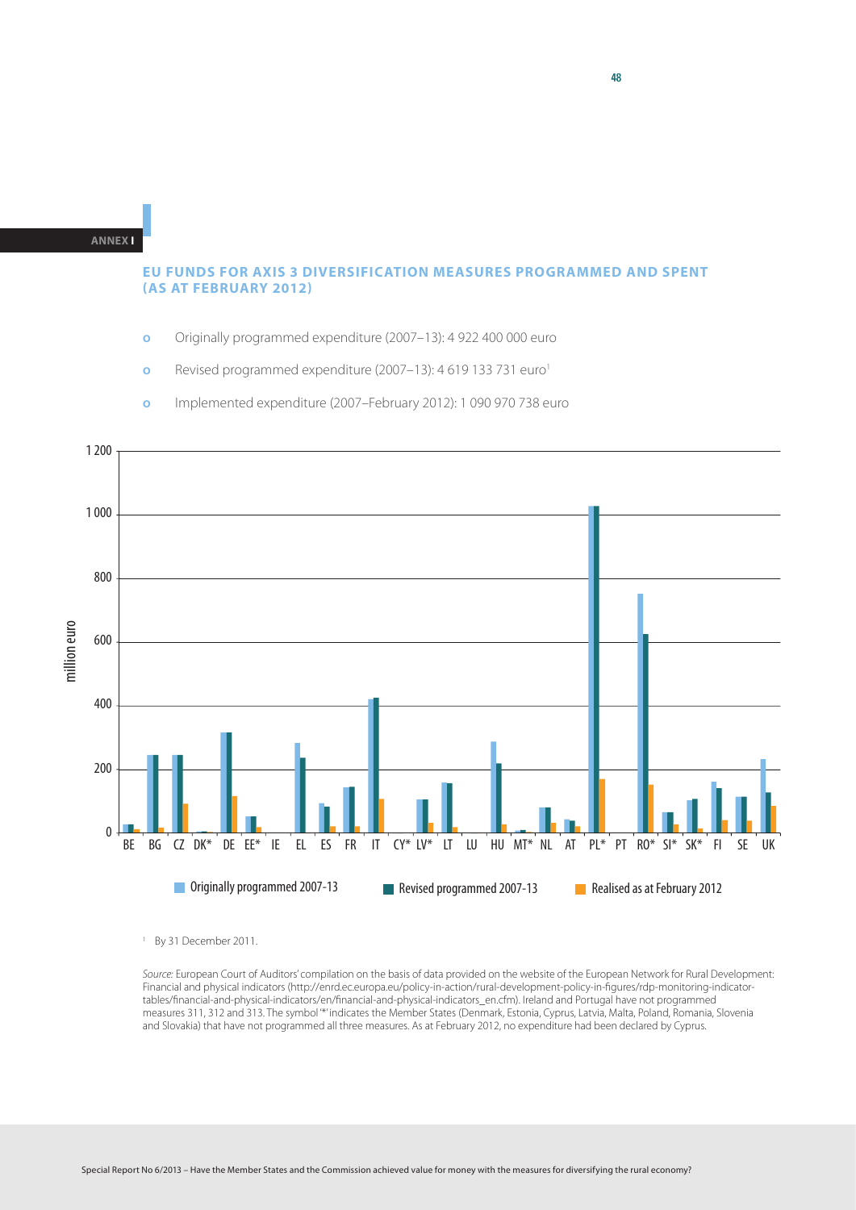ANNEX I

## EU FUNDS FOR AXIS 3 DIVERSIFICATION MEASURES PROGRAMMED AND SPENT (AS AT FEBRUARY 2012)

- Originally programmed expenditure (2007–13): 4 922 400 000 euro
- Revised programmed expenditure (2007–13): 4 619 133 731 euro[1]
- Implemented expenditure (2007–February 2012): 1 090 970 738 euro

million euro

1 200
1 000
800
600
400
200
0

BE BG CZ DK* DE EE* IE EL ES FR IT CY* LV* LT LU HU MT* NL AT PL* PT RO* SI* SK* FI SE UK

Originally programmed 2007-13 | Revised programmed 2007-13 | Realised as at February 2012

[1] By 31 December 2011.

*Source:* European Court of Auditors' compilation on the basis of data provided on the website of the European Network for Rural Development: Financial and physical indicators (http://enrd.ec.europa.eu/policy-in-action/rural-development-policy-in-figures/rdp-monitoring-indicator-tables/financial-and-physical-indicators/en/financial-and-physical-indicators_en.cfm). Ireland and Portugal have not programmed measures 311, 312 and 313. The symbol '*' indicates the Member States (Denmark, Estonia, Cyprus, Latvia, Malta, Poland, Romania, Slovenia and Slovakia) that have not programmed all three measures. As at February 2012, no expenditure had been declared by Cyprus.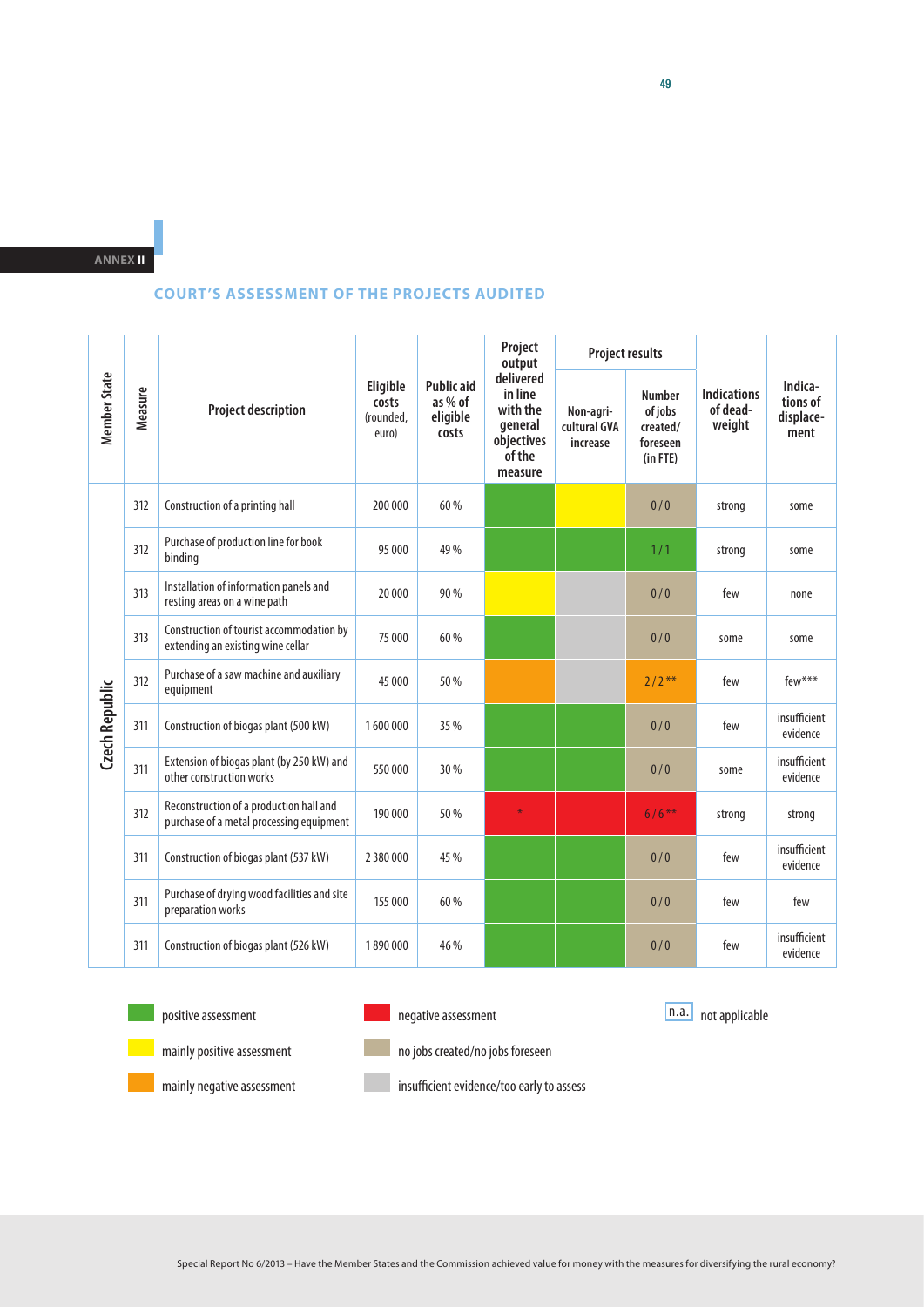## ANNEX II

### COURT'S ASSESSMENT OF THE PROJECTS AUDITED

| Member State | Measure | Project description | Eligible costs (rounded, euro) | Public aid as % of eligible costs | Project output delivered in line with the general objectives of the measure | Project results | | Indications of dead-weight | Indications of displace-ment |
|---|---|---|---|---|---|---|---|---|---|
| | | | | | | Non-agri-cultural GVA increase | Number of jobs created/ foreseen (in FTE) | | |
| Czech Republic | 312 | Construction of a printing hall | 200 000 | 60 % | positive assessment | mainly positive assessment | 0 / 0 | strong | some |
| Czech Republic | 312 | Purchase of production line for book binding | 95 000 | 49 % | positive assessment | positive assessment | 1 / 1 | strong | some |
| Czech Republic | 313 | Installation of information panels and resting areas on a wine path | 20 000 | 90 % | mainly positive assessment | insufficient evidence/too early to assess | 0 / 0 | few | none |
| Czech Republic | 313 | Construction of tourist accommodation by extending an existing wine cellar | 75 000 | 60 % | positive assessment | insufficient evidence/too early to assess | 0 / 0 | some | some |
| Czech Republic | 312 | Purchase of a saw machine and auxiliary equipment | 45 000 | 50 % | mainly negative assessment | insufficient evidence/too early to assess | 2 / 2** | few | few*** |
| Czech Republic | 311 | Construction of biogas plant (500 kW) | 1 600 000 | 35 % | positive assessment | positive assessment | 0 / 0 | few | insufficient evidence |
| Czech Republic | 311 | Extension of biogas plant (by 250 kW) and other construction works | 550 000 | 30 % | positive assessment | positive assessment | 0 / 0 | some | insufficient evidence |
| Czech Republic | 312 | Reconstruction of a production hall and purchase of a metal processing equipment | 190 000 | 50 % | negative assessment * | negative assessment | 6 / 6** | strong | strong |
| Czech Republic | 311 | Construction of biogas plant (537 kW) | 2 380 000 | 45 % | positive assessment | positive assessment | 0 / 0 | few | insufficient evidence |
| Czech Republic | 311 | Purchase of drying wood facilities and site preparation works | 155 000 | 60 % | positive assessment | positive assessment | 0 / 0 | few | few |
| Czech Republic | 311 | Construction of biogas plant (526 kW) | 1 890 000 | 46 % | positive assessment | positive assessment | 0 / 0 | few | insufficient evidence |

Legend:
- positive assessment
- mainly positive assessment
- mainly negative assessment
- negative assessment
- no jobs created/no jobs foreseen
- insufficient evidence/too early to assess
- n.a. not applicable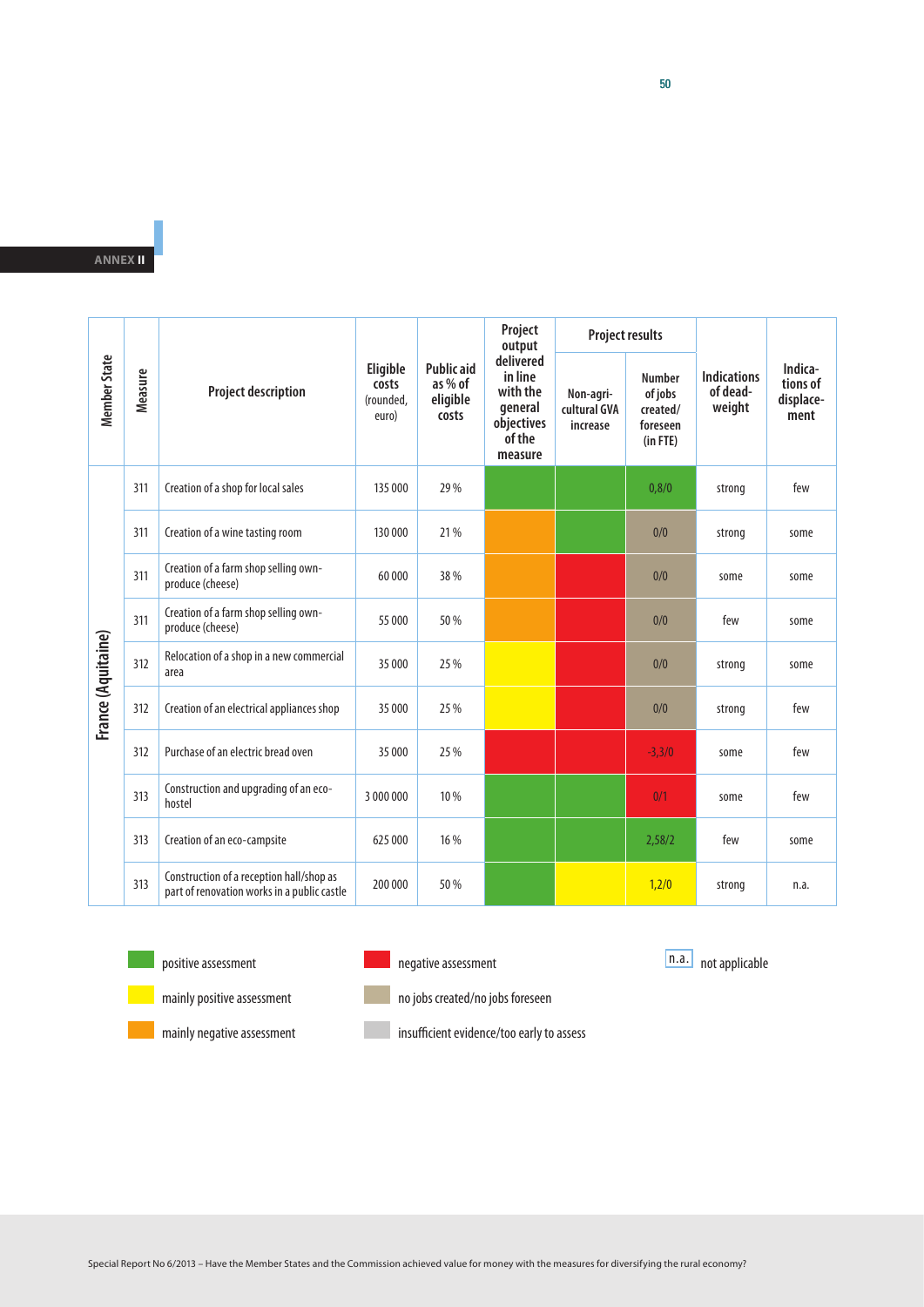# ANNEX II

| Member State | Measure | Project description | Eligible costs (rounded, euro) | Public aid as % of eligible costs | Project output delivered in line with the general objectives of the measure | Project results | | Indications of deadweight | Indications of displacement |
|---|---|---|---|---|---|---|---|---|---|
| | | | | | | Non-agricultural GVA increase | Number of jobs created/ foreseen (in FTE) | | |
| France (Aquitaine) | 311 | Creation of a shop for local sales | 135 000 | 29 % | positive assessment | positive assessment | 0,8/0 (positive assessment) | strong | few |
| | 311 | Creation of a wine tasting room | 130 000 | 21 % | mainly negative assessment | positive assessment | 0/0 (no jobs created/no jobs foreseen) | strong | some |
| | 311 | Creation of a farm shop selling own-produce (cheese) | 60 000 | 38 % | mainly negative assessment | negative assessment | 0/0 (no jobs created/no jobs foreseen) | some | some |
| | 311 | Creation of a farm shop selling own-produce (cheese) | 55 000 | 50 % | mainly negative assessment | negative assessment | 0/0 (no jobs created/no jobs foreseen) | few | some |
| | 312 | Relocation of a shop in a new commercial area | 35 000 | 25 % | mainly positive assessment | negative assessment | 0/0 (no jobs created/no jobs foreseen) | strong | some |
| | 312 | Creation of an electrical appliances shop | 35 000 | 25 % | mainly positive assessment | negative assessment | 0/0 (no jobs created/no jobs foreseen) | strong | few |
| | 312 | Purchase of an electric bread oven | 35 000 | 25 % | negative assessment | negative assessment | -3,3/0 (negative assessment) | some | few |
| | 313 | Construction and upgrading of an eco-hostel | 3 000 000 | 10 % | positive assessment | positive assessment | 0/1 (negative assessment) | some | few |
| | 313 | Creation of an eco-campsite | 625 000 | 16 % | positive assessment | positive assessment | 2,58/2 (positive assessment) | few | some |
| | 313 | Construction of a reception hall/shop as part of renovation works in a public castle | 200 000 | 50 % | positive assessment | mainly positive assessment | 1,2/0 (mainly positive assessment) | strong | n.a. |

Legend:
- positive assessment (green)
- mainly positive assessment (yellow)
- mainly negative assessment (orange)
- negative assessment (red)
- no jobs created/no jobs foreseen (beige)
- insufficient evidence/too early to assess (grey)
- n.a. not applicable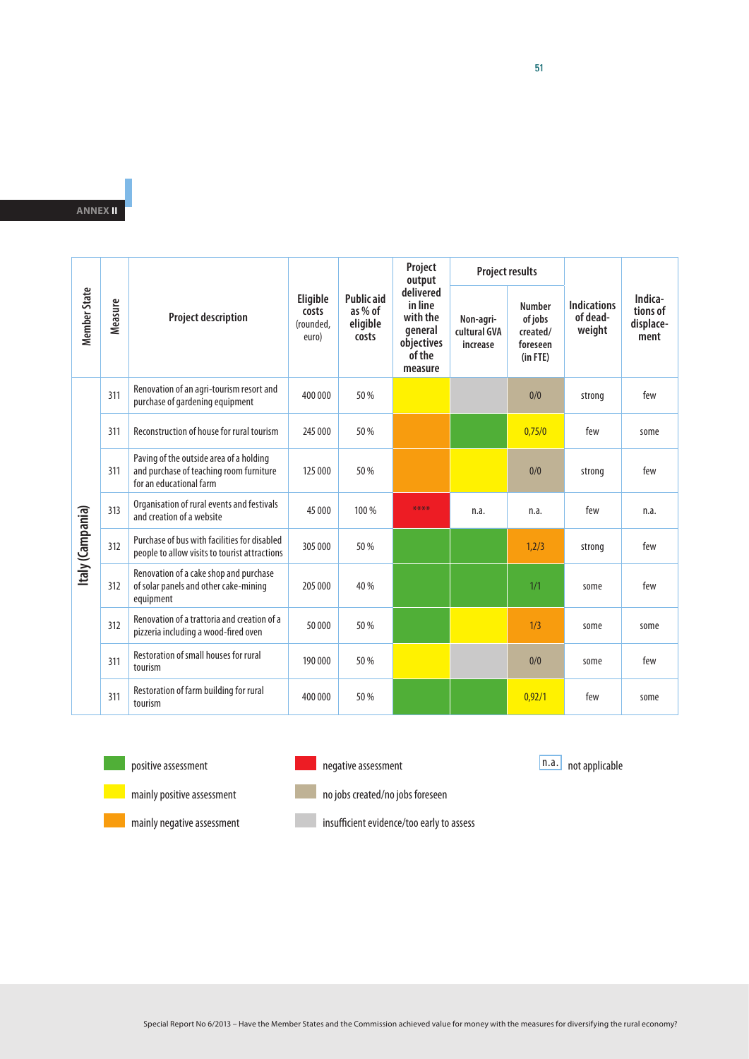ANNEX II

| Member State | Measure | Project description | Eligible costs (rounded, euro) | Public aid as % of eligible costs | Project output delivered in line with the general objectives of the measure | Project results | | Indications of dead-weight | Indications of displacement |
|---|---|---|---|---|---|---|---|---|---|
| | | | | | | Non-agricultural GVA increase | Number of jobs created/ foreseen (in FTE) | | |
| Italy (Campania) | 311 | Renovation of an agri-tourism resort and purchase of gardening equipment | 400 000 | 50 % | | | 0/0 | strong | few |
| | 311 | Reconstruction of house for rural tourism | 245 000 | 50 % | | | 0,75/0 | few | some |
| | 311 | Paving of the outside area of a holding and purchase of teaching room furniture for an educational farm | 125 000 | 50 % | | | 0/0 | strong | few |
| | 313 | Organisation of rural events and festivals and creation of a website | 45 000 | 100 % | **** | n.a. | n.a. | few | n.a. |
| | 312 | Purchase of bus with facilities for disabled people to allow visits to tourist attractions | 305 000 | 50 % | | | 1,2/3 | strong | few |
| | 312 | Renovation of a cake shop and purchase of solar panels and other cake-mining equipment | 205 000 | 40 % | | | 1/1 | some | few |
| | 312 | Renovation of a trattoria and creation of a pizzeria including a wood-fired oven | 50 000 | 50 % | | | 1/3 | some | some |
| | 311 | Restoration of small houses for rural tourism | 190 000 | 50 % | | | 0/0 | some | few |
| | 311 | Restoration of farm building for rural tourism | 400 000 | 50 % | | | 0,92/1 | few | some |

Legend:
- positive assessment
- mainly positive assessment
- mainly negative assessment
- negative assessment
- no jobs created/no jobs foreseen
- insufficient evidence/too early to assess
- n.a. not applicable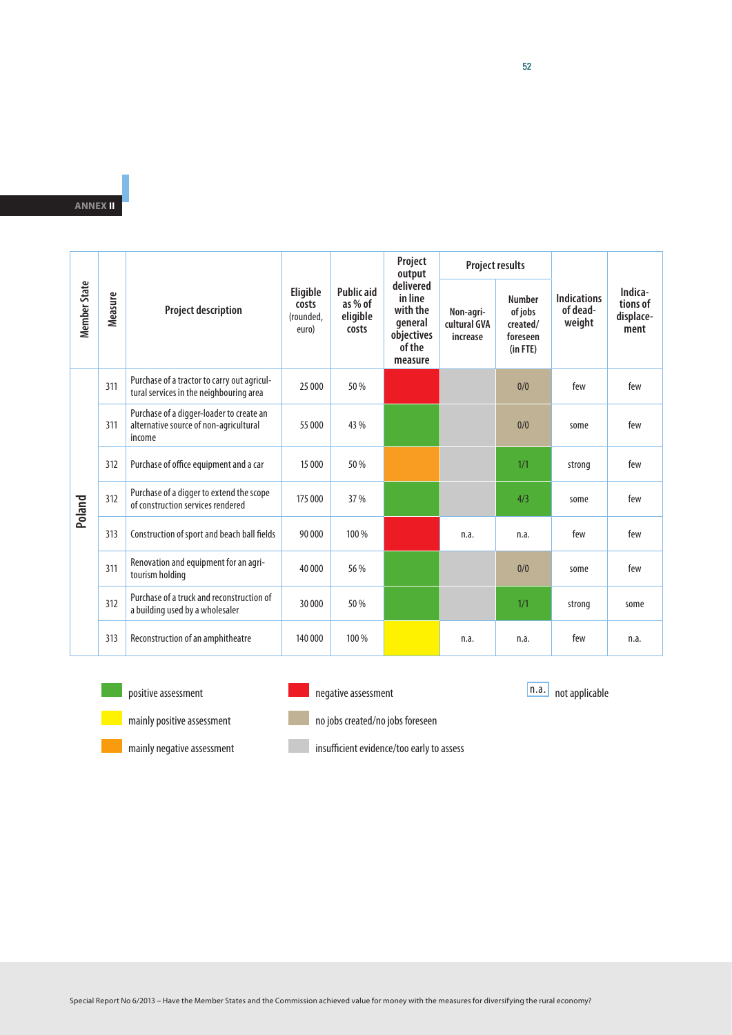ANNEX II

| Member State | Measure | Project description | Eligible costs (rounded, euro) | Public aid as % of eligible costs | Project output delivered in line with the general objectives of the measure | Project results | | Indications of dead-weight | Indications of displace-ment |
|---|---|---|---|---|---|---|---|---|---|
| | | | | | | Non-agri-cultural GVA increase | Number of jobs created/ foreseen (in FTE) | | |
| Poland | 311 | Purchase of a tractor to carry out agricultural services in the neighbouring area | 25 000 | 50 % | negative assessment | insufficient evidence/too early to assess | 0/0 | few | few |
| | 311 | Purchase of a digger-loader to create an alternative source of non-agricultural income | 55 000 | 43 % | positive assessment | insufficient evidence/too early to assess | 0/0 | some | few |
| | 312 | Purchase of office equipment and a car | 15 000 | 50 % | mainly negative assessment | insufficient evidence/too early to assess | 1/1 | strong | few |
| | 312 | Purchase of a digger to extend the scope of construction services rendered | 175 000 | 37 % | positive assessment | insufficient evidence/too early to assess | 4/3 | some | few |
| | 313 | Construction of sport and beach ball fields | 90 000 | 100 % | negative assessment | n.a. | n.a. | few | few |
| | 311 | Renovation and equipment for an agri-tourism holding | 40 000 | 56 % | positive assessment | insufficient evidence/too early to assess | 0/0 | some | few |
| | 312 | Purchase of a truck and reconstruction of a building used by a wholesaler | 30 000 | 50 % | positive assessment | insufficient evidence/too early to assess | 1/1 | strong | some |
| | 313 | Reconstruction of an amphitheatre | 140 000 | 100 % | mainly positive assessment | n.a. | n.a. | few | n.a. |

Legend:
- positive assessment
- mainly positive assessment
- mainly negative assessment
- negative assessment
- no jobs created/no jobs foreseen
- insufficient evidence/too early to assess
- n.a. not applicable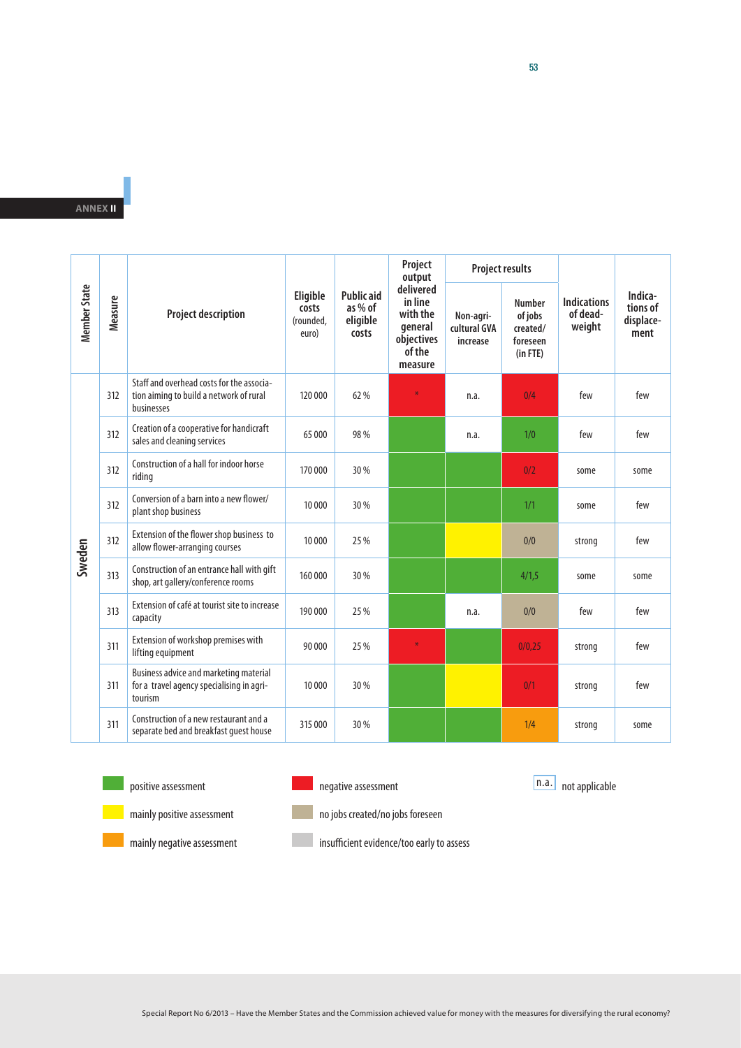ANNEX II

| Member State | Measure | Project description | Eligible costs (rounded, euro) | Public aid as % of eligible costs | Project output delivered in line with the general objectives of the measure | Project results | | Indications of dead-weight | Indications of displacement |
|---|---|---|---|---|---|---|---|---|---|
| | | | | | | Non-agricultural GVA increase | Number of jobs created/ foreseen (in FTE) | | |
| Sweden | 312 | Staff and overhead costs for the association aiming to build a network of rural businesses | 120 000 | 62 % | * | n.a. | 0/4 | few | few |
| | 312 | Creation of a cooperative for handicraft sales and cleaning services | 65 000 | 98 % | | n.a. | 1/0 | few | few |
| | 312 | Construction of a hall for indoor horse riding | 170 000 | 30 % | | | 0/2 | some | some |
| | 312 | Conversion of a barn into a new flower/ plant shop business | 10 000 | 30 % | | | 1/1 | some | few |
| | 312 | Extension of the flower shop business to allow flower-arranging courses | 10 000 | 25 % | | | 0/0 | strong | few |
| | 313 | Construction of an entrance hall with gift shop, art gallery/conference rooms | 160 000 | 30 % | | | 4/1,5 | some | some |
| | 313 | Extension of café at tourist site to increase capacity | 190 000 | 25 % | | n.a. | 0/0 | few | few |
| | 311 | Extension of workshop premises with lifting equipment | 90 000 | 25 % | * | | 0/0,25 | strong | few |
| | 311 | Business advice and marketing material for a travel agency specialising in agri-tourism | 10 000 | 30 % | | | 0/1 | strong | few |
| | 311 | Construction of a new restaurant and a separate bed and breakfast guest house | 315 000 | 30 % | | | 1/4 | strong | some |

- positive assessment
- mainly positive assessment
- mainly negative assessment
- negative assessment
- no jobs created/no jobs foreseen
- insufficient evidence/too early to assess
- n.a. not applicable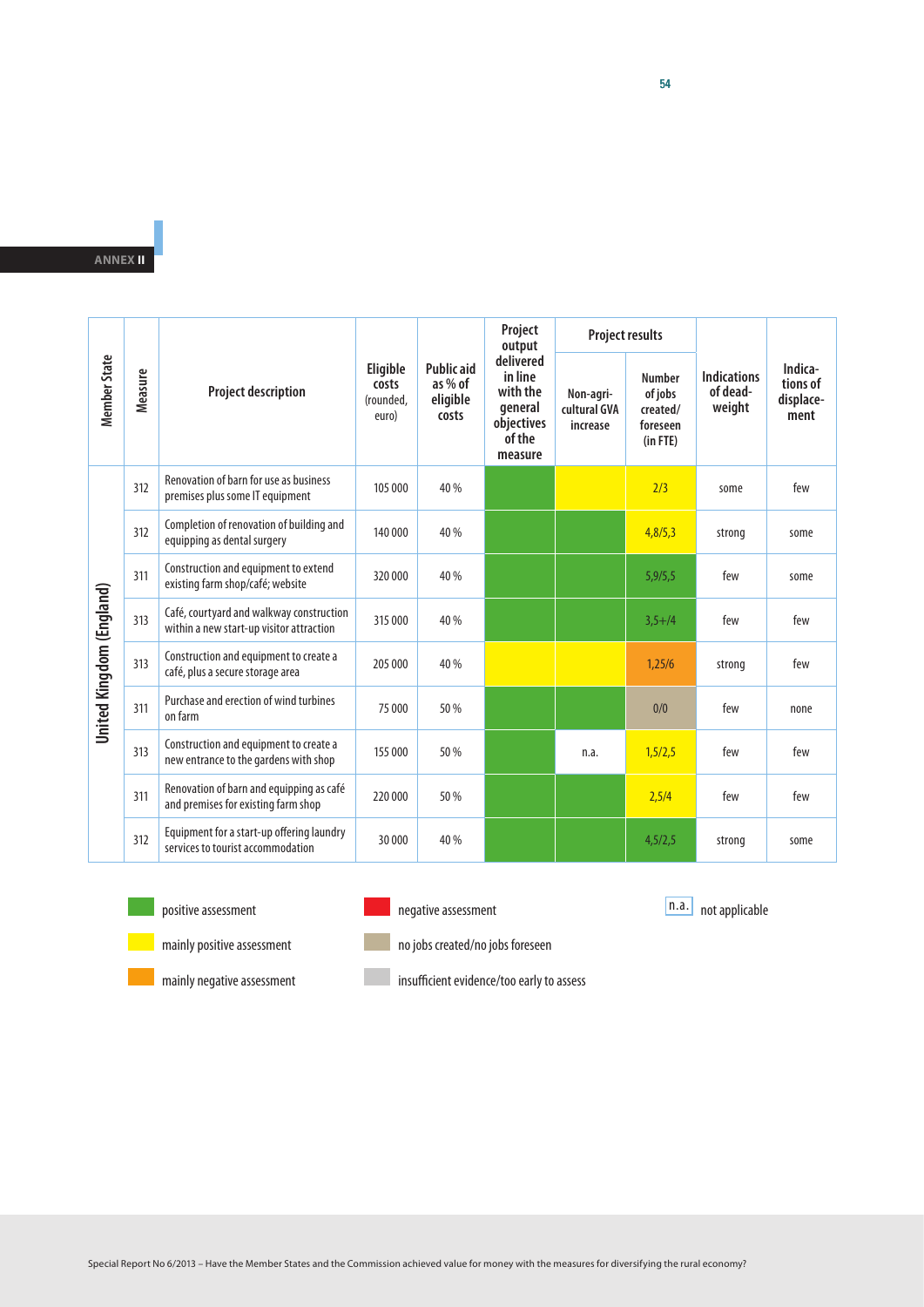**ANNEX II**

| Member State | Measure | Project description | Eligible costs (rounded, euro) | Public aid as % of eligible costs | Project output delivered in line with the general objectives of the measure | Project results | | Indications of dead-weight | Indica-tions of displace-ment |
|---|---|---|---|---|---|---|---|---|---|
| | | | | | | Non-agri-cultural GVA increase | Number of jobs created/ foreseen (in FTE) | | |
| United Kingdom (England) | 312 | Renovation of barn for use as business premises plus some IT equipment | 105 000 | 40 % | | | 2/3 | some | few |
| | 312 | Completion of renovation of building and equipping as dental surgery | 140 000 | 40 % | | | 4,8/5,3 | strong | some |
| | 311 | Construction and equipment to extend existing farm shop/café; website | 320 000 | 40 % | | | 5,9/5,5 | few | some |
| | 313 | Café, courtyard and walkway construction within a new start-up visitor attraction | 315 000 | 40 % | | | 3,5+/4 | few | few |
| | 313 | Construction and equipment to create a café, plus a secure storage area | 205 000 | 40 % | | | 1,25/6 | strong | few |
| | 311 | Purchase and erection of wind turbines on farm | 75 000 | 50 % | | | 0/0 | few | none |
| | 313 | Construction and equipment to create a new entrance to the gardens with shop | 155 000 | 50 % | | n.a. | 1,5/2,5 | few | few |
| | 311 | Renovation of barn and equipping as café and premises for existing farm shop | 220 000 | 50 % | | | 2,5/4 | few | few |
| | 312 | Equipment for a start-up offering laundry services to tourist accommodation | 30 000 | 40 % | | | 4,5/2,5 | strong | some |

positive assessment — mainly positive assessment — mainly negative assessment — negative assessment — no jobs created/no jobs foreseen — insufficient evidence/too early to assess — n.a. not applicable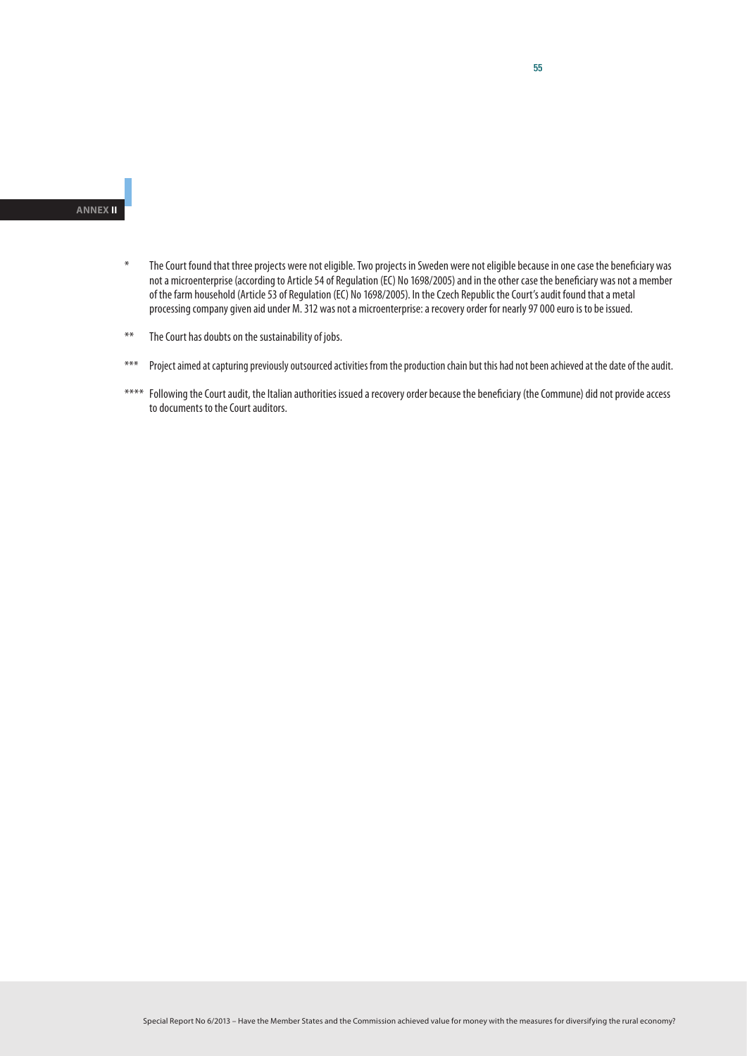ANNEX II

\* The Court found that three projects were not eligible. Two projects in Sweden were not eligible because in one case the beneficiary was not a microenterprise (according to Article 54 of Regulation (EC) No 1698/2005) and in the other case the beneficiary was not a member of the farm household (Article 53 of Regulation (EC) No 1698/2005). In the Czech Republic the Court's audit found that a metal processing company given aid under M. 312 was not a microenterprise: a recovery order for nearly 97 000 euro is to be issued.

\** The Court has doubts on the sustainability of jobs.

\*** Project aimed at capturing previously outsourced activities from the production chain but this had not been achieved at the date of the audit.

\**** Following the Court audit, the Italian authorities issued a recovery order because the beneficiary (the Commune) did not provide access to documents to the Court auditors.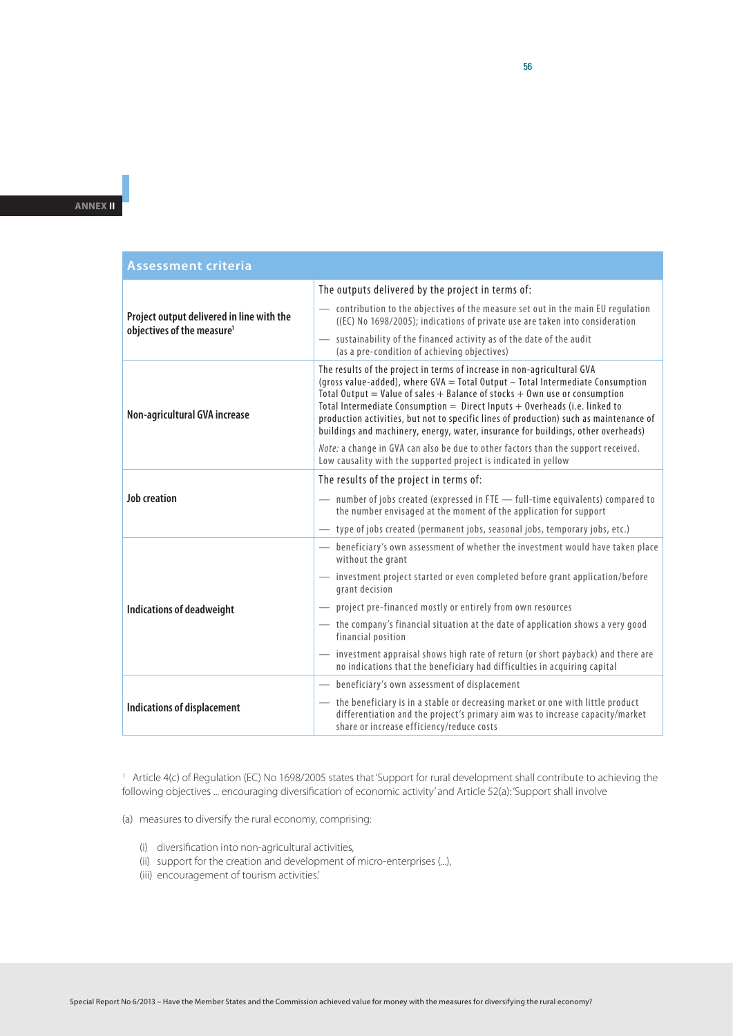| Assessment criteria | |
|---|---|
| **Project output delivered in line with the objectives of the measure**[1] | The outputs delivered by the project in terms of:<br>— contribution to the objectives of the measure set out in the main EU regulation ((EC) No 1698/2005); indications of private use are taken into consideration<br>— sustainability of the financed activity as of the date of the audit (as a pre-condition of achieving objectives) |
| **Non-agricultural GVA increase** | The results of the project in terms of increase in non-agricultural GVA (gross value-added), where GVA = Total Output – Total Intermediate Consumption Total Output = Value of sales + Balance of stocks + Own use or consumption Total Intermediate Consumption = Direct Inputs + Overheads (i.e. linked to production activities, but not to specific lines of production) such as maintenance of buildings and machinery, energy, water, insurance for buildings, other overheads)<br>*Note:* a change in GVA can also be due to other factors than the support received. Low causality with the supported project is indicated in yellow |
| **Job creation** | The results of the project in terms of:<br>— number of jobs created (expressed in FTE — full-time equivalents) compared to the number envisaged at the moment of the application for support<br>— type of jobs created (permanent jobs, seasonal jobs, temporary jobs, etc.) |
| **Indications of deadweight** | — beneficiary's own assessment of whether the investment would have taken place without the grant<br>— investment project started or even completed before grant application/before grant decision<br>— project pre-financed mostly or entirely from own resources<br>— the company's financial situation at the date of application shows a very good financial position<br>— investment appraisal shows high rate of return (or short payback) and there are no indications that the beneficiary had difficulties in acquiring capital |
| **Indications of displacement** | — beneficiary's own assessment of displacement<br>— the beneficiary is in a stable or decreasing market or one with little product differentiation and the project's primary aim was to increase capacity/market share or increase efficiency/reduce costs |

[1] Article 4(c) of Regulation (EC) No 1698/2005 states that 'Support for rural development shall contribute to achieving the following objectives ... encouraging diversification of economic activity' and Article 52(a): 'Support shall involve

(a) measures to diversify the rural economy, comprising:

(i) diversification into non-agricultural activities,
(ii) support for the creation and development of micro-enterprises (...),
(iii) encouragement of tourism activities.'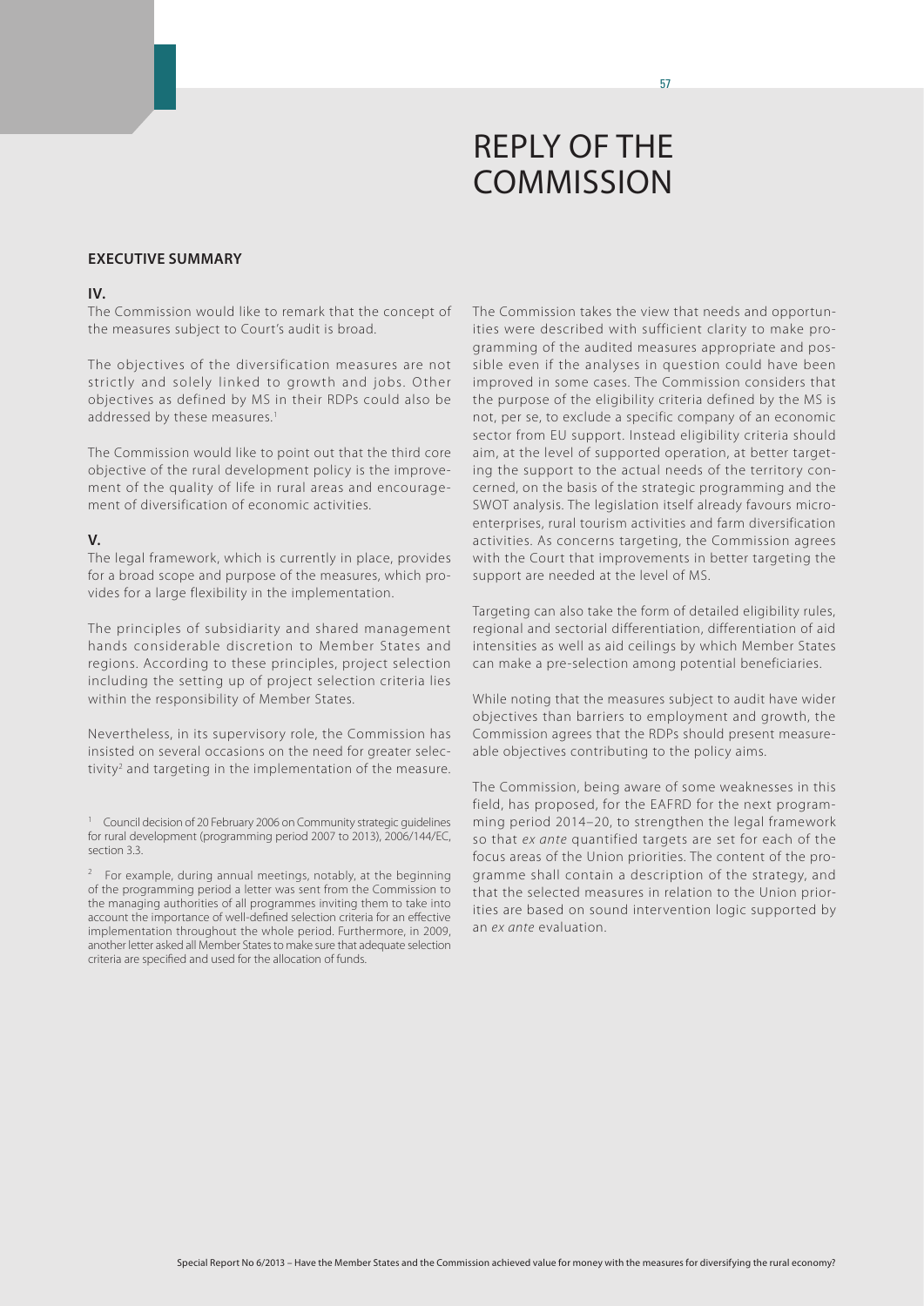# REPLY OF THE COMMISSION

## EXECUTIVE SUMMARY

### IV.

The Commission would like to remark that the concept of the measures subject to Court's audit is broad.

The objectives of the diversification measures are not strictly and solely linked to growth and jobs. Other objectives as defined by MS in their RDPs could also be addressed by these measures.[1]

The Commission would like to point out that the third core objective of the rural development policy is the improvement of the quality of life in rural areas and encouragement of diversification of economic activities.

### V.

The legal framework, which is currently in place, provides for a broad scope and purpose of the measures, which provides for a large flexibility in the implementation.

The principles of subsidiarity and shared management hands considerable discretion to Member States and regions. According to these principles, project selection including the setting up of project selection criteria lies within the responsibility of Member States.

Nevertheless, in its supervisory role, the Commission has insisted on several occasions on the need for greater selectivity[2] and targeting in the implementation of the measure.

The Commission takes the view that needs and opportunities were described with sufficient clarity to make programming of the audited measures appropriate and possible even if the analyses in question could have been improved in some cases. The Commission considers that the purpose of the eligibility criteria defined by the MS is not, per se, to exclude a specific company of an economic sector from EU support. Instead eligibility criteria should aim, at the level of supported operation, at better targeting the support to the actual needs of the territory concerned, on the basis of the strategic programming and the SWOT analysis. The legislation itself already favours micro-enterprises, rural tourism activities and farm diversification activities. As concerns targeting, the Commission agrees with the Court that improvements in better targeting the support are needed at the level of MS.

Targeting can also take the form of detailed eligibility rules, regional and sectorial differentiation, differentiation of aid intensities as well as aid ceilings by which Member States can make a pre-selection among potential beneficiaries.

While noting that the measures subject to audit have wider objectives than barriers to employment and growth, the Commission agrees that the RDPs should present measureable objectives contributing to the policy aims.

The Commission, being aware of some weaknesses in this field, has proposed, for the EAFRD for the next programming period 2014–20, to strengthen the legal framework so that *ex ante* quantified targets are set for each of the focus areas of the Union priorities. The content of the programme shall contain a description of the strategy, and that the selected measures in relation to the Union priorities are based on sound intervention logic supported by an *ex ante* evaluation.

---

[1] Council decision of 20 February 2006 on Community strategic guidelines for rural development (programming period 2007 to 2013), 2006/144/EC, section 3.3.

[2] For example, during annual meetings, notably, at the beginning of the programming period a letter was sent from the Commission to the managing authorities of all programmes inviting them to take into account the importance of well-defined selection criteria for an effective implementation throughout the whole period. Furthermore, in 2009, another letter asked all Member States to make sure that adequate selection criteria are specified and used for the allocation of funds.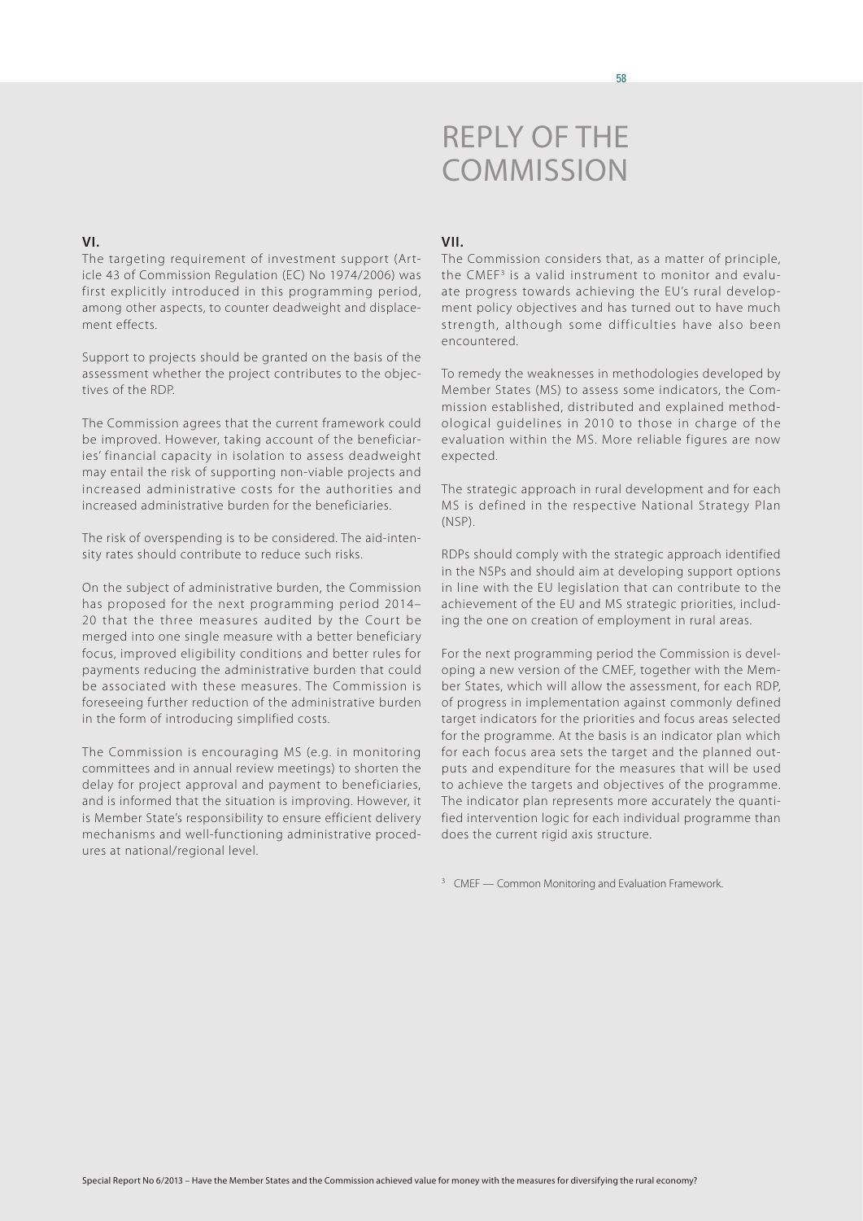# REPLY OF THE COMMISSION

### VI.

The targeting requirement of investment support (Article 43 of Commission Regulation (EC) No 1974/2006) was first explicitly introduced in this programming period, among other aspects, to counter deadweight and displacement effects.

Support to projects should be granted on the basis of the assessment whether the project contributes to the objectives of the RDP.

The Commission agrees that the current framework could be improved. However, taking account of the beneficiaries' financial capacity in isolation to assess deadweight may entail the risk of supporting non-viable projects and increased administrative costs for the authorities and increased administrative burden for the beneficiaries.

The risk of overspending is to be considered. The aid-intensity rates should contribute to reduce such risks.

On the subject of administrative burden, the Commission has proposed for the next programming period 2014–20 that the three measures audited by the Court be merged into one single measure with a better beneficiary focus, improved eligibility conditions and better rules for payments reducing the administrative burden that could be associated with these measures. The Commission is foreseeing further reduction of the administrative burden in the form of introducing simplified costs.

The Commission is encouraging MS (e.g. in monitoring committees and in annual review meetings) to shorten the delay for project approval and payment to beneficiaries, and is informed that the situation is improving. However, it is Member State's responsibility to ensure efficient delivery mechanisms and well-functioning administrative procedures at national/regional level.

### VII.

The Commission considers that, as a matter of principle, the CMEF[3] is a valid instrument to monitor and evaluate progress towards achieving the EU's rural development policy objectives and has turned out to have much strength, although some difficulties have also been encountered.

To remedy the weaknesses in methodologies developed by Member States (MS) to assess some indicators, the Commission established, distributed and explained methodological guidelines in 2010 to those in charge of the evaluation within the MS. More reliable figures are now expected.

The strategic approach in rural development and for each MS is defined in the respective National Strategy Plan (NSP).

RDPs should comply with the strategic approach identified in the NSPs and should aim at developing support options in line with the EU legislation that can contribute to the achievement of the EU and MS strategic priorities, including the one on creation of employment in rural areas.

For the next programming period the Commission is developing a new version of the CMEF, together with the Member States, which will allow the assessment, for each RDP, of progress in implementation against commonly defined target indicators for the priorities and focus areas selected for the programme. At the basis is an indicator plan which for each focus area sets the target and the planned outputs and expenditure for the measures that will be used to achieve the targets and objectives of the programme. The indicator plan represents more accurately the quantified intervention logic for each individual programme than does the current rigid axis structure.

[3] CMEF — Common Monitoring and Evaluation Framework.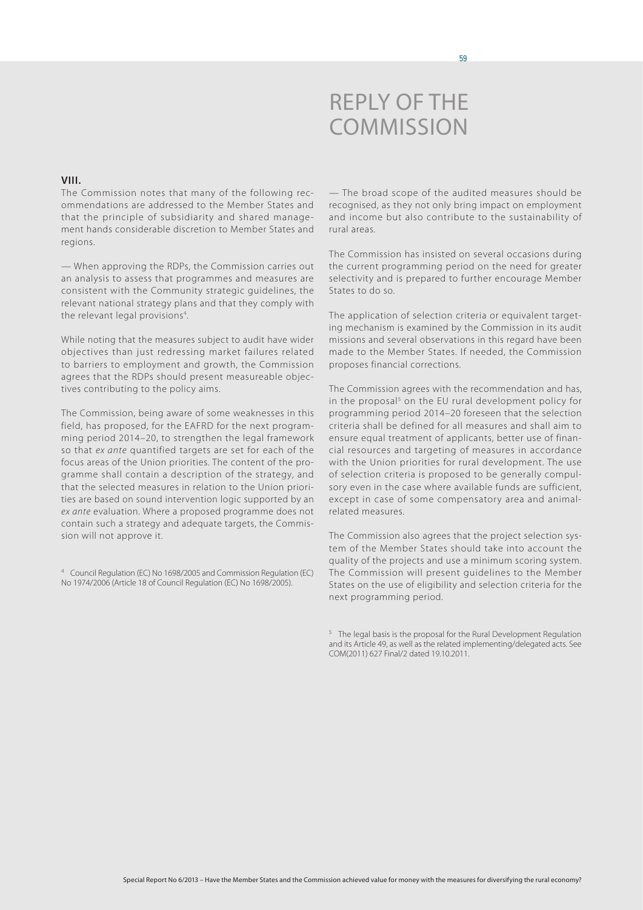# REPLY OF THE COMMISSION

**VIII.**

The Commission notes that many of the following recommendations are addressed to the Member States and that the principle of subsidiarity and shared management hands considerable discretion to Member States and regions.

— When approving the RDPs, the Commission carries out an analysis to assess that programmes and measures are consistent with the Community strategic guidelines, the relevant national strategy plans and that they comply with the relevant legal provisions[4].

While noting that the measures subject to audit have wider objectives than just redressing market failures related to barriers to employment and growth, the Commission agrees that the RDPs should present measureable objectives contributing to the policy aims.

The Commission, being aware of some weaknesses in this field, has proposed, for the EAFRD for the next programming period 2014–20, to strengthen the legal framework so that *ex ante* quantified targets are set for each of the focus areas of the Union priorities. The content of the programme shall contain a description of the strategy, and that the selected measures in relation to the Union priorities are based on sound intervention logic supported by an *ex ante* evaluation. Where a proposed programme does not contain such a strategy and adequate targets, the Commission will not approve it.

[4] Council Regulation (EC) No 1698/2005 and Commission Regulation (EC) No 1974/2006 (Article 18 of Council Regulation (EC) No 1698/2005).

— The broad scope of the audited measures should be recognised, as they not only bring impact on employment and income but also contribute to the sustainability of rural areas.

The Commission has insisted on several occasions during the current programming period on the need for greater selectivity and is prepared to further encourage Member States to do so.

The application of selection criteria or equivalent targeting mechanism is examined by the Commission in its audit missions and several observations in this regard have been made to the Member States. If needed, the Commission proposes financial corrections.

The Commission agrees with the recommendation and has, in the proposal[5] on the EU rural development policy for programming period 2014–20 foreseen that the selection criteria shall be defined for all measures and shall aim to ensure equal treatment of applicants, better use of financial resources and targeting of measures in accordance with the Union priorities for rural development. The use of selection criteria is proposed to be generally compulsory even in the case where available funds are sufficient, except in case of some compensatory area and animal-related measures.

The Commission also agrees that the project selection system of the Member States should take into account the quality of the projects and use a minimum scoring system. The Commission will present guidelines to the Member States on the use of eligibility and selection criteria for the next programming period.

[5] The legal basis is the proposal for the Rural Development Regulation and its Article 49, as well as the related implementing/delegated acts. See COM(2011) 627 Final/2 dated 19.10.2011.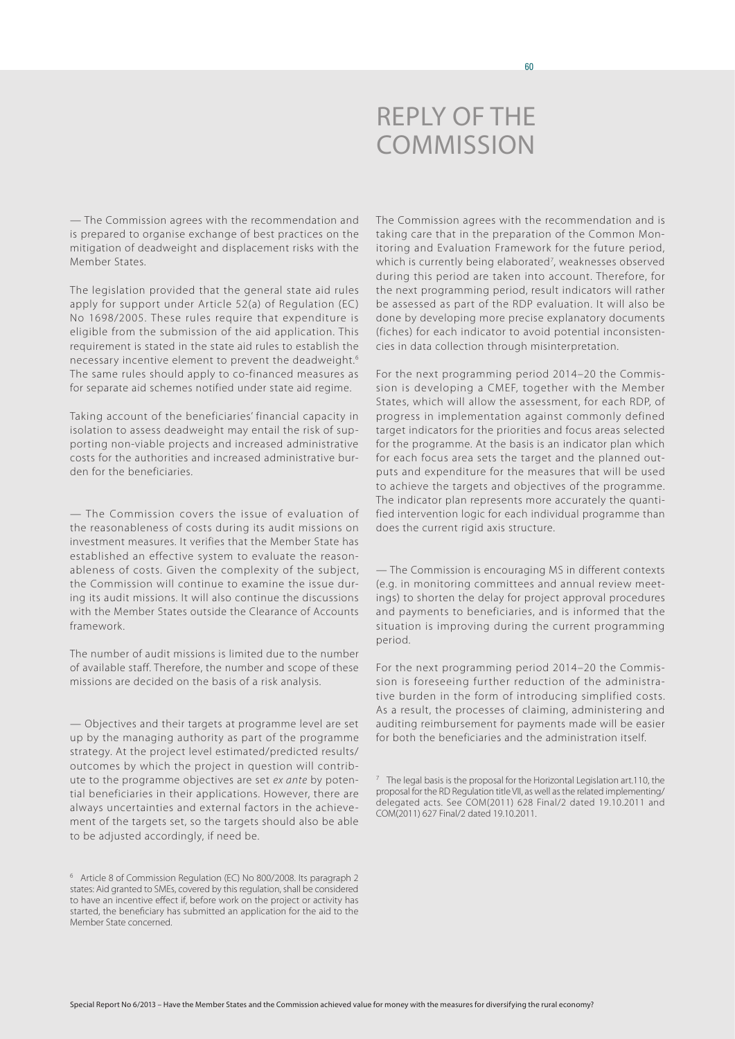# REPLY OF THE COMMISSION

— The Commission agrees with the recommendation and is prepared to organise exchange of best practices on the mitigation of deadweight and displacement risks with the Member States.

The legislation provided that the general state aid rules apply for support under Article 52(a) of Regulation (EC) No 1698/2005. These rules require that expenditure is eligible from the submission of the aid application. This requirement is stated in the state aid rules to establish the necessary incentive element to prevent the deadweight.[6] The same rules should apply to co-financed measures as for separate aid schemes notified under state aid regime.

Taking account of the beneficiaries' financial capacity in isolation to assess deadweight may entail the risk of supporting non-viable projects and increased administrative costs for the authorities and increased administrative burden for the beneficiaries.

— The Commission covers the issue of evaluation of the reasonableness of costs during its audit missions on investment measures. It verifies that the Member State has established an effective system to evaluate the reasonableness of costs. Given the complexity of the subject, the Commission will continue to examine the issue during its audit missions. It will also continue the discussions with the Member States outside the Clearance of Accounts framework.

The number of audit missions is limited due to the number of available staff. Therefore, the number and scope of these missions are decided on the basis of a risk analysis.

— Objectives and their targets at programme level are set up by the managing authority as part of the programme strategy. At the project level estimated/predicted results/outcomes by which the project in question will contribute to the programme objectives are set *ex ante* by potential beneficiaries in their applications. However, there are always uncertainties and external factors in the achievement of the targets set, so the targets should also be able to be adjusted accordingly, if need be.

[6] Article 8 of Commission Regulation (EC) No 800/2008. Its paragraph 2 states: Aid granted to SMEs, covered by this regulation, shall be considered to have an incentive effect if, before work on the project or activity has started, the beneficiary has submitted an application for the aid to the Member State concerned.

The Commission agrees with the recommendation and is taking care that in the preparation of the Common Monitoring and Evaluation Framework for the future period, which is currently being elaborated[7], weaknesses observed during this period are taken into account. Therefore, for the next programming period, result indicators will rather be assessed as part of the RDP evaluation. It will also be done by developing more precise explanatory documents (fiches) for each indicator to avoid potential inconsistencies in data collection through misinterpretation.

For the next programming period 2014–20 the Commission is developing a CMEF, together with the Member States, which will allow the assessment, for each RDP, of progress in implementation against commonly defined target indicators for the priorities and focus areas selected for the programme. At the basis is an indicator plan which for each focus area sets the target and the planned outputs and expenditure for the measures that will be used to achieve the targets and objectives of the programme. The indicator plan represents more accurately the quantified intervention logic for each individual programme than does the current rigid axis structure.

— The Commission is encouraging MS in different contexts (e.g. in monitoring committees and annual review meetings) to shorten the delay for project approval procedures and payments to beneficiaries, and is informed that the situation is improving during the current programming period.

For the next programming period 2014–20 the Commission is foreseeing further reduction of the administrative burden in the form of introducing simplified costs. As a result, the processes of claiming, administering and auditing reimbursement for payments made will be easier for both the beneficiaries and the administration itself.

[7] The legal basis is the proposal for the Horizontal Legislation art.110, the proposal for the RD Regulation title VII, as well as the related implementing/delegated acts. See COM(2011) 628 Final/2 dated 19.10.2011 and COM(2011) 627 Final/2 dated 19.10.2011.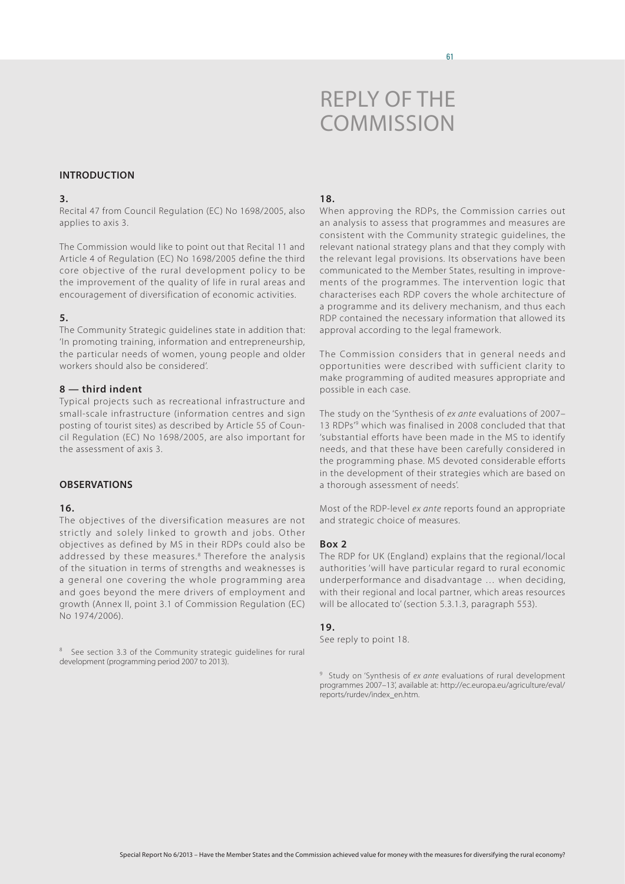# REPLY OF THE COMMISSION

## INTRODUCTION

### 3.

Recital 47 from Council Regulation (EC) No 1698/2005, also applies to axis 3.

The Commission would like to point out that Recital 11 and Article 4 of Regulation (EC) No 1698/2005 define the third core objective of the rural development policy to be the improvement of the quality of life in rural areas and encouragement of diversification of economic activities.

### 5.

The Community Strategic guidelines state in addition that: 'In promoting training, information and entrepreneurship, the particular needs of women, young people and older workers should also be considered'.

### 8 — third indent

Typical projects such as recreational infrastructure and small-scale infrastructure (information centres and sign posting of tourist sites) as described by Article 55 of Council Regulation (EC) No 1698/2005, are also important for the assessment of axis 3.

## OBSERVATIONS

### 16.

The objectives of the diversification measures are not strictly and solely linked to growth and jobs. Other objectives as defined by MS in their RDPs could also be addressed by these measures.[8] Therefore the analysis of the situation in terms of strengths and weaknesses is a general one covering the whole programming area and goes beyond the mere drivers of employment and growth (Annex II, point 3.1 of Commission Regulation (EC) No 1974/2006).

[8] See section 3.3 of the Community strategic guidelines for rural development (programming period 2007 to 2013).

### 18.

When approving the RDPs, the Commission carries out an analysis to assess that programmes and measures are consistent with the Community strategic guidelines, the relevant national strategy plans and that they comply with the relevant legal provisions. Its observations have been communicated to the Member States, resulting in improvements of the programmes. The intervention logic that characterises each RDP covers the whole architecture of a programme and its delivery mechanism, and thus each RDP contained the necessary information that allowed its approval according to the legal framework.

The Commission considers that in general needs and opportunities were described with sufficient clarity to make programming of audited measures appropriate and possible in each case.

The study on the 'Synthesis of *ex ante* evaluations of 2007–13 RDPs'[9] which was finalised in 2008 concluded that that 'substantial efforts have been made in the MS to identify needs, and that these have been carefully considered in the programming phase. MS devoted considerable efforts in the development of their strategies which are based on a thorough assessment of needs'.

Most of the RDP-level *ex ante* reports found an appropriate and strategic choice of measures.

### Box 2

The RDP for UK (England) explains that the regional/local authorities 'will have particular regard to rural economic underperformance and disadvantage … when deciding, with their regional and local partner, which areas resources will be allocated to' (section 5.3.1.3, paragraph 553).

### 19.

See reply to point 18.

[9] Study on 'Synthesis of *ex ante* evaluations of rural development programmes 2007–13', available at: http://ec.europa.eu/agriculture/eval/reports/rurdev/index_en.htm.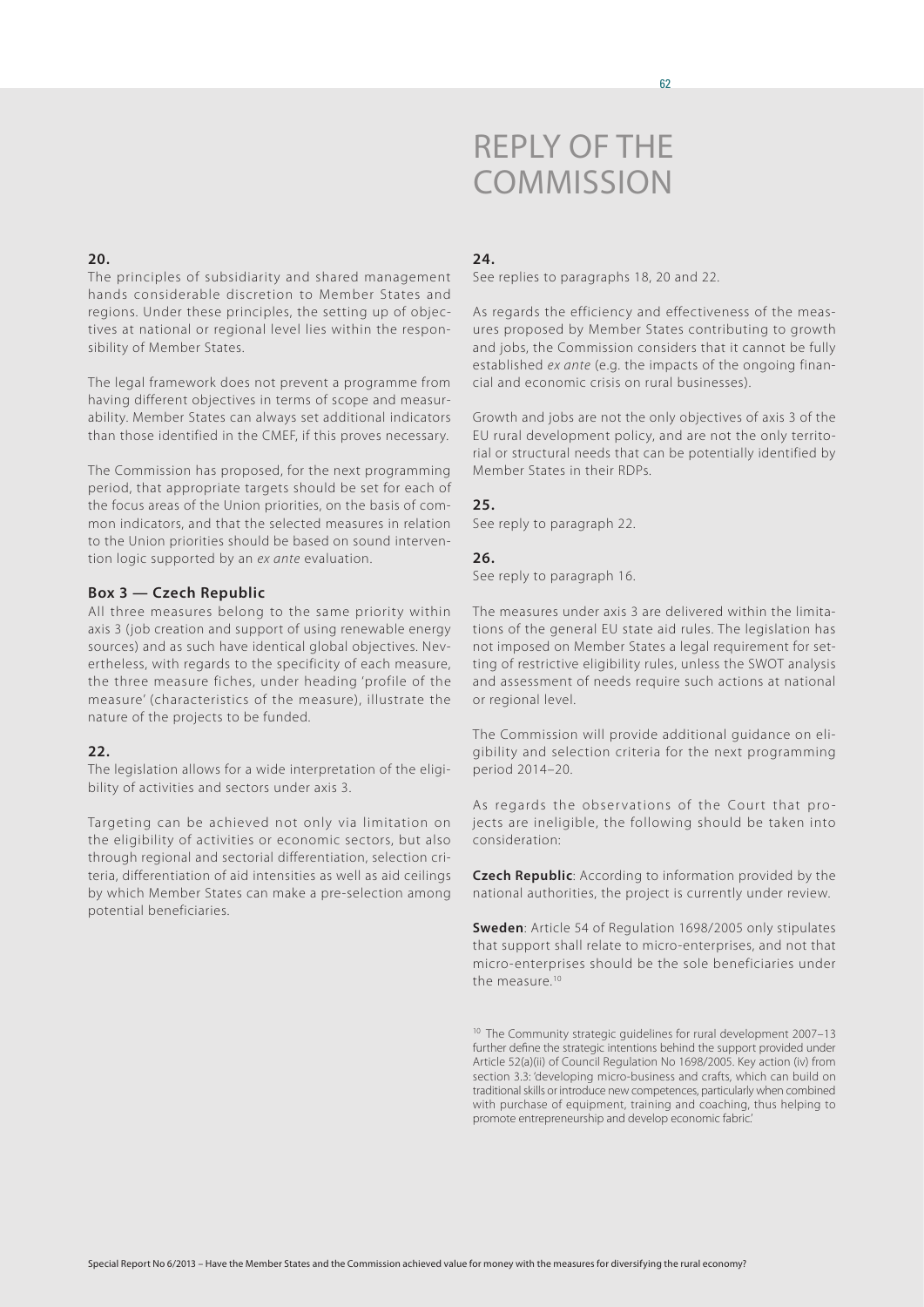# REPLY OF THE COMMISSION

**20.**

The principles of subsidiarity and shared management hands considerable discretion to Member States and regions. Under these principles, the setting up of objectives at national or regional level lies within the responsibility of Member States.

The legal framework does not prevent a programme from having different objectives in terms of scope and measurability. Member States can always set additional indicators than those identified in the CMEF, if this proves necessary.

The Commission has proposed, for the next programming period, that appropriate targets should be set for each of the focus areas of the Union priorities, on the basis of common indicators, and that the selected measures in relation to the Union priorities should be based on sound intervention logic supported by an *ex ante* evaluation.

**Box 3 — Czech Republic**

All three measures belong to the same priority within axis 3 (job creation and support of using renewable energy sources) and as such have identical global objectives. Nevertheless, with regards to the specificity of each measure, the three measure fiches, under heading 'profile of the measure' (characteristics of the measure), illustrate the nature of the projects to be funded.

**22.**

The legislation allows for a wide interpretation of the eligibility of activities and sectors under axis 3.

Targeting can be achieved not only via limitation on the eligibility of activities or economic sectors, but also through regional and sectorial differentiation, selection criteria, differentiation of aid intensities as well as aid ceilings by which Member States can make a pre-selection among potential beneficiaries.

**24.**

See replies to paragraphs 18, 20 and 22.

As regards the efficiency and effectiveness of the measures proposed by Member States contributing to growth and jobs, the Commission considers that it cannot be fully established *ex ante* (e.g. the impacts of the ongoing financial and economic crisis on rural businesses).

Growth and jobs are not the only objectives of axis 3 of the EU rural development policy, and are not the only territorial or structural needs that can be potentially identified by Member States in their RDPs.

**25.**

See reply to paragraph 22.

**26.**

See reply to paragraph 16.

The measures under axis 3 are delivered within the limitations of the general EU state aid rules. The legislation has not imposed on Member States a legal requirement for setting of restrictive eligibility rules, unless the SWOT analysis and assessment of needs require such actions at national or regional level.

The Commission will provide additional guidance on eligibility and selection criteria for the next programming period 2014–20.

As regards the observations of the Court that projects are ineligible, the following should be taken into consideration:

**Czech Republic**: According to information provided by the national authorities, the project is currently under review.

**Sweden**: Article 54 of Regulation 1698/2005 only stipulates that support shall relate to micro-enterprises, and not that micro-enterprises should be the sole beneficiaries under the measure.[10]

[10] The Community strategic guidelines for rural development 2007–13 further define the strategic intentions behind the support provided under Article 52(a)(ii) of Council Regulation No 1698/2005. Key action (iv) from section 3.3: 'developing micro-business and crafts, which can build on traditional skills or introduce new competences, particularly when combined with purchase of equipment, training and coaching, thus helping to promote entrepreneurship and develop economic fabric.'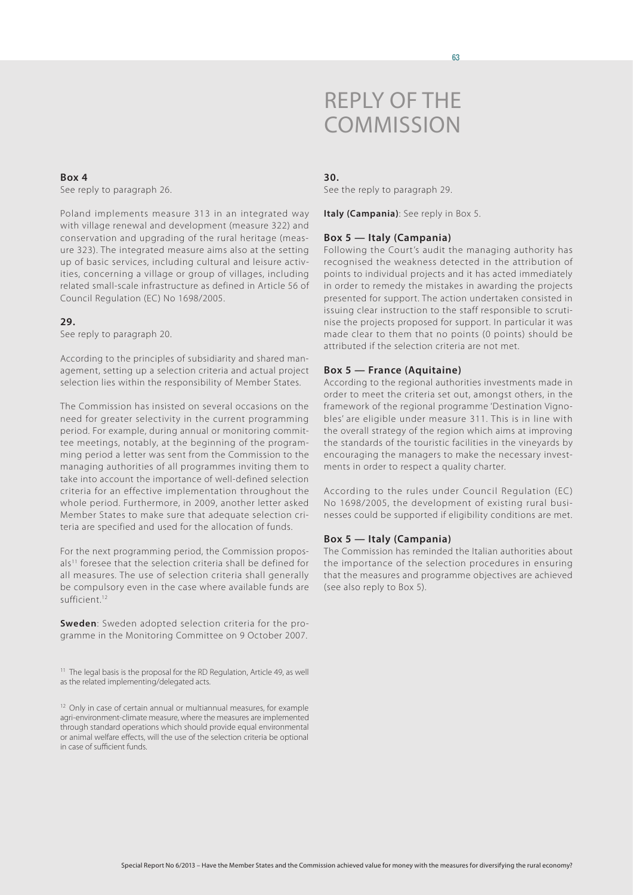# REPLY OF THE COMMISSION

**Box 4**

See reply to paragraph 26.

Poland implements measure 313 in an integrated way with village renewal and development (measure 322) and conservation and upgrading of the rural heritage (measure 323). The integrated measure aims also at the setting up of basic services, including cultural and leisure activities, concerning a village or group of villages, including related small-scale infrastructure as defined in Article 56 of Council Regulation (EC) No 1698/2005.

**29.**

See reply to paragraph 20.

According to the principles of subsidiarity and shared management, setting up a selection criteria and actual project selection lies within the responsibility of Member States.

The Commission has insisted on several occasions on the need for greater selectivity in the current programming period. For example, during annual or monitoring committee meetings, notably, at the beginning of the programming period a letter was sent from the Commission to the managing authorities of all programmes inviting them to take into account the importance of well-defined selection criteria for an effective implementation throughout the whole period. Furthermore, in 2009, another letter asked Member States to make sure that adequate selection criteria are specified and used for the allocation of funds.

For the next programming period, the Commission proposals[11] foresee that the selection criteria shall be defined for all measures. The use of selection criteria shall generally be compulsory even in the case where available funds are sufficient.[12]

**Sweden**: Sweden adopted selection criteria for the programme in the Monitoring Committee on 9 October 2007.

[11] The legal basis is the proposal for the RD Regulation, Article 49, as well as the related implementing/delegated acts.

[12] Only in case of certain annual or multiannual measures, for example agri-environment-climate measure, where the measures are implemented through standard operations which should provide equal environmental or animal welfare effects, will the use of the selection criteria be optional in case of sufficient funds.

**30.**

See the reply to paragraph 29.

**Italy (Campania)**: See reply in Box 5.

**Box 5 — Italy (Campania)**

Following the Court's audit the managing authority has recognised the weakness detected in the attribution of points to individual projects and it has acted immediately in order to remedy the mistakes in awarding the projects presented for support. The action undertaken consisted in issuing clear instruction to the staff responsible to scrutinise the projects proposed for support. In particular it was made clear to them that no points (0 points) should be attributed if the selection criteria are not met.

**Box 5 — France (Aquitaine)**

According to the regional authorities investments made in order to meet the criteria set out, amongst others, in the framework of the regional programme 'Destination Vignobles' are eligible under measure 311. This is in line with the overall strategy of the region which aims at improving the standards of the touristic facilities in the vineyards by encouraging the managers to make the necessary investments in order to respect a quality charter.

According to the rules under Council Regulation (EC) No 1698/2005, the development of existing rural businesses could be supported if eligibility conditions are met.

**Box 5 — Italy (Campania)**

The Commission has reminded the Italian authorities about the importance of the selection procedures in ensuring that the measures and programme objectives are achieved (see also reply to Box 5).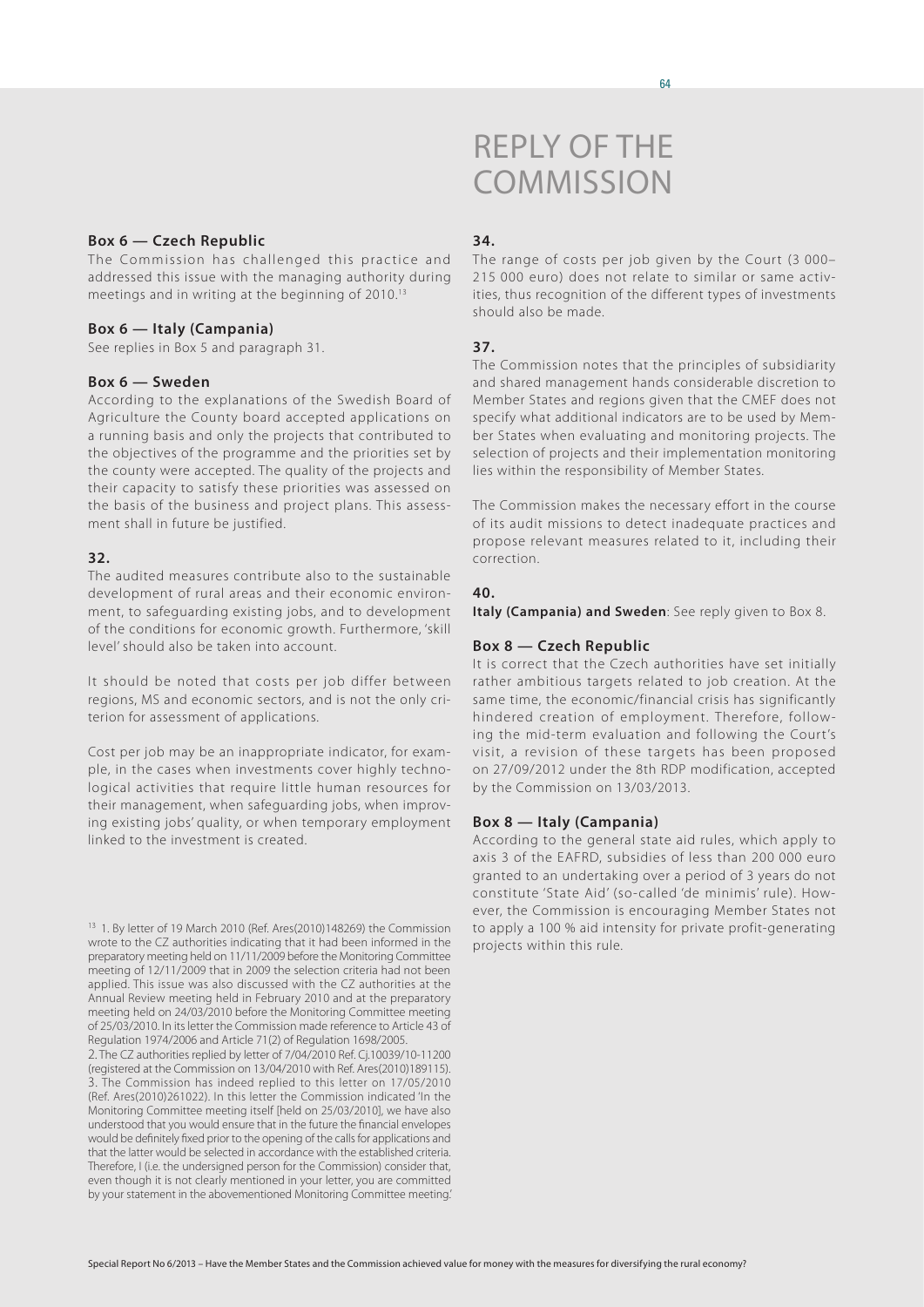# REPLY OF THE COMMISSION

**Box 6 — Czech Republic**

The Commission has challenged this practice and addressed this issue with the managing authority during meetings and in writing at the beginning of 2010.[13]

**Box 6 — Italy (Campania)**

See replies in Box 5 and paragraph 31.

**Box 6 — Sweden**

According to the explanations of the Swedish Board of Agriculture the County board accepted applications on a running basis and only the projects that contributed to the objectives of the programme and the priorities set by the county were accepted. The quality of the projects and their capacity to satisfy these priorities was assessed on the basis of the business and project plans. This assessment shall in future be justified.

**32.**

The audited measures contribute also to the sustainable development of rural areas and their economic environment, to safeguarding existing jobs, and to development of the conditions for economic growth. Furthermore, 'skill level' should also be taken into account.

It should be noted that costs per job differ between regions, MS and economic sectors, and is not the only criterion for assessment of applications.

Cost per job may be an inappropriate indicator, for example, in the cases when investments cover highly technological activities that require little human resources for their management, when safeguarding jobs, when improving existing jobs' quality, or when temporary employment linked to the investment is created.

[13] 1. By letter of 19 March 2010 (Ref. Ares(2010)148269) the Commission wrote to the CZ authorities indicating that it had been informed in the preparatory meeting held on 11/11/2009 before the Monitoring Committee meeting of 12/11/2009 that in 2009 the selection criteria had not been applied. This issue was also discussed with the CZ authorities at the Annual Review meeting held in February 2010 and at the preparatory meeting held on 24/03/2010 before the Monitoring Committee meeting of 25/03/2010. In its letter the Commission made reference to Article 43 of Regulation 1974/2006 and Article 71(2) of Regulation 1698/2005.
2. The CZ authorities replied by letter of 7/04/2010 Ref. Cj.10039/10-11200 (registered at the Commission on 13/04/2010 with Ref. Ares(2010)189115).
3. The Commission has indeed replied to this letter on 17/05/2010 (Ref. Ares(2010)261022). In this letter the Commission indicated 'In the Monitoring Committee meeting itself [held on 25/03/2010], we have also understood that you would ensure that in the future the financial envelopes would be definitely fixed prior to the opening of the calls for applications and that the latter would be selected in accordance with the established criteria. Therefore, I (i.e. the undersigned person for the Commission) consider that, even though it is not clearly mentioned in your letter, you are committed by your statement in the abovementioned Monitoring Committee meeting.'

**34.**

The range of costs per job given by the Court (3 000–215 000 euro) does not relate to similar or same activities, thus recognition of the different types of investments should also be made.

**37.**

The Commission notes that the principles of subsidiarity and shared management hands considerable discretion to Member States and regions given that the CMEF does not specify what additional indicators are to be used by Member States when evaluating and monitoring projects. The selection of projects and their implementation monitoring lies within the responsibility of Member States.

The Commission makes the necessary effort in the course of its audit missions to detect inadequate practices and propose relevant measures related to it, including their correction.

**40.**

**Italy (Campania) and Sweden**: See reply given to Box 8.

**Box 8 — Czech Republic**

It is correct that the Czech authorities have set initially rather ambitious targets related to job creation. At the same time, the economic/financial crisis has significantly hindered creation of employment. Therefore, following the mid-term evaluation and following the Court's visit, a revision of these targets has been proposed on 27/09/2012 under the 8th RDP modification, accepted by the Commission on 13/03/2013.

**Box 8 — Italy (Campania)**

According to the general state aid rules, which apply to axis 3 of the EAFRD, subsidies of less than 200 000 euro granted to an undertaking over a period of 3 years do not constitute 'State Aid' (so-called 'de minimis' rule). However, the Commission is encouraging Member States not to apply a 100 % aid intensity for private profit-generating projects within this rule.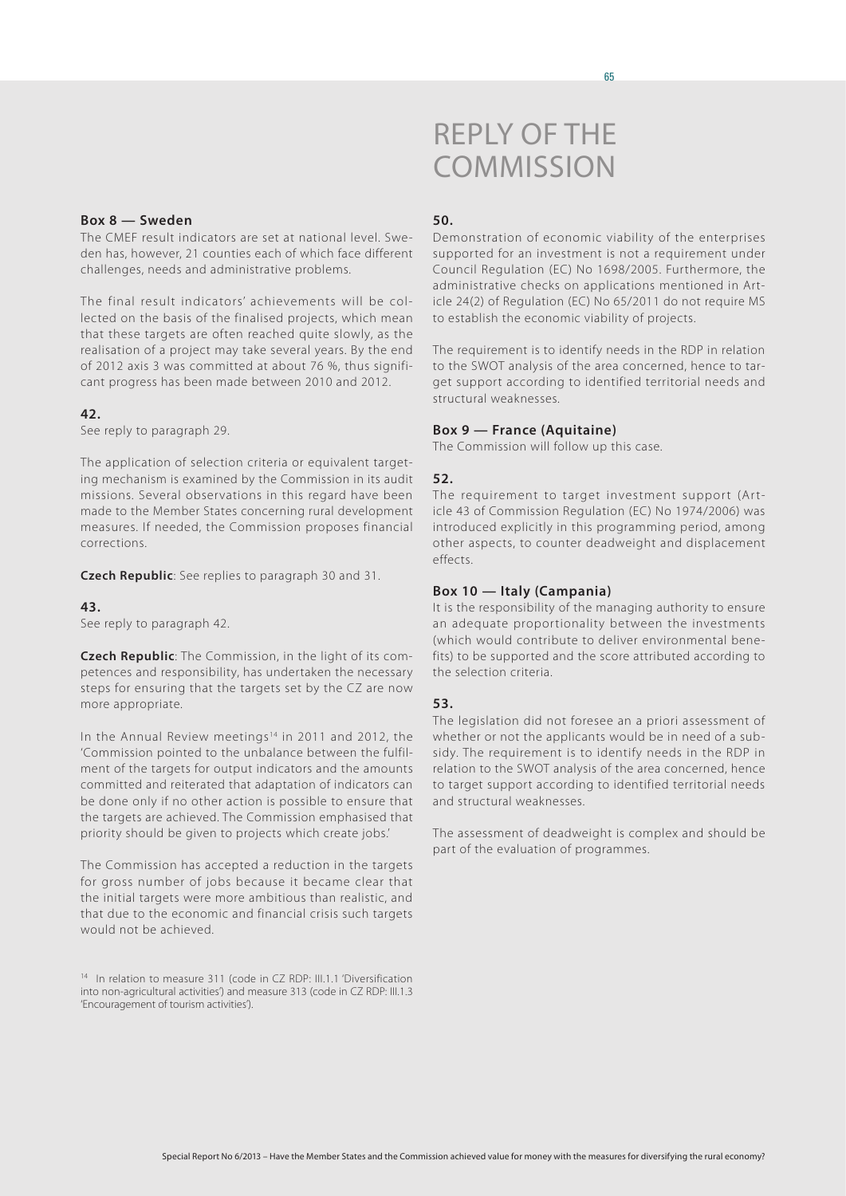# REPLY OF THE COMMISSION

**Box 8 — Sweden**

The CMEF result indicators are set at national level. Sweden has, however, 21 counties each of which face different challenges, needs and administrative problems.

The final result indicators' achievements will be collected on the basis of the finalised projects, which mean that these targets are often reached quite slowly, as the realisation of a project may take several years. By the end of 2012 axis 3 was committed at about 76 %, thus significant progress has been made between 2010 and 2012.

**42.**

See reply to paragraph 29.

The application of selection criteria or equivalent targeting mechanism is examined by the Commission in its audit missions. Several observations in this regard have been made to the Member States concerning rural development measures. If needed, the Commission proposes financial corrections.

**Czech Republic**: See replies to paragraph 30 and 31.

**43.**

See reply to paragraph 42.

**Czech Republic**: The Commission, in the light of its competences and responsibility, has undertaken the necessary steps for ensuring that the targets set by the CZ are now more appropriate.

In the Annual Review meetings[14] in 2011 and 2012, the 'Commission pointed to the unbalance between the fulfilment of the targets for output indicators and the amounts committed and reiterated that adaptation of indicators can be done only if no other action is possible to ensure that the targets are achieved. The Commission emphasised that priority should be given to projects which create jobs.'

The Commission has accepted a reduction in the targets for gross number of jobs because it became clear that the initial targets were more ambitious than realistic, and that due to the economic and financial crisis such targets would not be achieved.

[14] In relation to measure 311 (code in CZ RDP: III.1.1 'Diversification into non-agricultural activities') and measure 313 (code in CZ RDP: III.1.3 'Encouragement of tourism activities').

**50.**

Demonstration of economic viability of the enterprises supported for an investment is not a requirement under Council Regulation (EC) No 1698/2005. Furthermore, the administrative checks on applications mentioned in Article 24(2) of Regulation (EC) No 65/2011 do not require MS to establish the economic viability of projects.

The requirement is to identify needs in the RDP in relation to the SWOT analysis of the area concerned, hence to target support according to identified territorial needs and structural weaknesses.

**Box 9 — France (Aquitaine)**

The Commission will follow up this case.

**52.**

The requirement to target investment support (Article 43 of Commission Regulation (EC) No 1974/2006) was introduced explicitly in this programming period, among other aspects, to counter deadweight and displacement effects.

**Box 10 — Italy (Campania)**

It is the responsibility of the managing authority to ensure an adequate proportionality between the investments (which would contribute to deliver environmental benefits) to be supported and the score attributed according to the selection criteria.

**53.**

The legislation did not foresee an a priori assessment of whether or not the applicants would be in need of a subsidy. The requirement is to identify needs in the RDP in relation to the SWOT analysis of the area concerned, hence to target support according to identified territorial needs and structural weaknesses.

The assessment of deadweight is complex and should be part of the evaluation of programmes.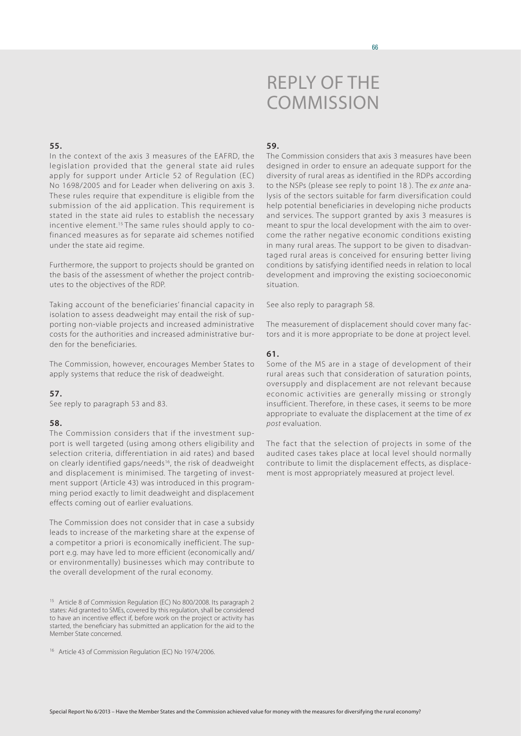# REPLY OF THE COMMISSION

**55.**

In the context of the axis 3 measures of the EAFRD, the legislation provided that the general state aid rules apply for support under Article 52 of Regulation (EC) No 1698/2005 and for Leader when delivering on axis 3. These rules require that expenditure is eligible from the submission of the aid application. This requirement is stated in the state aid rules to establish the necessary incentive element.[15] The same rules should apply to co-financed measures as for separate aid schemes notified under the state aid regime.

Furthermore, the support to projects should be granted on the basis of the assessment of whether the project contributes to the objectives of the RDP.

Taking account of the beneficiaries' financial capacity in isolation to assess deadweight may entail the risk of supporting non-viable projects and increased administrative costs for the authorities and increased administrative burden for the beneficiaries.

The Commission, however, encourages Member States to apply systems that reduce the risk of deadweight.

**57.**

See reply to paragraph 53 and 83.

**58.**

The Commission considers that if the investment support is well targeted (using among others eligibility and selection criteria, differentiation in aid rates) and based on clearly identified gaps/needs[16], the risk of deadweight and displacement is minimised. The targeting of investment support (Article 43) was introduced in this programming period exactly to limit deadweight and displacement effects coming out of earlier evaluations.

The Commission does not consider that in case a subsidy leads to increase of the marketing share at the expense of a competitor a priori is economically inefficient. The support e.g. may have led to more efficient (economically and/or environmentally) businesses which may contribute to the overall development of the rural economy.

**59.**

The Commission considers that axis 3 measures have been designed in order to ensure an adequate support for the diversity of rural areas as identified in the RDPs according to the NSPs (please see reply to point 18 ). The *ex ante* analysis of the sectors suitable for farm diversification could help potential beneficiaries in developing niche products and services. The support granted by axis 3 measures is meant to spur the local development with the aim to overcome the rather negative economic conditions existing in many rural areas. The support to be given to disadvantaged rural areas is conceived for ensuring better living conditions by satisfying identified needs in relation to local development and improving the existing socioeconomic situation.

See also reply to paragraph 58.

The measurement of displacement should cover many factors and it is more appropriate to be done at project level.

**61.**

Some of the MS are in a stage of development of their rural areas such that consideration of saturation points, oversupply and displacement are not relevant because economic activities are generally missing or strongly insufficient. Therefore, in these cases, it seems to be more appropriate to evaluate the displacement at the time of *ex post* evaluation.

The fact that the selection of projects in some of the audited cases takes place at local level should normally contribute to limit the displacement effects, as displacement is most appropriately measured at project level.

---

[15] Article 8 of Commission Regulation (EC) No 800/2008. Its paragraph 2 states: Aid granted to SMEs, covered by this regulation, shall be considered to have an incentive effect if, before work on the project or activity has started, the beneficiary has submitted an application for the aid to the Member State concerned.

[16] Article 43 of Commission Regulation (EC) No 1974/2006.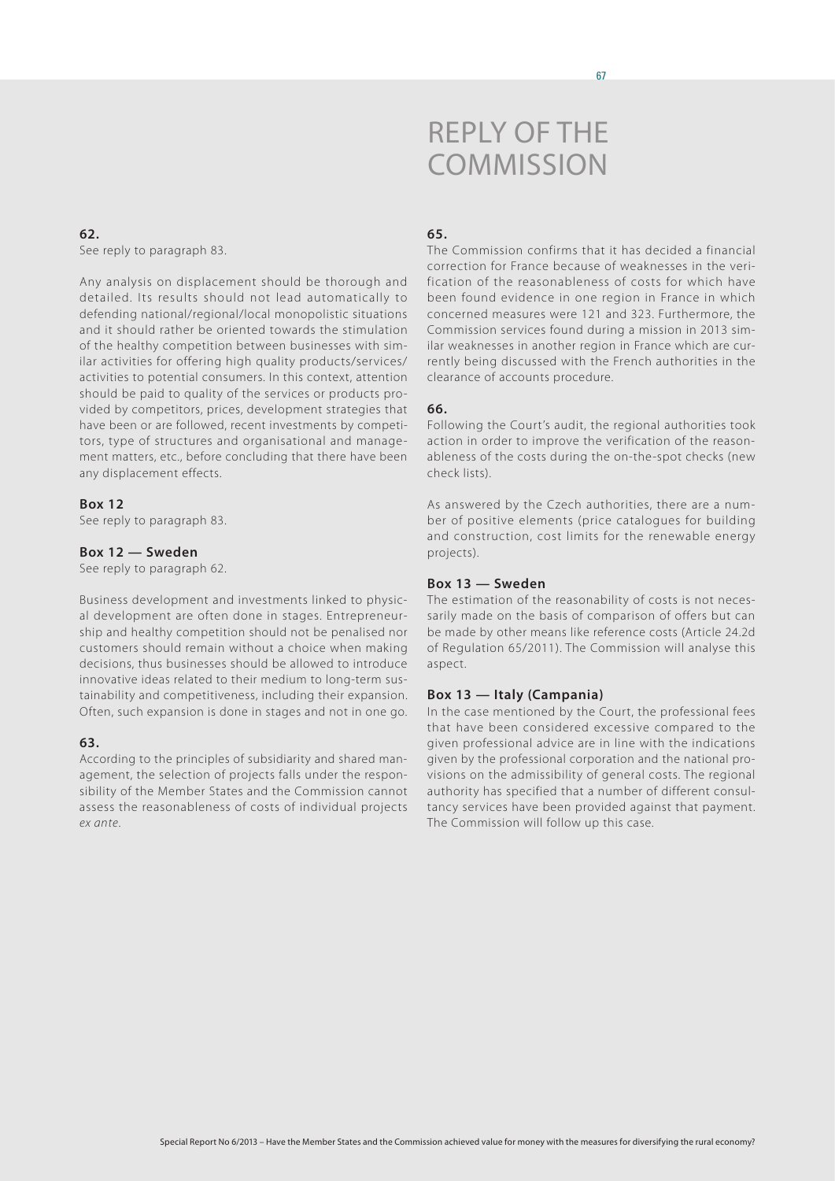# REPLY OF THE COMMISSION

### 62.

See reply to paragraph 83.

Any analysis on displacement should be thorough and detailed. Its results should not lead automatically to defending national/regional/local monopolistic situations and it should rather be oriented towards the stimulation of the healthy competition between businesses with similar activities for offering high quality products/services/activities to potential consumers. In this context, attention should be paid to quality of the services or products provided by competitors, prices, development strategies that have been or are followed, recent investments by competitors, type of structures and organisational and management matters, etc., before concluding that there have been any displacement effects.

### Box 12

See reply to paragraph 83.

### Box 12 — Sweden

See reply to paragraph 62.

Business development and investments linked to physical development are often done in stages. Entrepreneurship and healthy competition should not be penalised nor customers should remain without a choice when making decisions, thus businesses should be allowed to introduce innovative ideas related to their medium to long-term sustainability and competitiveness, including their expansion. Often, such expansion is done in stages and not in one go.

### 63.

According to the principles of subsidiarity and shared management, the selection of projects falls under the responsibility of the Member States and the Commission cannot assess the reasonableness of costs of individual projects *ex ante*.

### 65.

The Commission confirms that it has decided a financial correction for France because of weaknesses in the verification of the reasonableness of costs for which have been found evidence in one region in France in which concerned measures were 121 and 323. Furthermore, the Commission services found during a mission in 2013 similar weaknesses in another region in France which are currently being discussed with the French authorities in the clearance of accounts procedure.

### 66.

Following the Court's audit, the regional authorities took action in order to improve the verification of the reasonableness of the costs during the on-the-spot checks (new check lists).

As answered by the Czech authorities, there are a number of positive elements (price catalogues for building and construction, cost limits for the renewable energy projects).

### Box 13 — Sweden

The estimation of the reasonability of costs is not necessarily made on the basis of comparison of offers but can be made by other means like reference costs (Article 24.2d of Regulation 65/2011). The Commission will analyse this aspect.

### Box 13 — Italy (Campania)

In the case mentioned by the Court, the professional fees that have been considered excessive compared to the given professional advice are in line with the indications given by the professional corporation and the national provisions on the admissibility of general costs. The regional authority has specified that a number of different consultancy services have been provided against that payment. The Commission will follow up this case.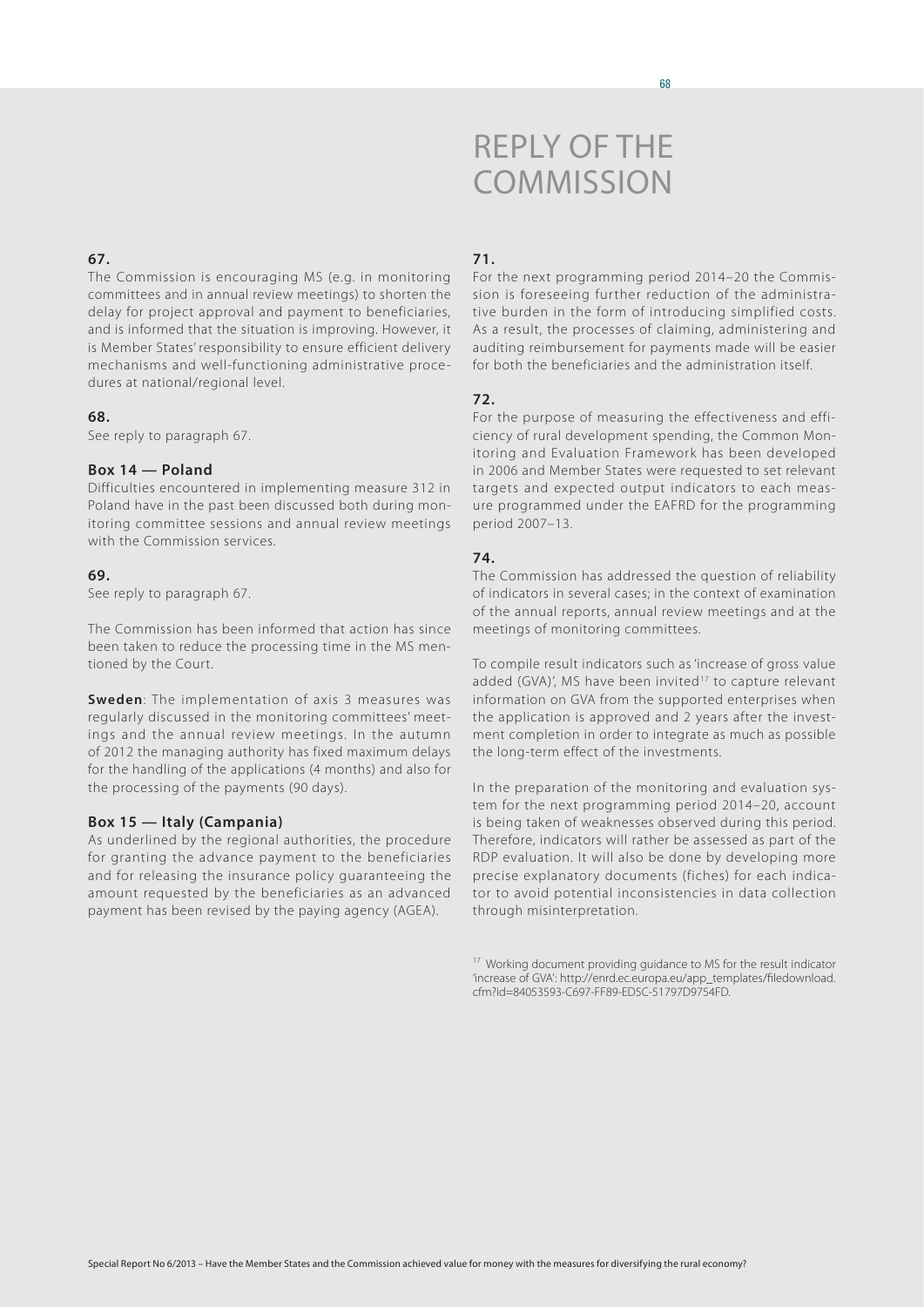# REPLY OF THE COMMISSION

**67.**

The Commission is encouraging MS (e.g. in monitoring committees and in annual review meetings) to shorten the delay for project approval and payment to beneficiaries, and is informed that the situation is improving. However, it is Member States' responsibility to ensure efficient delivery mechanisms and well-functioning administrative procedures at national/regional level.

**68.**

See reply to paragraph 67.

**Box 14 — Poland**

Difficulties encountered in implementing measure 312 in Poland have in the past been discussed both during monitoring committee sessions and annual review meetings with the Commission services.

**69.**

See reply to paragraph 67.

The Commission has been informed that action has since been taken to reduce the processing time in the MS mentioned by the Court.

**Sweden**: The implementation of axis 3 measures was regularly discussed in the monitoring committees' meetings and the annual review meetings. In the autumn of 2012 the managing authority has fixed maximum delays for the handling of the applications (4 months) and also for the processing of the payments (90 days).

**Box 15 — Italy (Campania)**

As underlined by the regional authorities, the procedure for granting the advance payment to the beneficiaries and for releasing the insurance policy guaranteeing the amount requested by the beneficiaries as an advanced payment has been revised by the paying agency (AGEA).

**71.**

For the next programming period 2014–20 the Commission is foreseeing further reduction of the administrative burden in the form of introducing simplified costs. As a result, the processes of claiming, administering and auditing reimbursement for payments made will be easier for both the beneficiaries and the administration itself.

**72.**

For the purpose of measuring the effectiveness and efficiency of rural development spending, the Common Monitoring and Evaluation Framework has been developed in 2006 and Member States were requested to set relevant targets and expected output indicators to each measure programmed under the EAFRD for the programming period 2007–13.

**74.**

The Commission has addressed the question of reliability of indicators in several cases; in the context of examination of the annual reports, annual review meetings and at the meetings of monitoring committees.

To compile result indicators such as 'increase of gross value added (GVA)', MS have been invited[17] to capture relevant information on GVA from the supported enterprises when the application is approved and 2 years after the investment completion in order to integrate as much as possible the long-term effect of the investments.

In the preparation of the monitoring and evaluation system for the next programming period 2014–20, account is being taken of weaknesses observed during this period. Therefore, indicators will rather be assessed as part of the RDP evaluation. It will also be done by developing more precise explanatory documents (fiches) for each indicator to avoid potential inconsistencies in data collection through misinterpretation.

[17] Working document providing guidance to MS for the result indicator 'increase of GVA': http://enrd.ec.europa.eu/app_templates/filedownload.cfm?id=84053593-C697-FF89-ED5C-51797D9754FD.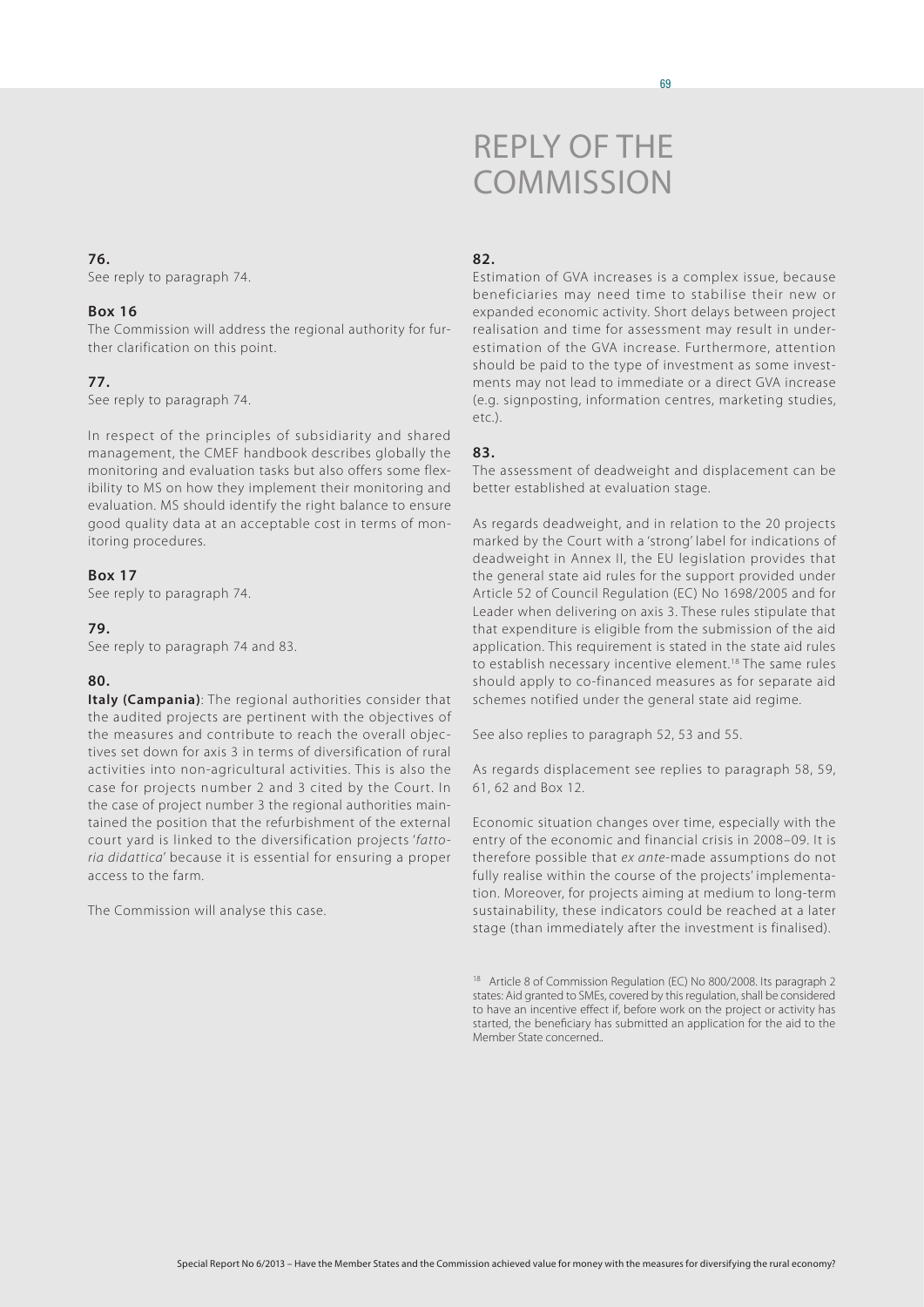# REPLY OF THE COMMISSION

**76.**
See reply to paragraph 74.

**Box 16**
The Commission will address the regional authority for further clarification on this point.

**77.**
See reply to paragraph 74.

In respect of the principles of subsidiarity and shared management, the CMEF handbook describes globally the monitoring and evaluation tasks but also offers some flexibility to MS on how they implement their monitoring and evaluation. MS should identify the right balance to ensure good quality data at an acceptable cost in terms of monitoring procedures.

**Box 17**
See reply to paragraph 74.

**79.**
See reply to paragraph 74 and 83.

**80.**
**Italy (Campania)**: The regional authorities consider that the audited projects are pertinent with the objectives of the measures and contribute to reach the overall objectives set down for axis 3 in terms of diversification of rural activities into non-agricultural activities. This is also the case for projects number 2 and 3 cited by the Court. In the case of project number 3 the regional authorities maintained the position that the refurbishment of the external court yard is linked to the diversification projects '*fattoria didattica*' because it is essential for ensuring a proper access to the farm.

The Commission will analyse this case.

**82.**
Estimation of GVA increases is a complex issue, because beneficiaries may need time to stabilise their new or expanded economic activity. Short delays between project realisation and time for assessment may result in underestimation of the GVA increase. Furthermore, attention should be paid to the type of investment as some investments may not lead to immediate or a direct GVA increase (e.g. signposting, information centres, marketing studies, etc.).

**83.**
The assessment of deadweight and displacement can be better established at evaluation stage.

As regards deadweight, and in relation to the 20 projects marked by the Court with a 'strong' label for indications of deadweight in Annex II, the EU legislation provides that the general state aid rules for the support provided under Article 52 of Council Regulation (EC) No 1698/2005 and for Leader when delivering on axis 3. These rules stipulate that that expenditure is eligible from the submission of the aid application. This requirement is stated in the state aid rules to establish necessary incentive element.[18] The same rules should apply to co-financed measures as for separate aid schemes notified under the general state aid regime.

See also replies to paragraph 52, 53 and 55.

As regards displacement see replies to paragraph 58, 59, 61, 62 and Box 12.

Economic situation changes over time, especially with the entry of the economic and financial crisis in 2008–09. It is therefore possible that *ex ante*-made assumptions do not fully realise within the course of the projects' implementation. Moreover, for projects aiming at medium to long-term sustainability, these indicators could be reached at a later stage (than immediately after the investment is finalised).

[18] Article 8 of Commission Regulation (EC) No 800/2008. Its paragraph 2 states: Aid granted to SMEs, covered by this regulation, shall be considered to have an incentive effect if, before work on the project or activity has started, the beneficiary has submitted an application for the aid to the Member State concerned..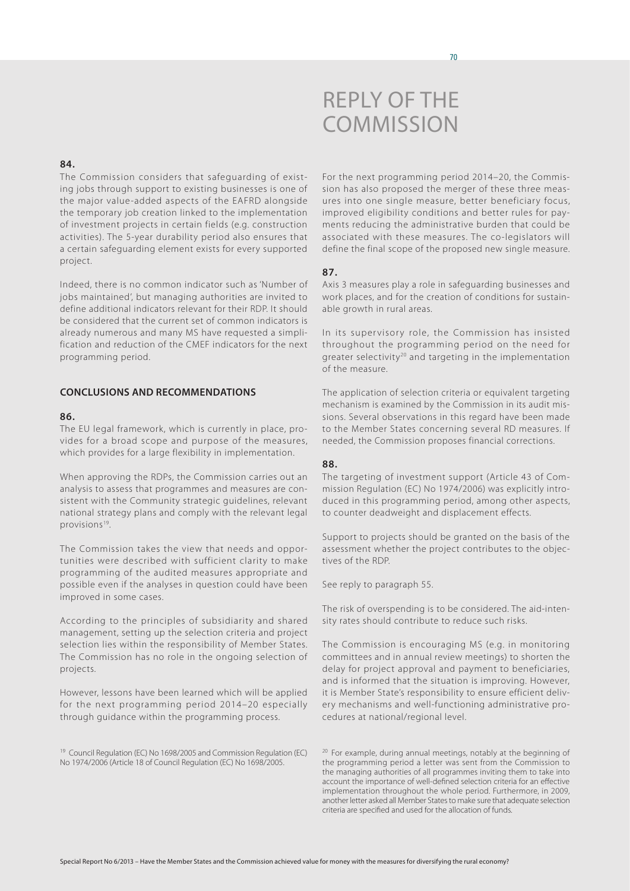# REPLY OF THE COMMISSION

**84.**

The Commission considers that safeguarding of existing jobs through support to existing businesses is one of the major value-added aspects of the EAFRD alongside the temporary job creation linked to the implementation of investment projects in certain fields (e.g. construction activities). The 5-year durability period also ensures that a certain safeguarding element exists for every supported project.

Indeed, there is no common indicator such as 'Number of jobs maintained', but managing authorities are invited to define additional indicators relevant for their RDP. It should be considered that the current set of common indicators is already numerous and many MS have requested a simplification and reduction of the CMEF indicators for the next programming period.

## CONCLUSIONS AND RECOMMENDATIONS

**86.**

The EU legal framework, which is currently in place, provides for a broad scope and purpose of the measures, which provides for a large flexibility in implementation.

When approving the RDPs, the Commission carries out an analysis to assess that programmes and measures are consistent with the Community strategic guidelines, relevant national strategy plans and comply with the relevant legal provisions[19].

The Commission takes the view that needs and opportunities were described with sufficient clarity to make programming of the audited measures appropriate and possible even if the analyses in question could have been improved in some cases.

According to the principles of subsidiarity and shared management, setting up the selection criteria and project selection lies within the responsibility of Member States. The Commission has no role in the ongoing selection of projects.

However, lessons have been learned which will be applied for the next programming period 2014–20 especially through guidance within the programming process.

For the next programming period 2014–20, the Commission has also proposed the merger of these three measures into one single measure, better beneficiary focus, improved eligibility conditions and better rules for payments reducing the administrative burden that could be associated with these measures. The co-legislators will define the final scope of the proposed new single measure.

**87.**

Axis 3 measures play a role in safeguarding businesses and work places, and for the creation of conditions for sustainable growth in rural areas.

In its supervisory role, the Commission has insisted throughout the programming period on the need for greater selectivity[20] and targeting in the implementation of the measure.

The application of selection criteria or equivalent targeting mechanism is examined by the Commission in its audit missions. Several observations in this regard have been made to the Member States concerning several RD measures. If needed, the Commission proposes financial corrections.

**88.**

The targeting of investment support (Article 43 of Commission Regulation (EC) No 1974/2006) was explicitly introduced in this programming period, among other aspects, to counter deadweight and displacement effects.

Support to projects should be granted on the basis of the assessment whether the project contributes to the objectives of the RDP.

See reply to paragraph 55.

The risk of overspending is to be considered. The aid-intensity rates should contribute to reduce such risks.

The Commission is encouraging MS (e.g. in monitoring committees and in annual review meetings) to shorten the delay for project approval and payment to beneficiaries, and is informed that the situation is improving. However, it is Member State's responsibility to ensure efficient delivery mechanisms and well-functioning administrative procedures at national/regional level.

[19] Council Regulation (EC) No 1698/2005 and Commission Regulation (EC) No 1974/2006 (Article 18 of Council Regulation (EC) No 1698/2005.

[20] For example, during annual meetings, notably at the beginning of the programming period a letter was sent from the Commission to the managing authorities of all programmes inviting them to take into account the importance of well-defined selection criteria for an effective implementation throughout the whole period. Furthermore, in 2009, another letter asked all Member States to make sure that adequate selection criteria are specified and used for the allocation of funds.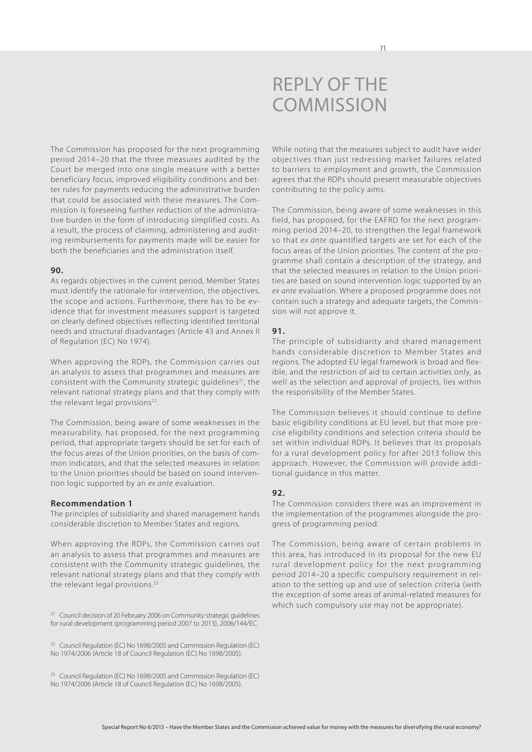# REPLY OF THE COMMISSION

The Commission has proposed for the next programming period 2014–20 that the three measures audited by the Court be merged into one single measure with a better beneficiary focus, improved eligibility conditions and better rules for payments reducing the administrative burden that could be associated with these measures. The Commission is foreseeing further reduction of the administrative burden in the form of introducing simplified costs. As a result, the process of claiming, administering and auditing reimbursements for payments made will be easier for both the beneficiaries and the administration itself.

**90.**
As regards objectives in the current period, Member States must identify the rationale for intervention, the objectives, the scope and actions. Furthermore, there has to be evidence that for investment measures support is targeted on clearly defined objectives reflecting identified territorial needs and structural disadvantages (Article 43 and Annex II of Regulation (EC) No 1974).

When approving the RDPs, the Commission carries out an analysis to assess that programmes and measures are consistent with the Community strategic guidelines[21], the relevant national strategy plans and that they comply with the relevant legal provisions[22].

The Commission, being aware of some weaknesses in the measurability, has proposed, for the next programming period, that appropriate targets should be set for each of the focus areas of the Union priorities, on the basis of common indicators, and that the selected measures in relation to the Union priorities should be based on sound intervention logic supported by an *ex ante* evaluation.

**Recommendation 1**
The principles of subsidiarity and shared management hands considerable discretion to Member States and regions.

When approving the RDPs, the Commission carries out an analysis to assess that programmes and measures are consistent with the Community strategic guidelines, the relevant national strategy plans and that they comply with the relevant legal provisions.[23]

While noting that the measures subject to audit have wider objectives than just redressing market failures related to barriers to employment and growth, the Commission agrees that the RDPs should present measurable objectives contributing to the policy aims.

The Commission, being aware of some weaknesses in this field, has proposed, for the EAFRD for the next programming period 2014–20, to strengthen the legal framework so that *ex ante* quantified targets are set for each of the focus areas of the Union priorities. The content of the programme shall contain a description of the strategy, and that the selected measures in relation to the Union priorities are based on sound intervention logic supported by an *ex ante* evaluation. Where a proposed programme does not contain such a strategy and adequate targets, the Commission will not approve it.

**91.**
The principle of subsidiarity and shared management hands considerable discretion to Member States and regions. The adopted EU legal framework is broad and flexible, and the restriction of aid to certain activities only, as well as the selection and approval of projects, lies within the responsibility of the Member States.

The Commission believes it should continue to define basic eligibility conditions at EU level, but that more precise eligibility conditions and selection criteria should be set within individual RDPs. It believes that its proposals for a rural development policy for after 2013 follow this approach. However, the Commission will provide additional guidance in this matter.

**92.**
The Commission considers there was an improvement in the implementation of the programmes alongside the progress of programming period.

The Commission, being aware of certain problems in this area, has introduced in its proposal for the new EU rural development policy for the next programming period 2014–20 a specific compulsory requirement in relation to the setting up and use of selection criteria (with the exception of some areas of animal-related measures for which such compulsory use may not be appropriate).

[21] Council decision of 20 February 2006 on Community strategic guidelines for rural development (programming period 2007 to 2013), 2006/144/EC.

[22] Council Regulation (EC) No 1698/2005 and Commission Regulation (EC) No 1974/2006 (Article 18 of Council Regulation (EC) No 1698/2005).

[23] Council Regulation (EC) No 1698/2005 and Commission Regulation (EC) No 1974/2006 (Article 18 of Council Regulation (EC) No 1698/2005).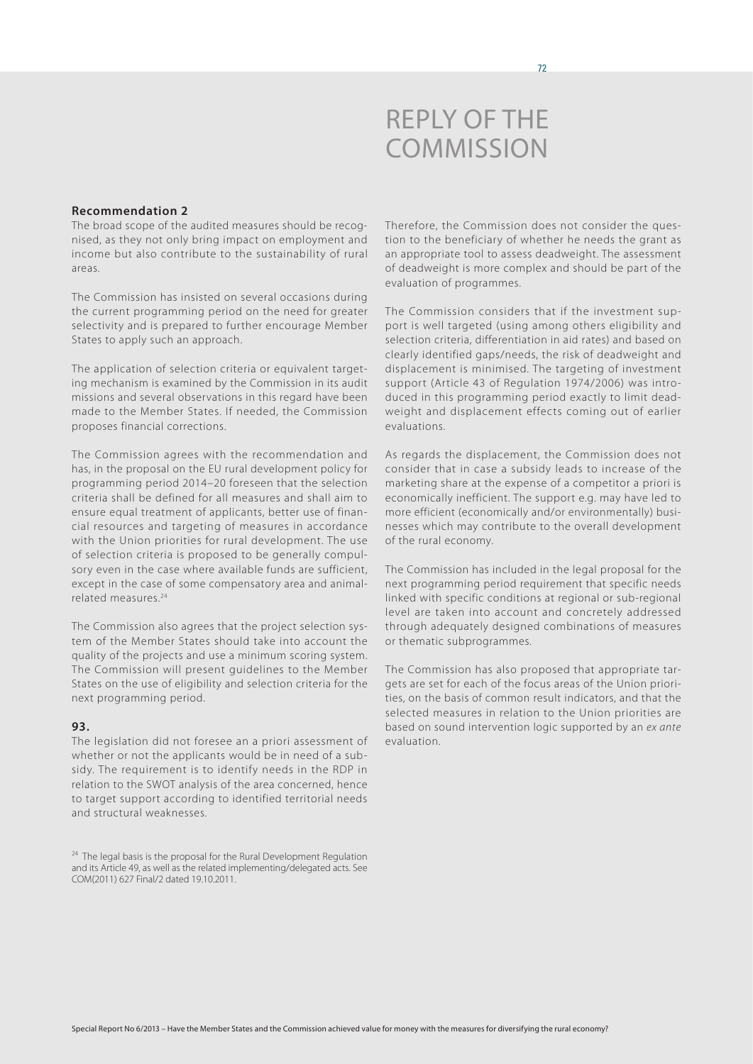# REPLY OF THE COMMISSION

**Recommendation 2**

The broad scope of the audited measures should be recognised, as they not only bring impact on employment and income but also contribute to the sustainability of rural areas.

The Commission has insisted on several occasions during the current programming period on the need for greater selectivity and is prepared to further encourage Member States to apply such an approach.

The application of selection criteria or equivalent targeting mechanism is examined by the Commission in its audit missions and several observations in this regard have been made to the Member States. If needed, the Commission proposes financial corrections.

The Commission agrees with the recommendation and has, in the proposal on the EU rural development policy for programming period 2014–20 foreseen that the selection criteria shall be defined for all measures and shall aim to ensure equal treatment of applicants, better use of financial resources and targeting of measures in accordance with the Union priorities for rural development. The use of selection criteria is proposed to be generally compulsory even in the case where available funds are sufficient, except in the case of some compensatory area and animal-related measures.[24]

The Commission also agrees that the project selection system of the Member States should take into account the quality of the projects and use a minimum scoring system. The Commission will present guidelines to the Member States on the use of eligibility and selection criteria for the next programming period.

**93.**

The legislation did not foresee an a priori assessment of whether or not the applicants would be in need of a subsidy. The requirement is to identify needs in the RDP in relation to the SWOT analysis of the area concerned, hence to target support according to identified territorial needs and structural weaknesses.

Therefore, the Commission does not consider the question to the beneficiary of whether he needs the grant as an appropriate tool to assess deadweight. The assessment of deadweight is more complex and should be part of the evaluation of programmes.

The Commission considers that if the investment support is well targeted (using among others eligibility and selection criteria, differentiation in aid rates) and based on clearly identified gaps/needs, the risk of deadweight and displacement is minimised. The targeting of investment support (Article 43 of Regulation 1974/2006) was introduced in this programming period exactly to limit deadweight and displacement effects coming out of earlier evaluations.

As regards the displacement, the Commission does not consider that in case a subsidy leads to increase of the marketing share at the expense of a competitor a priori is economically inefficient. The support e.g. may have led to more efficient (economically and/or environmentally) businesses which may contribute to the overall development of the rural economy.

The Commission has included in the legal proposal for the next programming period requirement that specific needs linked with specific conditions at regional or sub-regional level are taken into account and concretely addressed through adequately designed combinations of measures or thematic subprogrammes.

The Commission has also proposed that appropriate targets are set for each of the focus areas of the Union priorities, on the basis of common result indicators, and that the selected measures in relation to the Union priorities are based on sound intervention logic supported by an *ex ante* evaluation.

[24] The legal basis is the proposal for the Rural Development Regulation and its Article 49, as well as the related implementing/delegated acts. See COM(2011) 627 Final/2 dated 19.10.2011.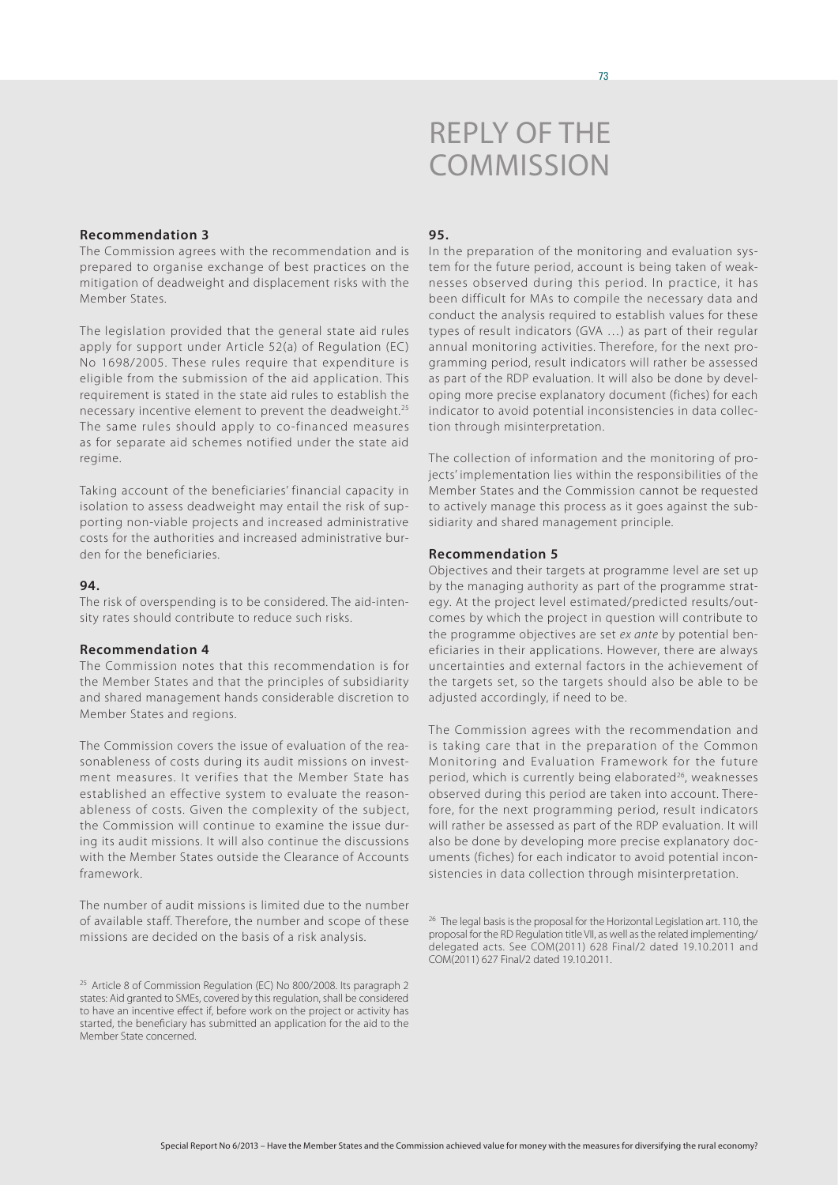# REPLY OF THE COMMISSION

### Recommendation 3

The Commission agrees with the recommendation and is prepared to organise exchange of best practices on the mitigation of deadweight and displacement risks with the Member States.

The legislation provided that the general state aid rules apply for support under Article 52(a) of Regulation (EC) No 1698/2005. These rules require that expenditure is eligible from the submission of the aid application. This requirement is stated in the state aid rules to establish the necessary incentive element to prevent the deadweight.[25] The same rules should apply to co-financed measures as for separate aid schemes notified under the state aid regime.

Taking account of the beneficiaries' financial capacity in isolation to assess deadweight may entail the risk of supporting non-viable projects and increased administrative costs for the authorities and increased administrative burden for the beneficiaries.

### 94.

The risk of overspending is to be considered. The aid-intensity rates should contribute to reduce such risks.

### Recommendation 4

The Commission notes that this recommendation is for the Member States and that the principles of subsidiarity and shared management hands considerable discretion to Member States and regions.

The Commission covers the issue of evaluation of the reasonableness of costs during its audit missions on investment measures. It verifies that the Member State has established an effective system to evaluate the reasonableness of costs. Given the complexity of the subject, the Commission will continue to examine the issue during its audit missions. It will also continue the discussions with the Member States outside the Clearance of Accounts framework.

The number of audit missions is limited due to the number of available staff. Therefore, the number and scope of these missions are decided on the basis of a risk analysis.

[25] Article 8 of Commission Regulation (EC) No 800/2008. Its paragraph 2 states: Aid granted to SMEs, covered by this regulation, shall be considered to have an incentive effect if, before work on the project or activity has started, the beneficiary has submitted an application for the aid to the Member State concerned.

### 95.

In the preparation of the monitoring and evaluation system for the future period, account is being taken of weaknesses observed during this period. In practice, it has been difficult for MAs to compile the necessary data and conduct the analysis required to establish values for these types of result indicators (GVA …) as part of their regular annual monitoring activities. Therefore, for the next programming period, result indicators will rather be assessed as part of the RDP evaluation. It will also be done by developing more precise explanatory document (fiches) for each indicator to avoid potential inconsistencies in data collection through misinterpretation.

The collection of information and the monitoring of projects' implementation lies within the responsibilities of the Member States and the Commission cannot be requested to actively manage this process as it goes against the subsidiarity and shared management principle.

### Recommendation 5

Objectives and their targets at programme level are set up by the managing authority as part of the programme strategy. At the project level estimated/predicted results/outcomes by which the project in question will contribute to the programme objectives are set *ex ante* by potential beneficiaries in their applications. However, there are always uncertainties and external factors in the achievement of the targets set, so the targets should also be able to be adjusted accordingly, if need to be.

The Commission agrees with the recommendation and is taking care that in the preparation of the Common Monitoring and Evaluation Framework for the future period, which is currently being elaborated[26], weaknesses observed during this period are taken into account. Therefore, for the next programming period, result indicators will rather be assessed as part of the RDP evaluation. It will also be done by developing more precise explanatory documents (fiches) for each indicator to avoid potential inconsistencies in data collection through misinterpretation.

[26] The legal basis is the proposal for the Horizontal Legislation art. 110, the proposal for the RD Regulation title VII, as well as the related implementing/delegated acts. See COM(2011) 628 Final/2 dated 19.10.2011 and COM(2011) 627 Final/2 dated 19.10.2011.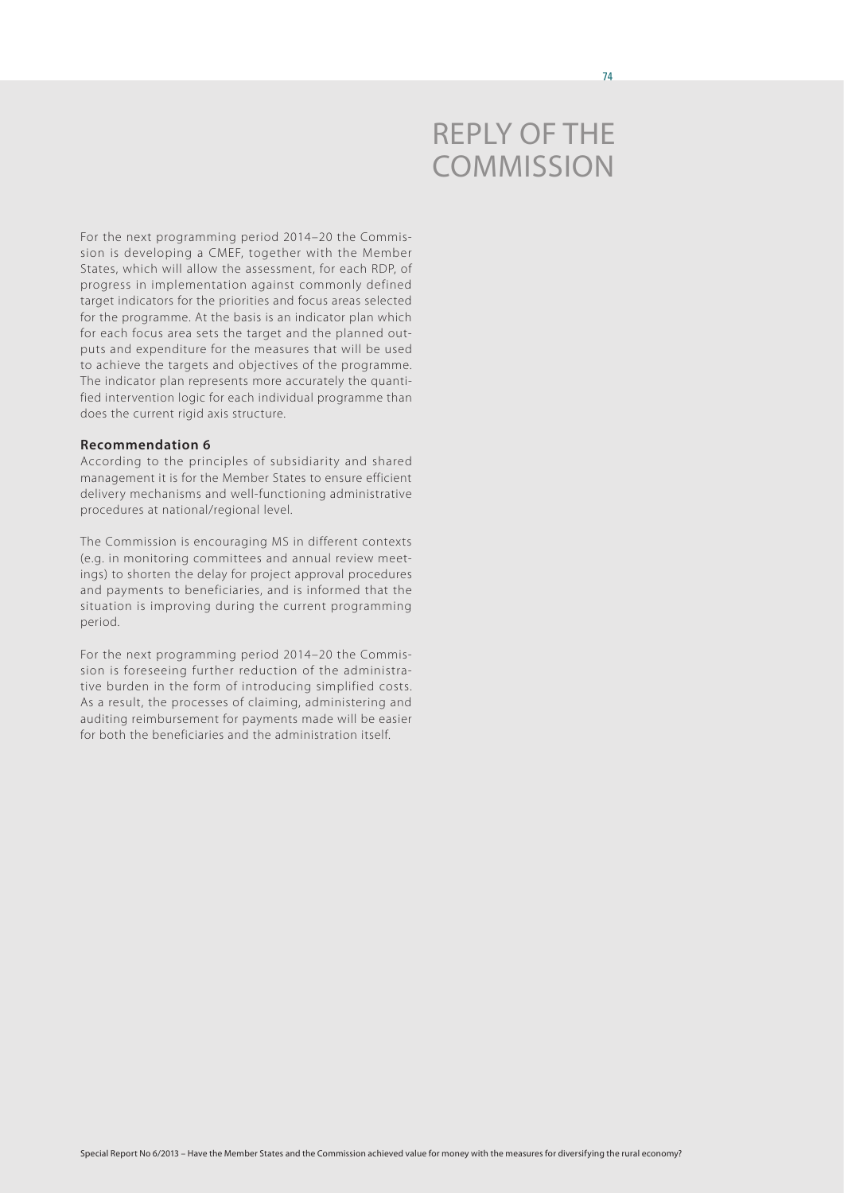# REPLY OF THE COMMISSION

For the next programming period 2014–20 the Commission is developing a CMEF, together with the Member States, which will allow the assessment, for each RDP, of progress in implementation against commonly defined target indicators for the priorities and focus areas selected for the programme. At the basis is an indicator plan which for each focus area sets the target and the planned outputs and expenditure for the measures that will be used to achieve the targets and objectives of the programme. The indicator plan represents more accurately the quantified intervention logic for each individual programme than does the current rigid axis structure.

**Recommendation 6**

According to the principles of subsidiarity and shared management it is for the Member States to ensure efficient delivery mechanisms and well-functioning administrative procedures at national/regional level.

The Commission is encouraging MS in different contexts (e.g. in monitoring committees and annual review meetings) to shorten the delay for project approval procedures and payments to beneficiaries, and is informed that the situation is improving during the current programming period.

For the next programming period 2014–20 the Commission is foreseeing further reduction of the administrative burden in the form of introducing simplified costs. As a result, the processes of claiming, administering and auditing reimbursement for payments made will be easier for both the beneficiaries and the administration itself.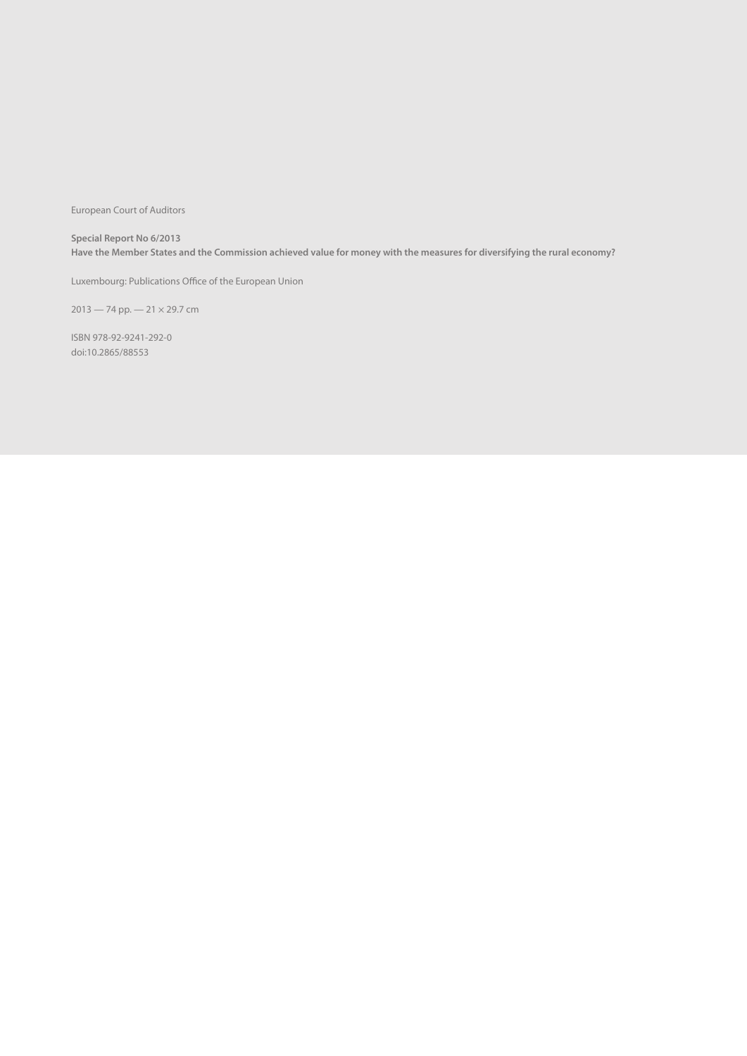European Court of Auditors

**Special Report No 6/2013**
**Have the Member States and the Commission achieved value for money with the measures for diversifying the rural economy?**

Luxembourg: Publications Office of the European Union

2013 — 74 pp. — 21 × 29.7 cm

ISBN 978-92-9241-292-0
doi:10.2865/88553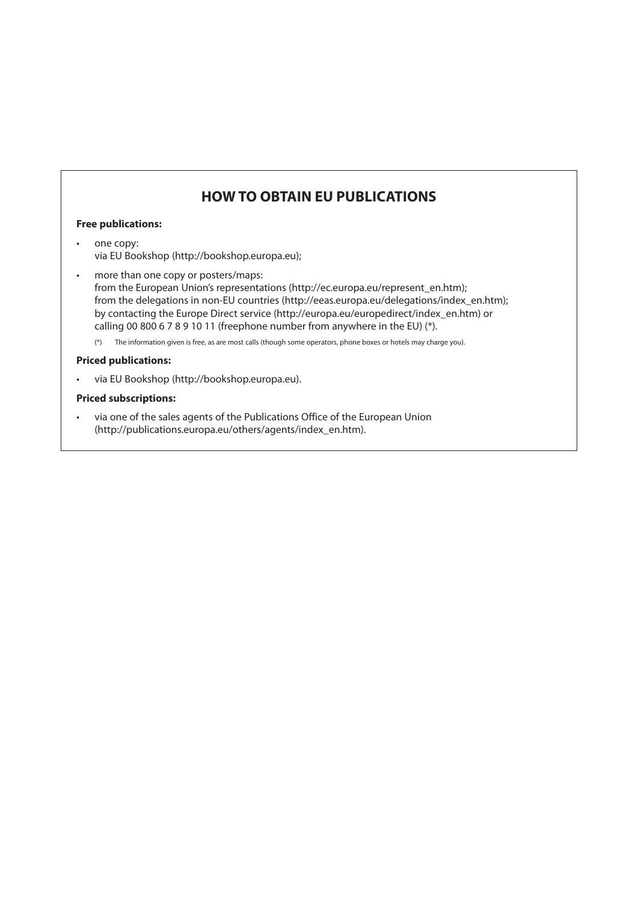# HOW TO OBTAIN EU PUBLICATIONS

**Free publications:**

- one copy:
  via EU Bookshop (http://bookshop.europa.eu);
- more than one copy or posters/maps:
  from the European Union's representations (http://ec.europa.eu/represent_en.htm);
  from the delegations in non-EU countries (http://eeas.europa.eu/delegations/index_en.htm);
  by contacting the Europe Direct service (http://europa.eu/europedirect/index_en.htm) or
  calling 00 800 6 7 8 9 10 11 (freephone number from anywhere in the EU) (*).

  (*) The information given is free, as are most calls (though some operators, phone boxes or hotels may charge you).

**Priced publications:**

- via EU Bookshop (http://bookshop.europa.eu).

**Priced subscriptions:**

- via one of the sales agents of the Publications Office of the European Union
  (http://publications.europa.eu/others/agents/index_en.htm).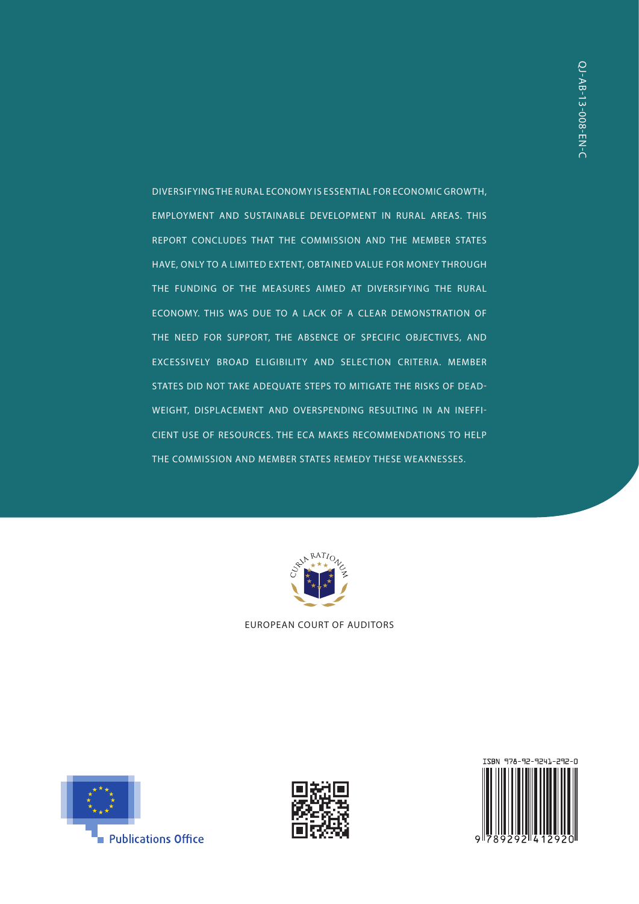QJ-AB-13-008-EN-C

DIVERSIFYING THE RURAL ECONOMY IS ESSENTIAL FOR ECONOMIC GROWTH, EMPLOYMENT AND SUSTAINABLE DEVELOPMENT IN RURAL AREAS. THIS REPORT CONCLUDES THAT THE COMMISSION AND THE MEMBER STATES HAVE, ONLY TO A LIMITED EXTENT, OBTAINED VALUE FOR MONEY THROUGH THE FUNDING OF THE MEASURES AIMED AT DIVERSIFYING THE RURAL ECONOMY. THIS WAS DUE TO A LACK OF A CLEAR DEMONSTRATION OF THE NEED FOR SUPPORT, THE ABSENCE OF SPECIFIC OBJECTIVES, AND EXCESSIVELY BROAD ELIGIBILITY AND SELECTION CRITERIA. MEMBER STATES DID NOT TAKE ADEQUATE STEPS TO MITIGATE THE RISKS OF DEAD-WEIGHT, DISPLACEMENT AND OVERSPENDING RESULTING IN AN INEFFICIENT USE OF RESOURCES. THE ECA MAKES RECOMMENDATIONS TO HELP THE COMMISSION AND MEMBER STATES REMEDY THESE WEAKNESSES.

CURIA RATIONUM

EUROPEAN COURT OF AUDITORS

Publications Office

ISBN 978-92-9241-292-0

9 789292 412920